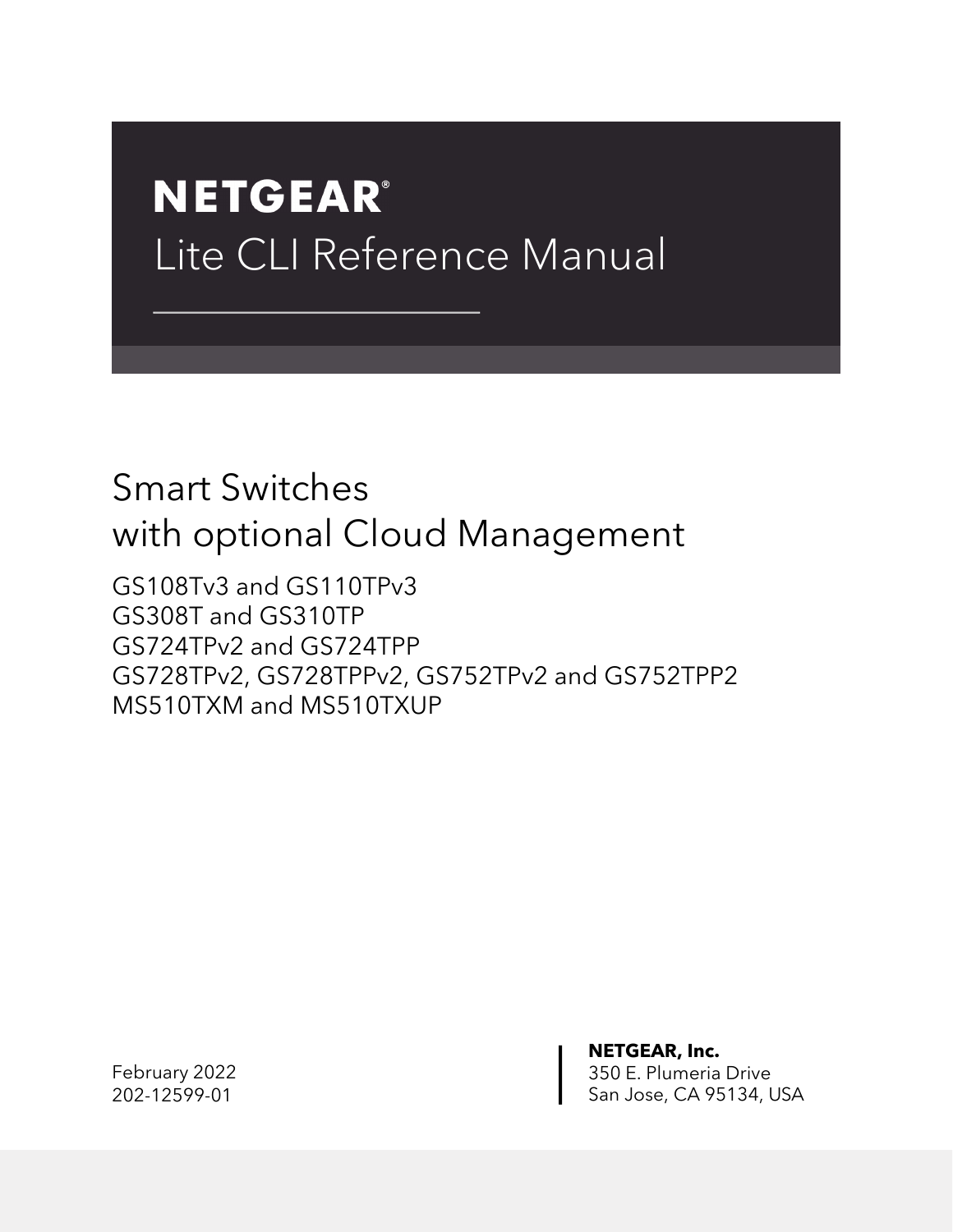# NETGEAR®

# Lite CLI Reference Manual

## Smart Switches with optional Cloud Management

GS108Tv3 and GS110TPv3
GS308T and GS310TP
GS724TPv2 and GS724TPP
GS728TPv2, GS728TPPv2, GS752TPv2 and GS752TPP2
MS510TXM and MS510TXUP

February 2022
202-12599-01

**NETGEAR, Inc.**
350 E. Plumeria Drive
San Jose, CA 95134, USA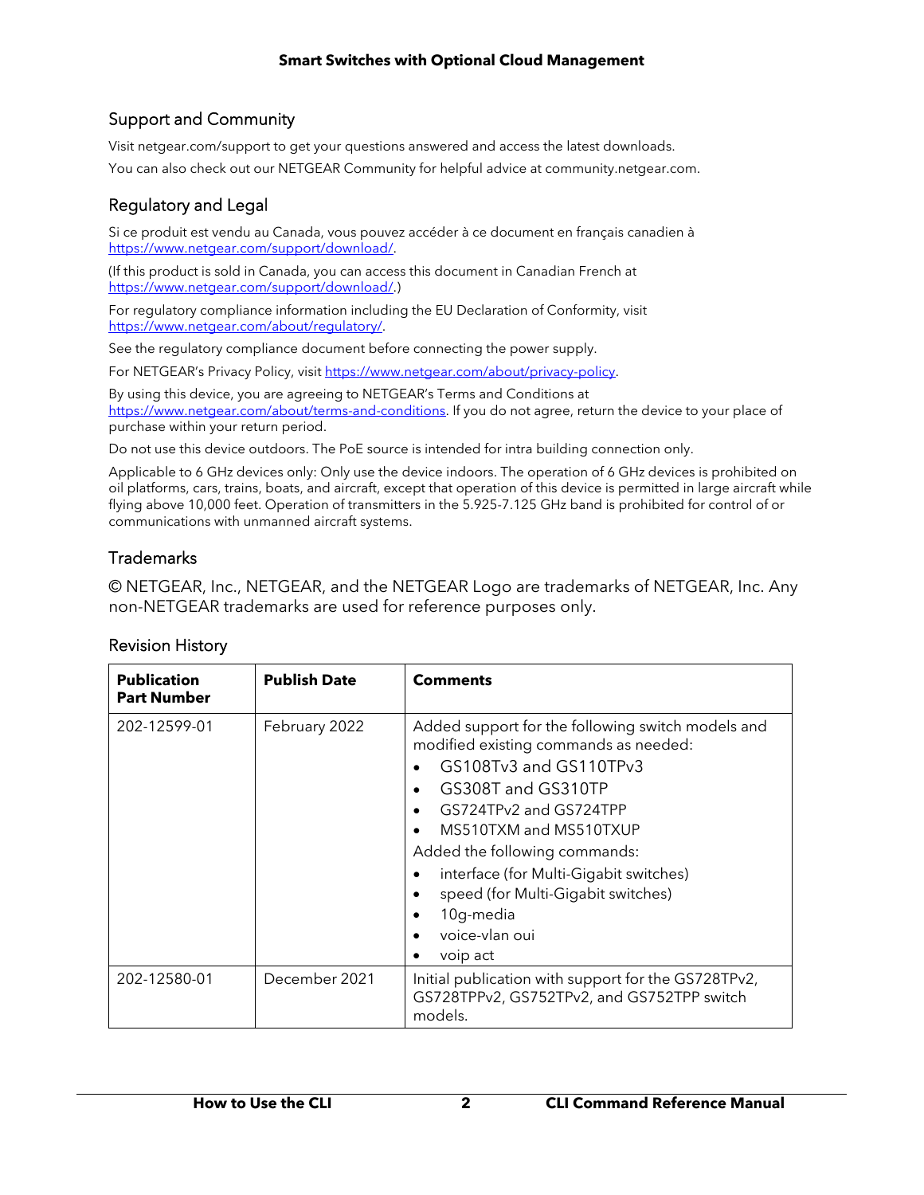## Support and Community

Visit netgear.com/support to get your questions answered and access the latest downloads.

You can also check out our NETGEAR Community for helpful advice at community.netgear.com.

## Regulatory and Legal

Si ce produit est vendu au Canada, vous pouvez accéder à ce document en français canadien à https://www.netgear.com/support/download/.

(If this product is sold in Canada, you can access this document in Canadian French at https://www.netgear.com/support/download/.)

For regulatory compliance information including the EU Declaration of Conformity, visit https://www.netgear.com/about/regulatory/.

See the regulatory compliance document before connecting the power supply.

For NETGEAR's Privacy Policy, visit https://www.netgear.com/about/privacy-policy.

By using this device, you are agreeing to NETGEAR's Terms and Conditions at https://www.netgear.com/about/terms-and-conditions. If you do not agree, return the device to your place of purchase within your return period.

Do not use this device outdoors. The PoE source is intended for intra building connection only.

Applicable to 6 GHz devices only: Only use the device indoors. The operation of 6 GHz devices is prohibited on oil platforms, cars, trains, boats, and aircraft, except that operation of this device is permitted in large aircraft while flying above 10,000 feet. Operation of transmitters in the 5.925-7.125 GHz band is prohibited for control of or communications with unmanned aircraft systems.

## Trademarks

© NETGEAR, Inc., NETGEAR, and the NETGEAR Logo are trademarks of NETGEAR, Inc. Any non-NETGEAR trademarks are used for reference purposes only.

## Revision History

| Publication Part Number | Publish Date | Comments |
|---|---|---|
| 202-12599-01 | February 2022 | Added support for the following switch models and modified existing commands as needed:<br>• GS108Tv3 and GS110TPv3<br>• GS308T and GS310TP<br>• GS724TPv2 and GS724TPP<br>• MS510TXM and MS510TXUP<br>Added the following commands:<br>• interface (for Multi-Gigabit switches)<br>• speed (for Multi-Gigabit switches)<br>• 10g-media<br>• voice-vlan oui<br>• voip act |
| 202-12580-01 | December 2021 | Initial publication with support for the GS728TPv2, GS728TPPv2, GS752TPv2, and GS752TPP switch models. |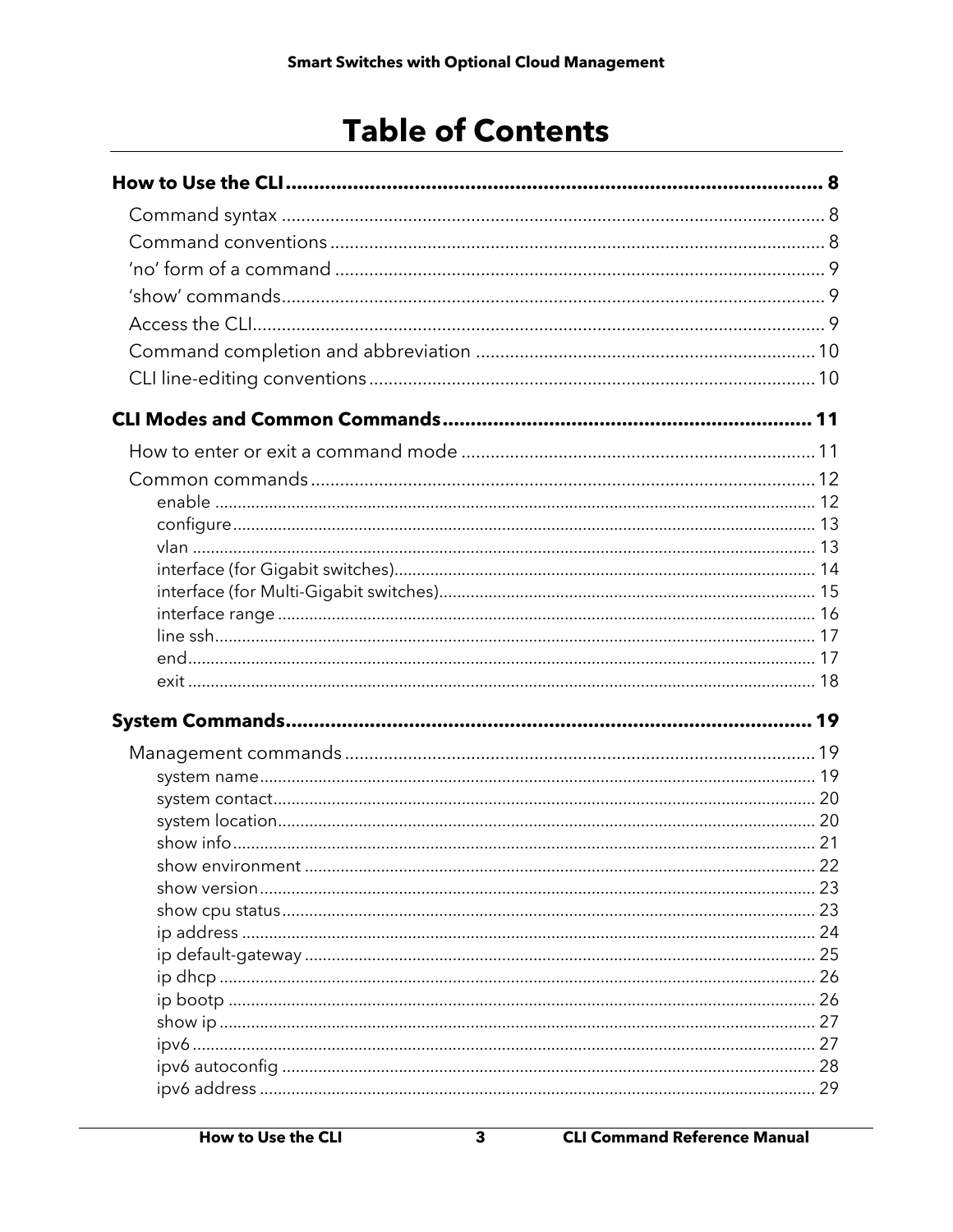# Table of Contents

**How to Use the CLI** ..... 8

- Command syntax ..... 8
- Command conventions ..... 8
- 'no' form of a command ..... 9
- 'show' commands ..... 9
- Access the CLI ..... 9
- Command completion and abbreviation ..... 10
- CLI line-editing conventions ..... 10

**CLI Modes and Common Commands** ..... 11

- How to enter or exit a command mode ..... 11
- Common commands ..... 12
  - enable ..... 12
  - configure ..... 13
  - vlan ..... 13
  - interface (for Gigabit switches) ..... 14
  - interface (for Multi-Gigabit switches) ..... 15
  - interface range ..... 16
  - line ssh ..... 17
  - end ..... 17
  - exit ..... 18

**System Commands** ..... 19

- Management commands ..... 19
  - system name ..... 19
  - system contact ..... 20
  - system location ..... 20
  - show info ..... 21
  - show environment ..... 22
  - show version ..... 23
  - show cpu status ..... 23
  - ip address ..... 24
  - ip default-gateway ..... 25
  - ip dhcp ..... 26
  - ip bootp ..... 26
  - show ip ..... 27
  - ipv6 ..... 27
  - ipv6 autoconfig ..... 28
  - ipv6 address ..... 29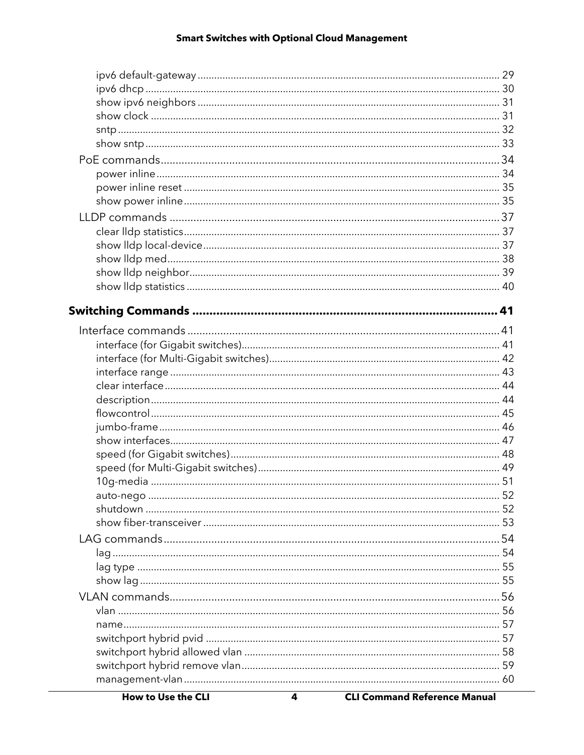- ipv6 default-gateway ........ 29
- ipv6 dhcp ........ 30
- show ipv6 neighbors ........ 31
- show clock ........ 31
- sntp ........ 32
- show sntp ........ 33

PoE commands ........ 34

- power inline ........ 34
- power inline reset ........ 35
- show power inline ........ 35

LLDP commands ........ 37

- clear lldp statistics ........ 37
- show lldp local-device ........ 37
- show lldp med ........ 38
- show lldp neighbor ........ 39
- show lldp statistics ........ 40

**Switching Commands ........ 41**

Interface commands ........ 41

- interface (for Gigabit switches) ........ 41
- interface (for Multi-Gigabit switches) ........ 42
- interface range ........ 43
- clear interface ........ 44
- description ........ 44
- flowcontrol ........ 45
- jumbo-frame ........ 46
- show interfaces ........ 47
- speed (for Gigabit switches) ........ 48
- speed (for Multi-Gigabit switches) ........ 49
- 10g-media ........ 51
- auto-nego ........ 52
- shutdown ........ 52
- show fiber-transceiver ........ 53

LAG commands ........ 54

- lag ........ 54
- lag type ........ 55
- show lag ........ 55

VLAN commands ........ 56

- vlan ........ 56
- name ........ 57
- switchport hybrid pvid ........ 57
- switchport hybrid allowed vlan ........ 58
- switchport hybrid remove vlan ........ 59
- management-vlan ........ 60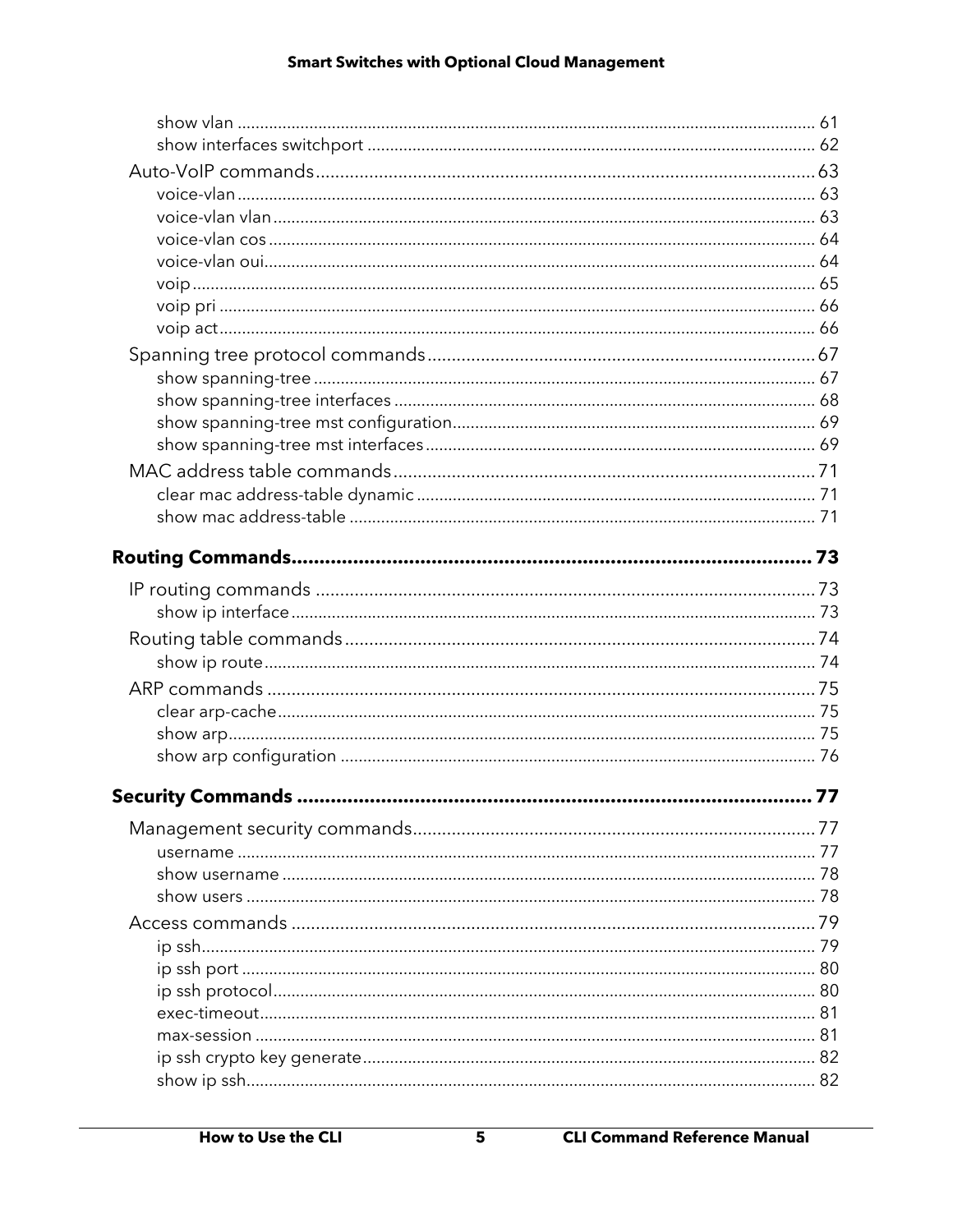show vlan ................................................................................................................................ 61
show interfaces switchport ................................................................................................... 62

Auto-VoIP commands.......................................................................................................63
voice-vlan ................................................................................................................................ 63
voice-vlan vlan ........................................................................................................................ 63
voice-vlan cos ......................................................................................................................... 64
voice-vlan oui.......................................................................................................................... 64
voip .......................................................................................................................................... 65
voip pri .................................................................................................................................... 66
voip act.................................................................................................................................... 66

Spanning tree protocol commands...............................................................................67
show spanning-tree ............................................................................................................... 67
show spanning-tree interfaces ............................................................................................. 68
show spanning-tree mst configuration................................................................................ 69
show spanning-tree mst interfaces ...................................................................................... 69

MAC address table commands......................................................................................71
clear mac address-table dynamic ........................................................................................ 71
show mac address-table ....................................................................................................... 71

**Routing Commands.............................................................................................. 73**

IP routing commands ......................................................................................................73
show ip interface .................................................................................................................... 73

Routing table commands.................................................................................................74
show ip route .......................................................................................................................... 74

ARP commands .................................................................................................................75
clear arp-cache....................................................................................................................... 75
show arp.................................................................................................................................. 75
show arp configuration ......................................................................................................... 76

**Security Commands ............................................................................................ 77**

Management security commands..................................................................................77
username ................................................................................................................................ 77
show username ...................................................................................................................... 78
show users .............................................................................................................................. 78

Access commands ............................................................................................................79
ip ssh........................................................................................................................................ 79
ip ssh port ............................................................................................................................... 80
ip ssh protocol........................................................................................................................ 80
exec-timeout........................................................................................................................... 81
max-session ............................................................................................................................ 81
ip ssh crypto key generate.................................................................................................... 82
show ip ssh.............................................................................................................................. 82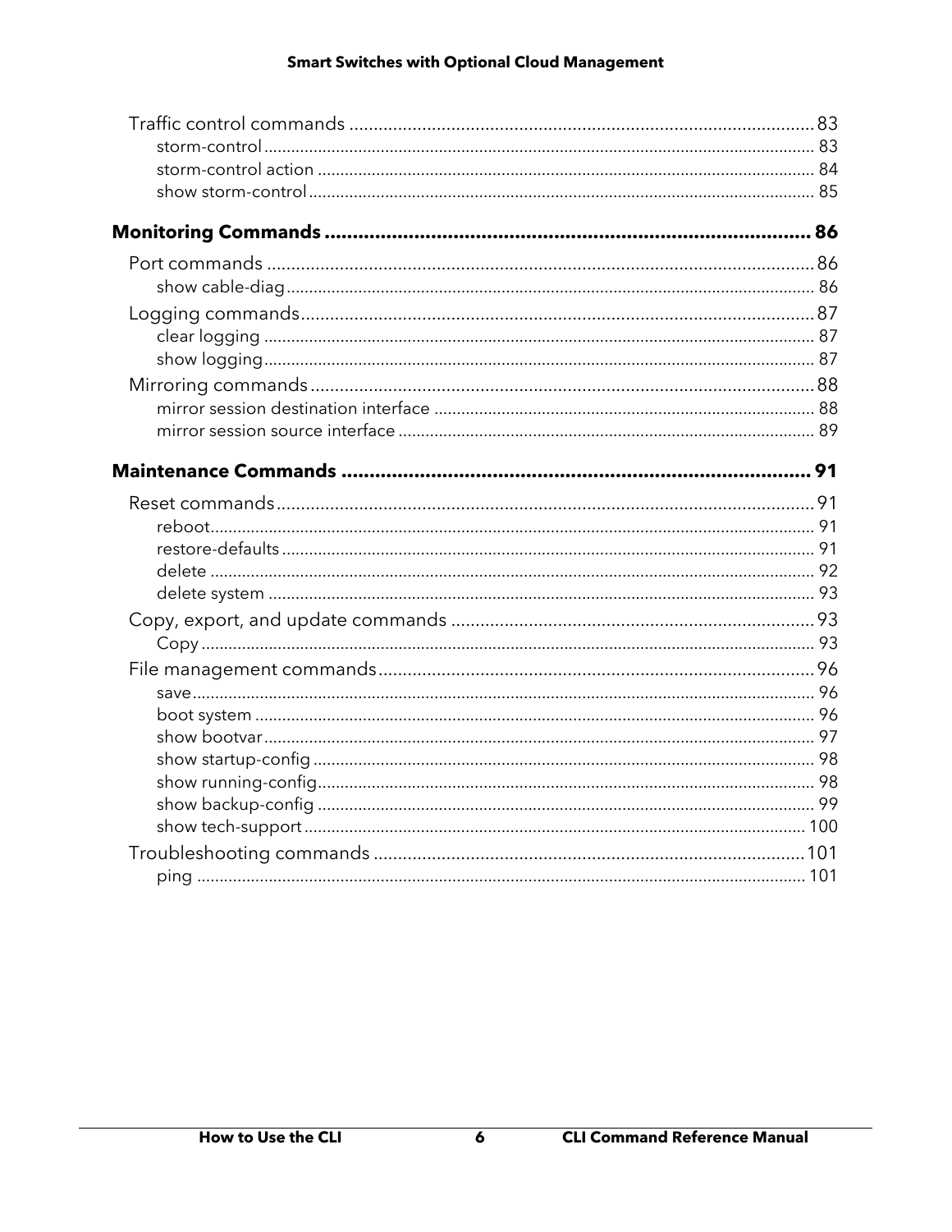Traffic control commands ........................................................................................ 83

storm-control ........................................................................................................ 83

storm-control action ............................................................................................. 84

show storm-control ............................................................................................... 85

**Monitoring Commands ........................................................................................ 86**

Port commands ........................................................................................................ 86

show cable-diag ..................................................................................................... 86

Logging commands .................................................................................................. 87

clear logging .......................................................................................................... 87

show logging .......................................................................................................... 87

Mirroring commands ................................................................................................ 88

mirror session destination interface ..................................................................... 88

mirror session source interface ............................................................................. 89

**Maintenance Commands ..................................................................................... 91**

Reset commands ...................................................................................................... 91

reboot ..................................................................................................................... 91

restore-defaults ...................................................................................................... 91

delete ..................................................................................................................... 92

delete system ......................................................................................................... 93

Copy, export, and update commands ...................................................................... 93

Copy ....................................................................................................................... 93

File management commands .................................................................................. 96

save ........................................................................................................................ 96

boot system ............................................................................................................ 96

show bootvar .......................................................................................................... 97

show startup-config ............................................................................................... 98

show running-config ............................................................................................... 98

show backup-config ............................................................................................... 99

show tech-support ................................................................................................ 100

Troubleshooting commands .................................................................................. 101

ping ...................................................................................................................... 101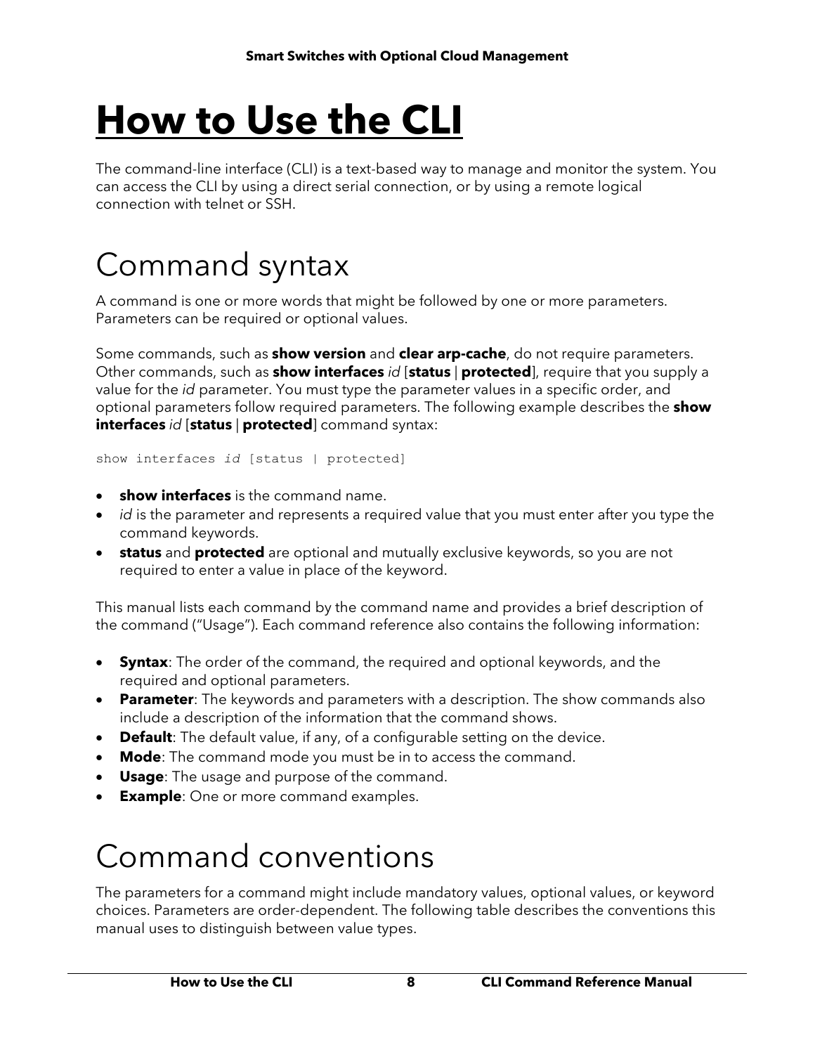# How to Use the CLI

The command-line interface (CLI) is a text-based way to manage and monitor the system. You can access the CLI by using a direct serial connection, or by using a remote logical connection with telnet or SSH.

## Command syntax

A command is one or more words that might be followed by one or more parameters. Parameters can be required or optional values.

Some commands, such as **show version** and **clear arp-cache**, do not require parameters. Other commands, such as **show interfaces** *id* [**status** | **protected**], require that you supply a value for the *id* parameter. You must type the parameter values in a specific order, and optional parameters follow required parameters. The following example describes the **show interfaces** *id* [**status** | **protected**] command syntax:

```
show interfaces id [status | protected]
```

- **show interfaces** is the command name.
- *id* is the parameter and represents a required value that you must enter after you type the command keywords.
- **status** and **protected** are optional and mutually exclusive keywords, so you are not required to enter a value in place of the keyword.

This manual lists each command by the command name and provides a brief description of the command ("Usage"). Each command reference also contains the following information:

- **Syntax**: The order of the command, the required and optional keywords, and the required and optional parameters.
- **Parameter**: The keywords and parameters with a description. The show commands also include a description of the information that the command shows.
- **Default**: The default value, if any, of a configurable setting on the device.
- **Mode**: The command mode you must be in to access the command.
- **Usage**: The usage and purpose of the command.
- **Example**: One or more command examples.

## Command conventions

The parameters for a command might include mandatory values, optional values, or keyword choices. Parameters are order-dependent. The following table describes the conventions this manual uses to distinguish between value types.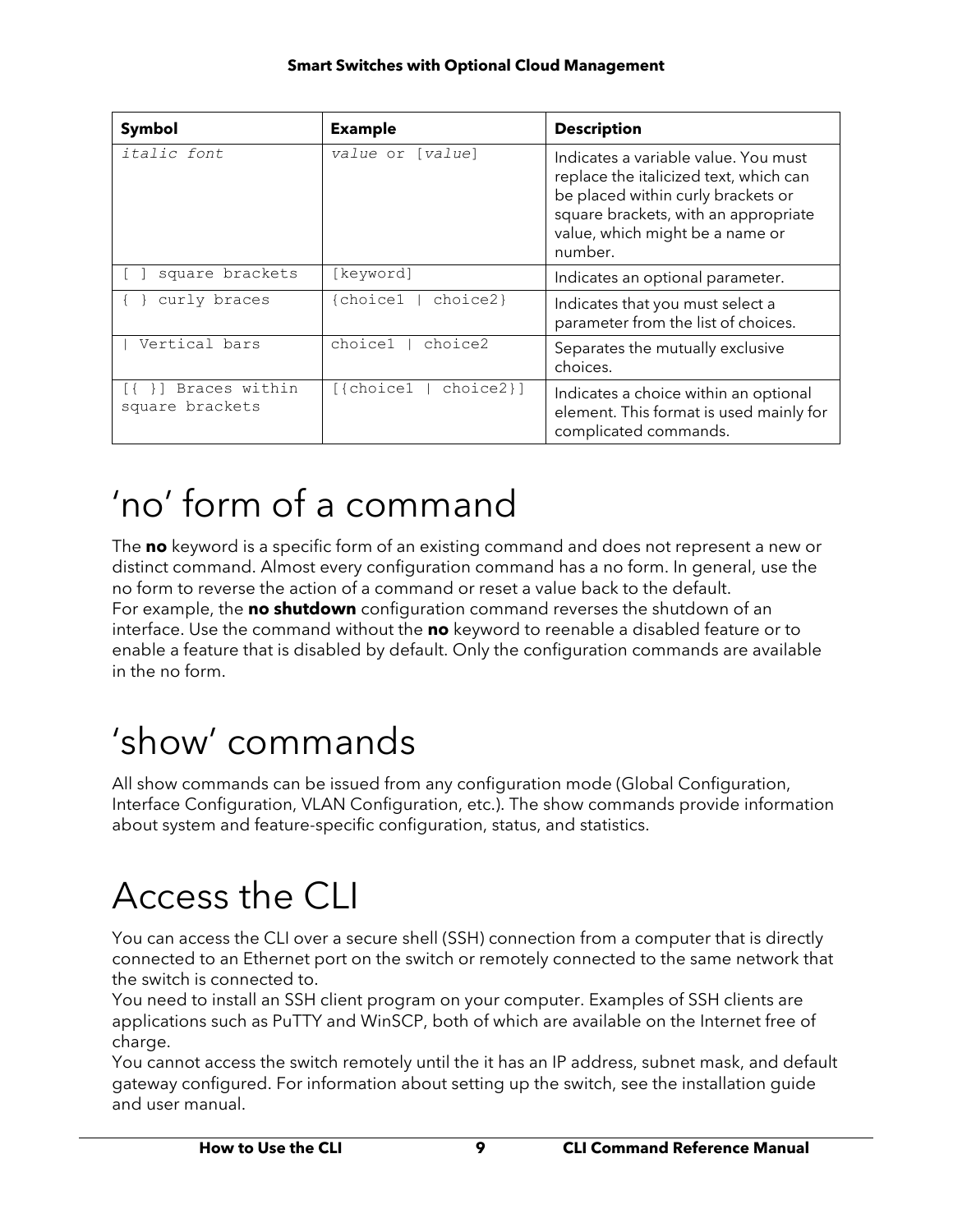| Symbol | Example | Description |
| --- | --- | --- |
| *italic font* | *value* or [*value*] | Indicates a variable value. You must replace the italicized text, which can be placed within curly brackets or square brackets, with an appropriate value, which might be a name or number. |
| [ ] square brackets | [keyword] | Indicates an optional parameter. |
| { } curly braces | {choice1 \| choice2} | Indicates that you must select a parameter from the list of choices. |
| \| Vertical bars | choice1 \| choice2 | Separates the mutually exclusive choices. |
| [{ }] Braces within square brackets | [{choice1 \| choice2}] | Indicates a choice within an optional element. This format is used mainly for complicated commands. |

# ‘no’ form of a command

The **no** keyword is a specific form of an existing command and does not represent a new or distinct command. Almost every configuration command has a no form. In general, use the no form to reverse the action of a command or reset a value back to the default.
For example, the **no shutdown** configuration command reverses the shutdown of an interface. Use the command without the **no** keyword to reenable a disabled feature or to enable a feature that is disabled by default. Only the configuration commands are available in the no form.

# ‘show’ commands

All show commands can be issued from any configuration mode (Global Configuration, Interface Configuration, VLAN Configuration, etc.). The show commands provide information about system and feature-specific configuration, status, and statistics.

# Access the CLI

You can access the CLI over a secure shell (SSH) connection from a computer that is directly connected to an Ethernet port on the switch or remotely connected to the same network that the switch is connected to.
You need to install an SSH client program on your computer. Examples of SSH clients are applications such as PuTTY and WinSCP, both of which are available on the Internet free of charge.
You cannot access the switch remotely until the it has an IP address, subnet mask, and default gateway configured. For information about setting up the switch, see the installation guide and user manual.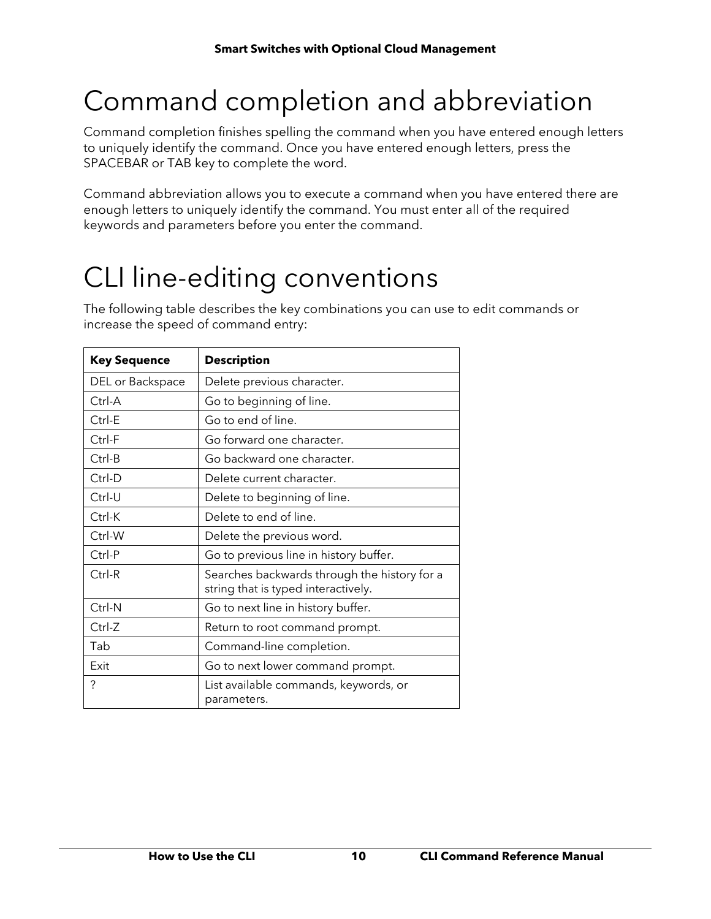# Command completion and abbreviation

Command completion finishes spelling the command when you have entered enough letters to uniquely identify the command. Once you have entered enough letters, press the SPACEBAR or TAB key to complete the word.

Command abbreviation allows you to execute a command when you have entered there are enough letters to uniquely identify the command. You must enter all of the required keywords and parameters before you enter the command.

# CLI line-editing conventions

The following table describes the key combinations you can use to edit commands or increase the speed of command entry:

| Key Sequence | Description |
|---|---|
| DEL or Backspace | Delete previous character. |
| Ctrl-A | Go to beginning of line. |
| Ctrl-E | Go to end of line. |
| Ctrl-F | Go forward one character. |
| Ctrl-B | Go backward one character. |
| Ctrl-D | Delete current character. |
| Ctrl-U | Delete to beginning of line. |
| Ctrl-K | Delete to end of line. |
| Ctrl-W | Delete the previous word. |
| Ctrl-P | Go to previous line in history buffer. |
| Ctrl-R | Searches backwards through the history for a string that is typed interactively. |
| Ctrl-N | Go to next line in history buffer. |
| Ctrl-Z | Return to root command prompt. |
| Tab | Command-line completion. |
| Exit | Go to next lower command prompt. |
| ? | List available commands, keywords, or parameters. |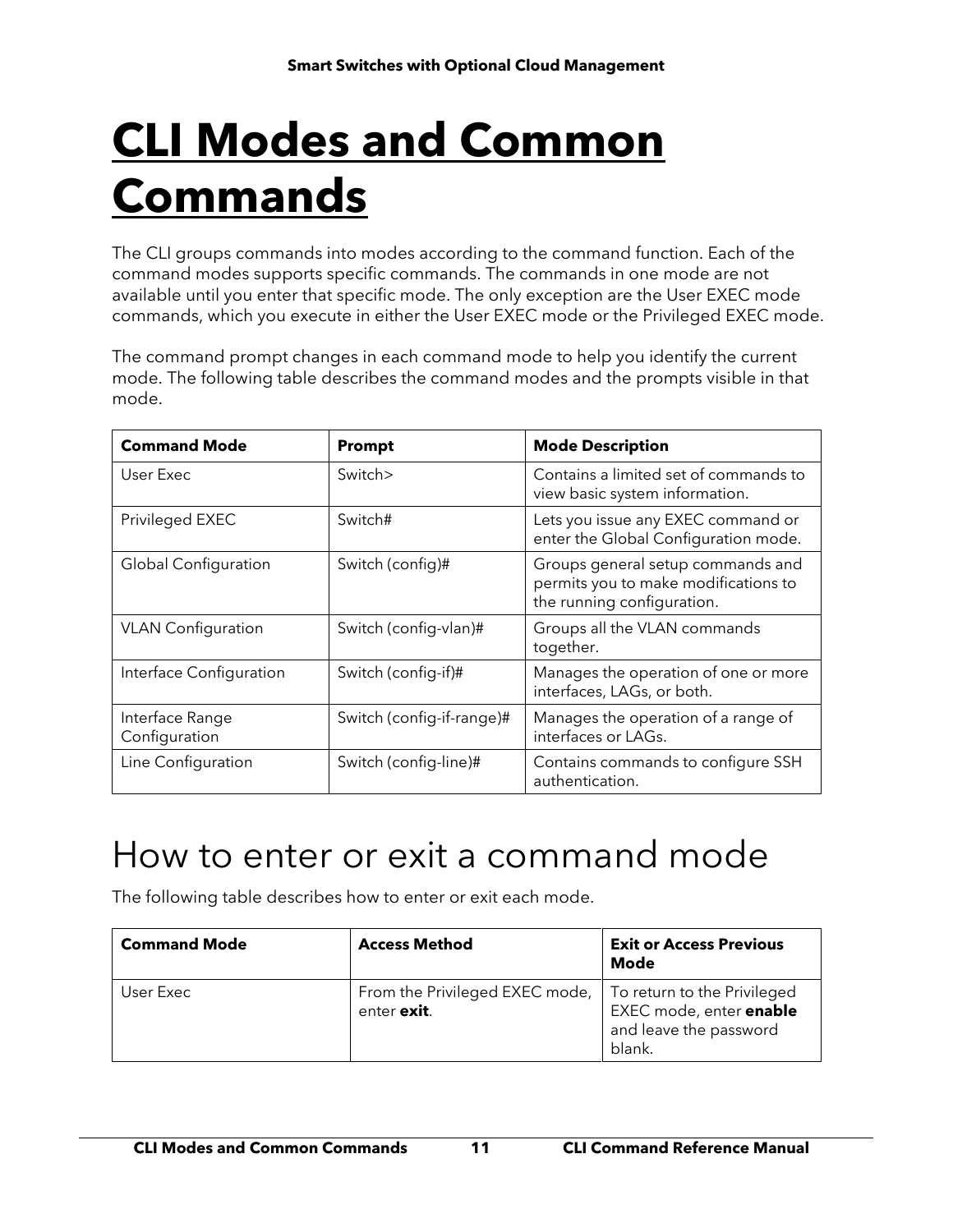# CLI Modes and Common Commands

The CLI groups commands into modes according to the command function. Each of the command modes supports specific commands. The commands in one mode are not available until you enter that specific mode. The only exception are the User EXEC mode commands, which you execute in either the User EXEC mode or the Privileged EXEC mode.

The command prompt changes in each command mode to help you identify the current mode. The following table describes the command modes and the prompts visible in that mode.

| **Command Mode** | **Prompt** | **Mode Description** |
|---|---|---|
| User Exec | Switch> | Contains a limited set of commands to view basic system information. |
| Privileged EXEC | Switch# | Lets you issue any EXEC command or enter the Global Configuration mode. |
| Global Configuration | Switch (config)# | Groups general setup commands and permits you to make modifications to the running configuration. |
| VLAN Configuration | Switch (config-vlan)# | Groups all the VLAN commands together. |
| Interface Configuration | Switch (config-if)# | Manages the operation of one or more interfaces, LAGs, or both. |
| Interface Range Configuration | Switch (config-if-range)# | Manages the operation of a range of interfaces or LAGs. |
| Line Configuration | Switch (config-line)# | Contains commands to configure SSH authentication. |

## How to enter or exit a command mode

The following table describes how to enter or exit each mode.

| **Command Mode** | **Access Method** | **Exit or Access Previous Mode** |
|---|---|---|
| User Exec | From the Privileged EXEC mode, enter **exit**. | To return to the Privileged EXEC mode, enter **enable** and leave the password blank. |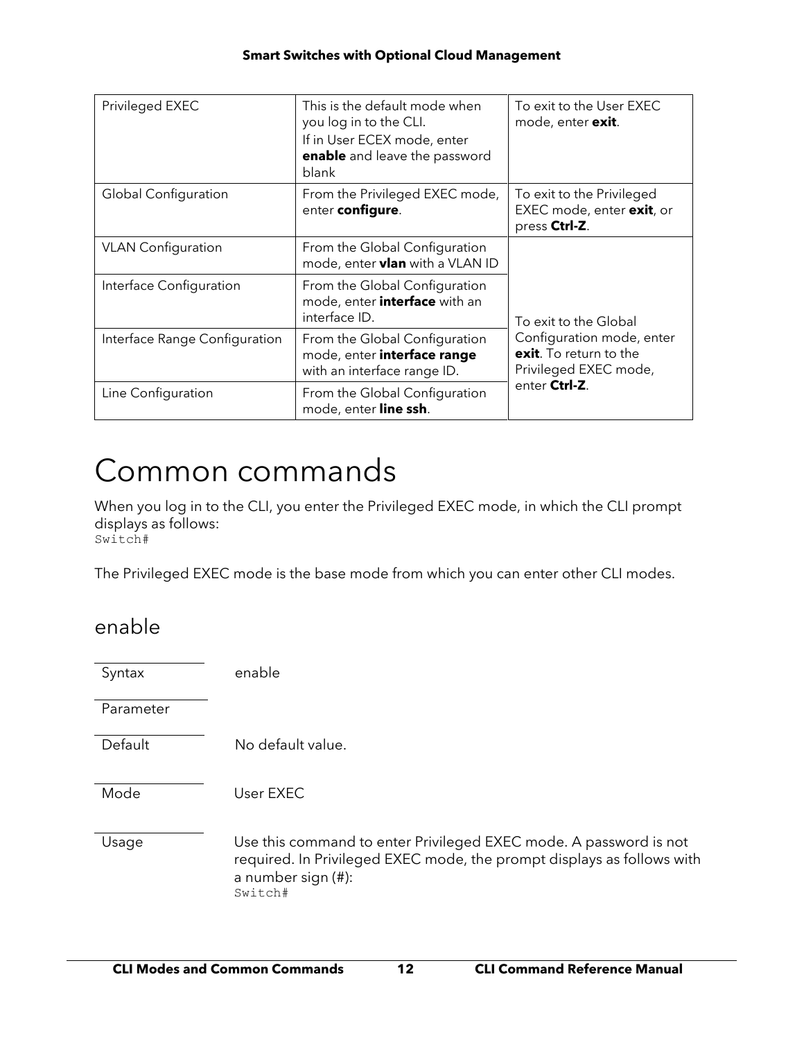| Privileged EXEC | This is the default mode when you log in to the CLI. If in User ECEX mode, enter **enable** and leave the password blank | To exit to the User EXEC mode, enter **exit**. |
|---|---|---|
| Global Configuration | From the Privileged EXEC mode, enter **configure**. | To exit to the Privileged EXEC mode, enter **exit**, or press **Ctrl-Z**. |
| VLAN Configuration | From the Global Configuration mode, enter **vlan** with a VLAN ID | To exit to the Global Configuration mode, enter **exit**. To return to the Privileged EXEC mode, enter **Ctrl-Z**. |
| Interface Configuration | From the Global Configuration mode, enter **interface** with an interface ID. | |
| Interface Range Configuration | From the Global Configuration mode, enter **interface range** with an interface range ID. | |
| Line Configuration | From the Global Configuration mode, enter **line ssh**. | |

# Common commands

When you log in to the CLI, you enter the Privileged EXEC mode, in which the CLI prompt displays as follows:

```
Switch#
```

The Privileged EXEC mode is the base mode from which you can enter other CLI modes.

## enable

| | |
|---|---|
| Syntax | enable |
| Parameter | |
| Default | No default value. |
| Mode | User EXEC |
| Usage | Use this command to enter Privileged EXEC mode. A password is not required. In Privileged EXEC mode, the prompt displays as follows with a number sign (#): `Switch#` |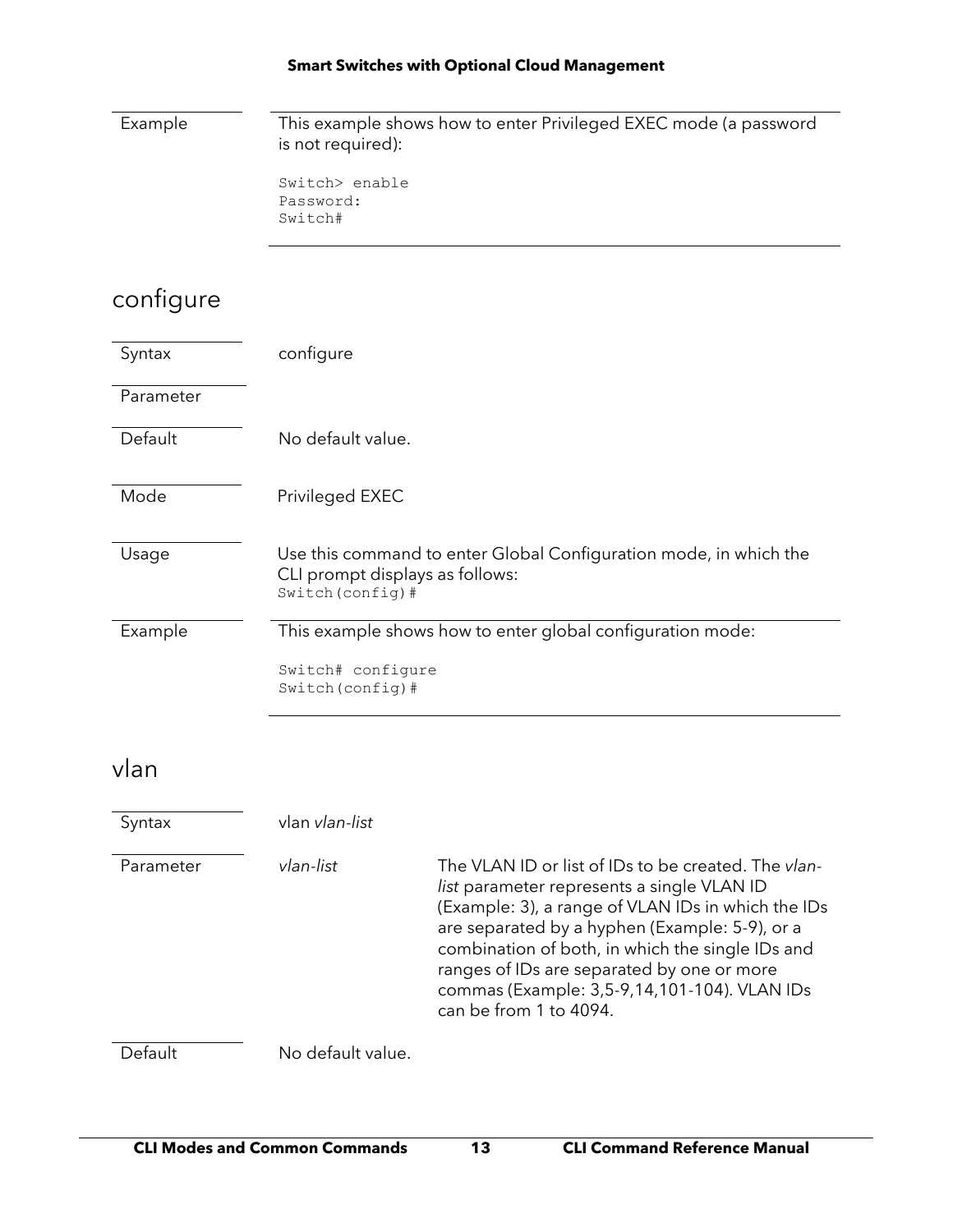| | |
|---|---|
| Example | This example shows how to enter Privileged EXEC mode (a password is not required):<br><br>`Switch> enable`<br>`Password:`<br>`Switch#` |

## configure

| | |
|---|---|
| Syntax | configure |
| Parameter | |
| Default | No default value. |
| Mode | Privileged EXEC |
| Usage | Use this command to enter Global Configuration mode, in which the CLI prompt displays as follows:<br>`Switch(config)#` |
| Example | This example shows how to enter global configuration mode:<br><br>`Switch# configure`<br>`Switch(config)#` |

## vlan

| | | |
|---|---|---|
| Syntax | vlan *vlan-list* | |
| Parameter | *vlan-list* | The VLAN ID or list of IDs to be created. The *vlan-list* parameter represents a single VLAN ID (Example: 3), a range of VLAN IDs in which the IDs are separated by a hyphen (Example: 5-9), or a combination of both, in which the single IDs and ranges of IDs are separated by one or more commas (Example: 3,5-9,14,101-104). VLAN IDs can be from 1 to 4094. |
| Default | No default value. | |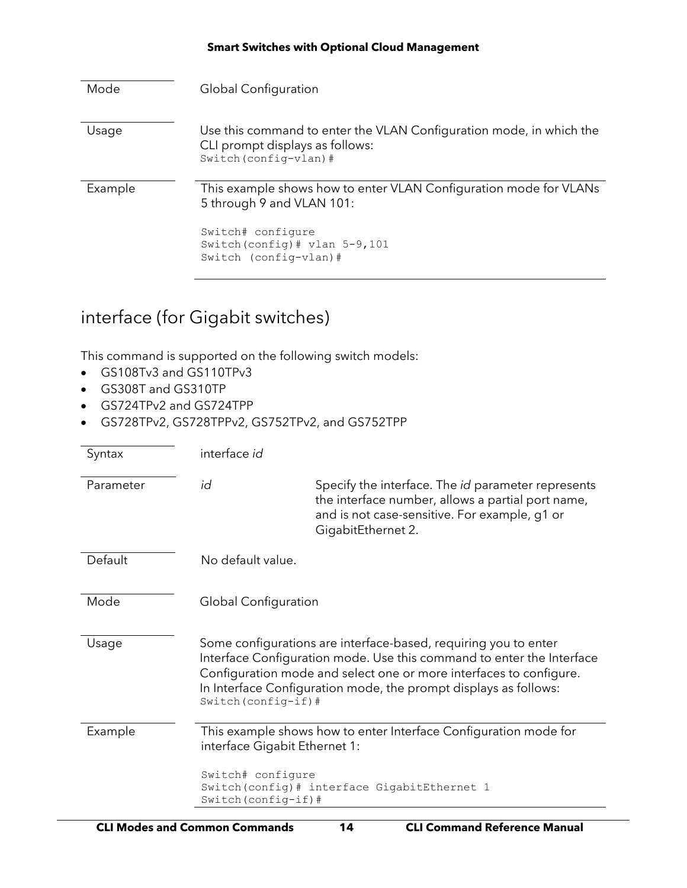| | |
|---|---|
| Mode | Global Configuration |
| Usage | Use this command to enter the VLAN Configuration mode, in which the CLI prompt displays as follows:<br>`Switch(config-vlan)#` |
| Example | This example shows how to enter VLAN Configuration mode for VLANs 5 through 9 and VLAN 101: |

```
Switch# configure
Switch(config)# vlan 5-9,101
Switch (config-vlan)#
```

## interface (for Gigabit switches)

This command is supported on the following switch models:

- GS108Tv3 and GS110TPv3
- GS308T and GS310TP
- GS724TPv2 and GS724TPP
- GS728TPv2, GS728TPPv2, GS752TPv2, and GS752TPP

| | | |
|---|---|---|
| Syntax | interface *id* | |
| Parameter | *id* | Specify the interface. The *id* parameter represents the interface number, allows a partial port name, and is not case-sensitive. For example, g1 or GigabitEthernet 2. |
| Default | No default value. | |
| Mode | Global Configuration | |
| Usage | Some configurations are interface-based, requiring you to enter Interface Configuration mode. Use this command to enter the Interface Configuration mode and select one or more interfaces to configure. In Interface Configuration mode, the prompt displays as follows:<br>`Switch(config-if)#` | |
| Example | This example shows how to enter Interface Configuration mode for interface Gigabit Ethernet 1: | |

```
Switch# configure
Switch(config)# interface GigabitEthernet 1
Switch(config-if)#
```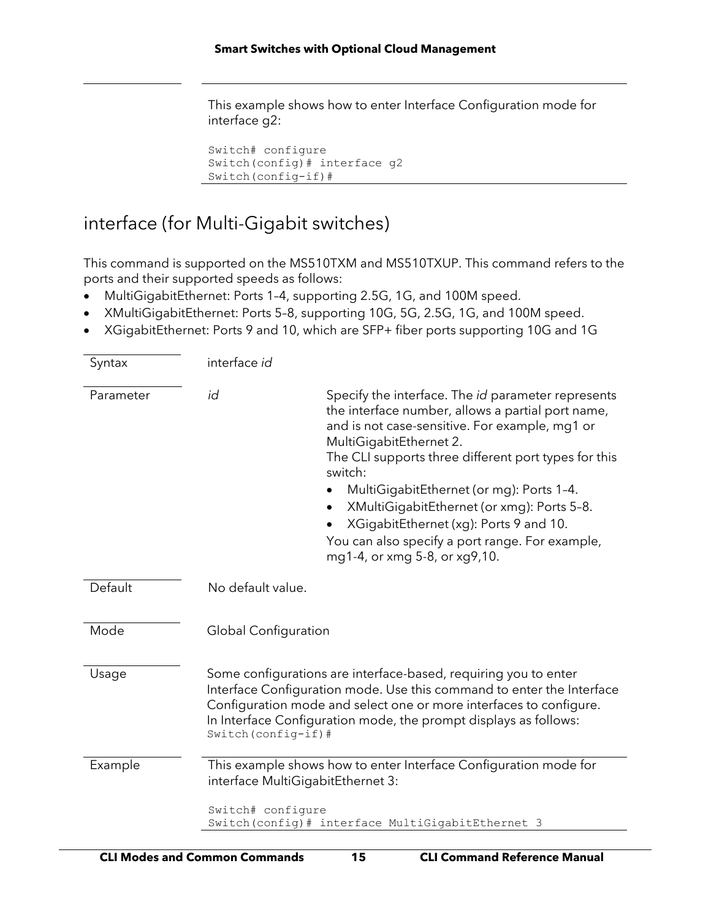This example shows how to enter Interface Configuration mode for interface g2:

```
Switch# configure
Switch(config)# interface g2
Switch(config-if)#
```

## interface (for Multi-Gigabit switches)

This command is supported on the MS510TXM and MS510TXUP. This command refers to the ports and their supported speeds as follows:

- MultiGigabitEthernet: Ports 1–4, supporting 2.5G, 1G, and 100M speed.
- XMultiGigabitEthernet: Ports 5–8, supporting 10G, 5G, 2.5G, 1G, and 100M speed.
- XGigabitEthernet: Ports 9 and 10, which are SFP+ fiber ports supporting 10G and 1G

| | | |
|---|---|---|
| Syntax | interface *id* | |
| Parameter | *id* | Specify the interface. The *id* parameter represents the interface number, allows a partial port name, and is not case-sensitive. For example, mg1 or MultiGigabitEthernet 2.<br>The CLI supports three different port types for this switch:<br>• MultiGigabitEthernet (or mg): Ports 1–4.<br>• XMultiGigabitEthernet (or xmg): Ports 5–8.<br>• XGigabitEthernet (xg): Ports 9 and 10.<br>You can also specify a port range. For example, mg1-4, or xmg 5-8, or xg9,10. |
| Default | No default value. | |
| Mode | Global Configuration | |
| Usage | Some configurations are interface-based, requiring you to enter Interface Configuration mode. Use this command to enter the Interface Configuration mode and select one or more interfaces to configure.<br>In Interface Configuration mode, the prompt displays as follows:<br>`Switch(config-if)#` | |

Example

This example shows how to enter Interface Configuration mode for interface MultiGigabitEthernet 3:

```
Switch# configure
Switch(config)# interface MultiGigabitEthernet 3
```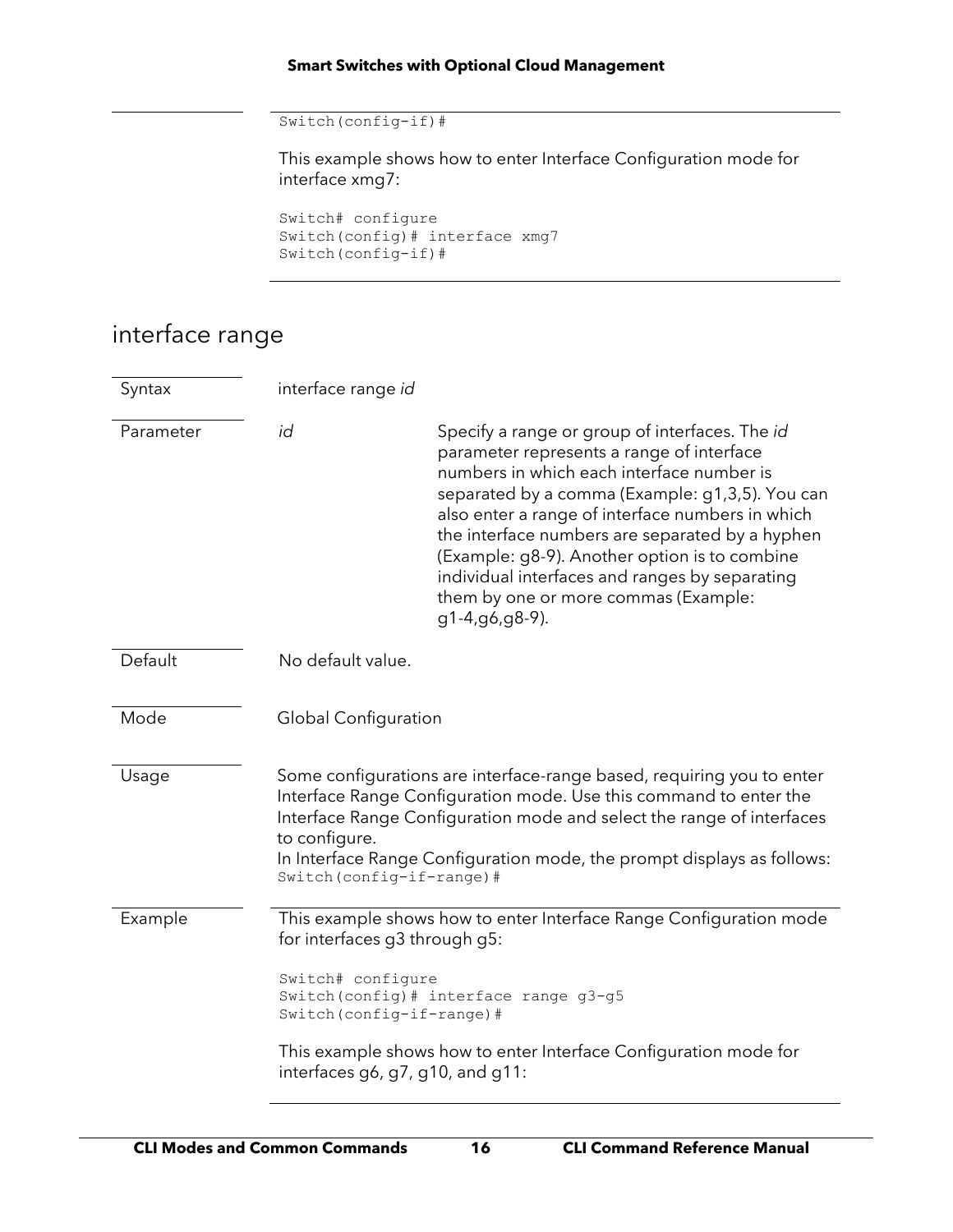```
Switch(config-if)#
```

This example shows how to enter Interface Configuration mode for interface xmg7:

```
Switch# configure
Switch(config)# interface xmg7
Switch(config-if)#
```

## interface range

| | | |
|---|---|---|
| Syntax | interface range *id* | |
| Parameter | *id* | Specify a range or group of interfaces. The *id* parameter represents a range of interface numbers in which each interface number is separated by a comma (Example: g1,3,5). You can also enter a range of interface numbers in which the interface numbers are separated by a hyphen (Example: g8-9). Another option is to combine individual interfaces and ranges by separating them by one or more commas (Example: g1-4,g6,g8-9). |
| Default | No default value. | |
| Mode | Global Configuration | |
| Usage | Some configurations are interface-range based, requiring you to enter Interface Range Configuration mode. Use this command to enter the Interface Range Configuration mode and select the range of interfaces to configure. In Interface Range Configuration mode, the prompt displays as follows: `Switch(config-if-range)#` | |

**Example**

This example shows how to enter Interface Range Configuration mode for interfaces g3 through g5:

```
Switch# configure
Switch(config)# interface range g3-g5
Switch(config-if-range)#
```

This example shows how to enter Interface Configuration mode for interfaces g6, g7, g10, and g11: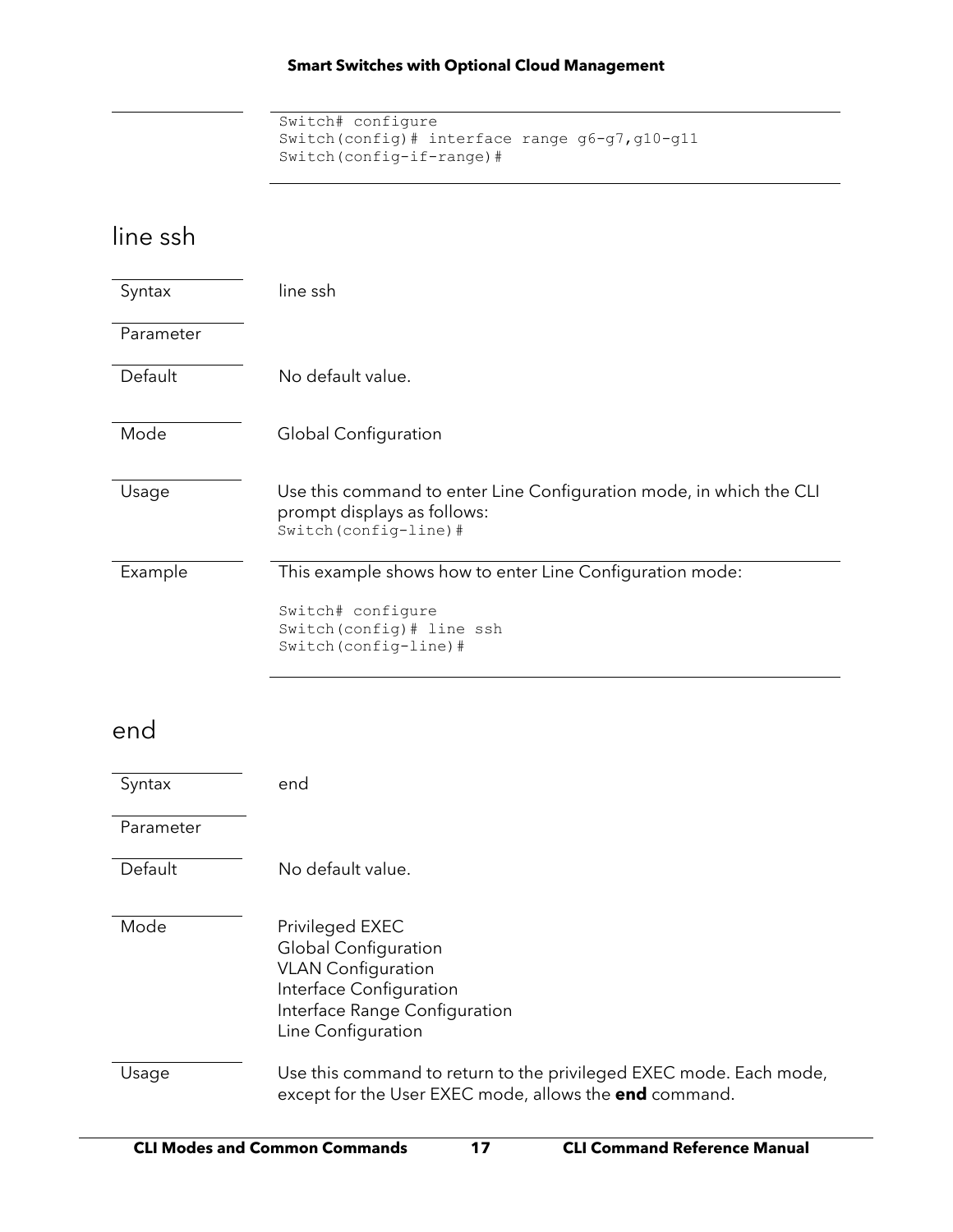```
Switch# configure
Switch(config)# interface range g6-g7,g10-g11
Switch(config-if-range)#
```

## line ssh

| | |
|---|---|
| Syntax | line ssh |
| Parameter | |
| Default | No default value. |
| Mode | Global Configuration |
| Usage | Use this command to enter Line Configuration mode, in which the CLI prompt displays as follows:<br>`Switch(config-line)#` |
| Example | This example shows how to enter Line Configuration mode: |

```
Switch# configure
Switch(config)# line ssh
Switch(config-line)#
```

## end

| | |
|---|---|
| Syntax | end |
| Parameter | |
| Default | No default value. |
| Mode | Privileged EXEC<br>Global Configuration<br>VLAN Configuration<br>Interface Configuration<br>Interface Range Configuration<br>Line Configuration |
| Usage | Use this command to return to the privileged EXEC mode. Each mode, except for the User EXEC mode, allows the **end** command. |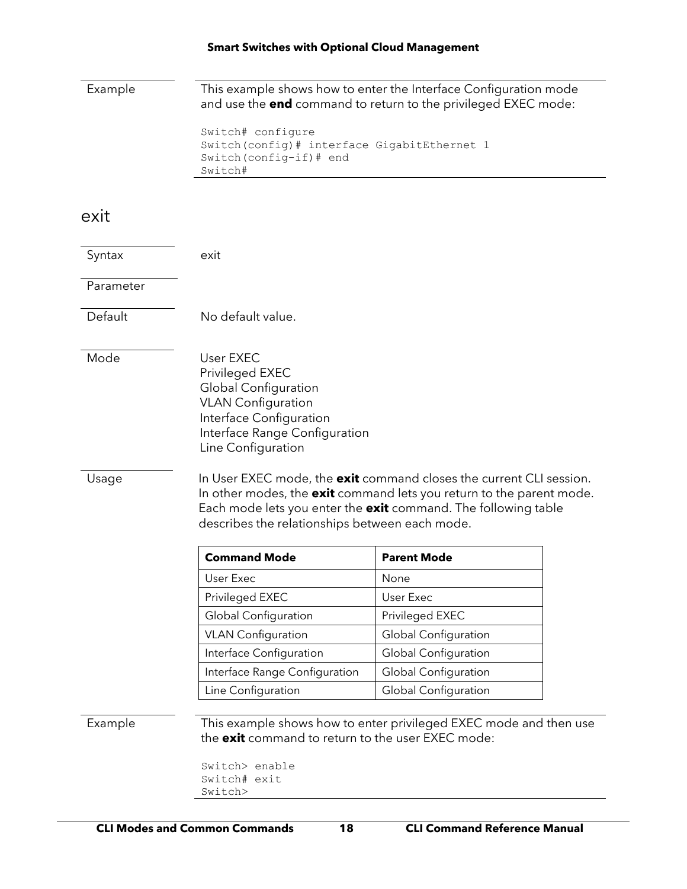Example

This example shows how to enter the Interface Configuration mode and use the **end** command to return to the privileged EXEC mode:

```
Switch# configure
Switch(config)# interface GigabitEthernet 1
Switch(config-if)# end
Switch#
```

## exit

Syntax

exit

Parameter

Default

No default value.

Mode

User EXEC
Privileged EXEC
Global Configuration
VLAN Configuration
Interface Configuration
Interface Range Configuration
Line Configuration

Usage

In User EXEC mode, the **exit** command closes the current CLI session. In other modes, the **exit** command lets you return to the parent mode. Each mode lets you enter the **exit** command. The following table describes the relationships between each mode.

| **Command Mode** | **Parent Mode** |
|---|---|
| User Exec | None |
| Privileged EXEC | User Exec |
| Global Configuration | Privileged EXEC |
| VLAN Configuration | Global Configuration |
| Interface Configuration | Global Configuration |
| Interface Range Configuration | Global Configuration |
| Line Configuration | Global Configuration |

Example

This example shows how to enter privileged EXEC mode and then use the **exit** command to return to the user EXEC mode:

```
Switch> enable
Switch# exit
Switch>
```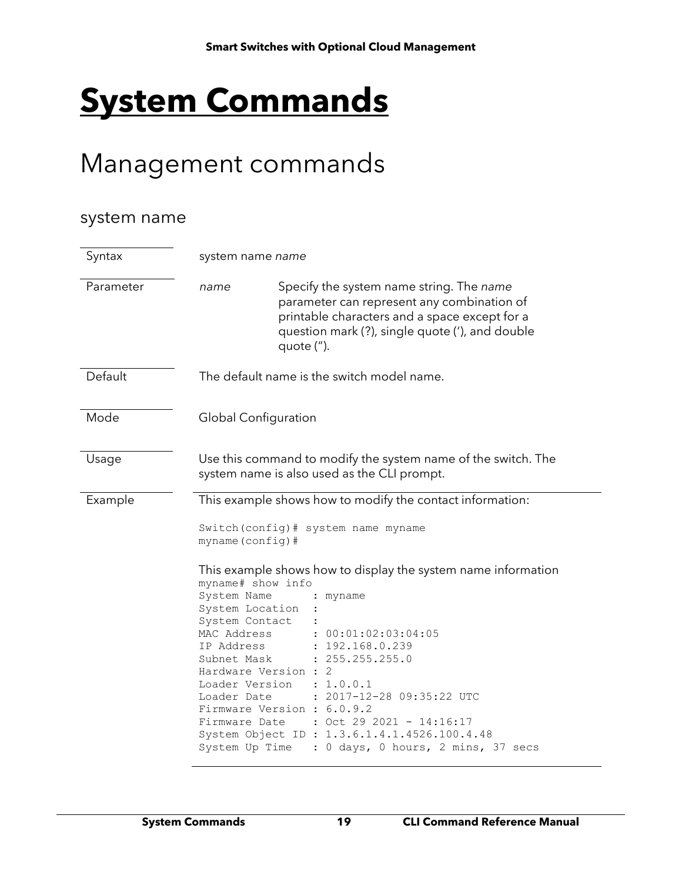# System Commands

## Management commands

### system name

| | |
|---|---|
| Syntax | system name *name* |
| Parameter | *name* — Specify the system name string. The *name* parameter can represent any combination of printable characters and a space except for a question mark (?), single quote ('), and double quote ("). |
| Default | The default name is the switch model name. |
| Mode | Global Configuration |
| Usage | Use this command to modify the system name of the switch. The system name is also used as the CLI prompt. |

**Example**

This example shows how to modify the contact information:

```
Switch(config)# system name myname
myname(config)#
```

This example shows how to display the system name information

```
myname# show info
System Name      : myname
System Location  :
System Contact   :
MAC Address      : 00:01:02:03:04:05
IP Address       : 192.168.0.239
Subnet Mask      : 255.255.255.0
Hardware Version : 2
Loader Version   : 1.0.0.1
Loader Date      : 2017-12-28 09:35:22 UTC
Firmware Version : 6.0.9.2
Firmware Date    : Oct 29 2021 - 14:16:17
System Object ID : 1.3.6.1.4.1.4526.100.4.48
System Up Time   : 0 days, 0 hours, 2 mins, 37 secs
```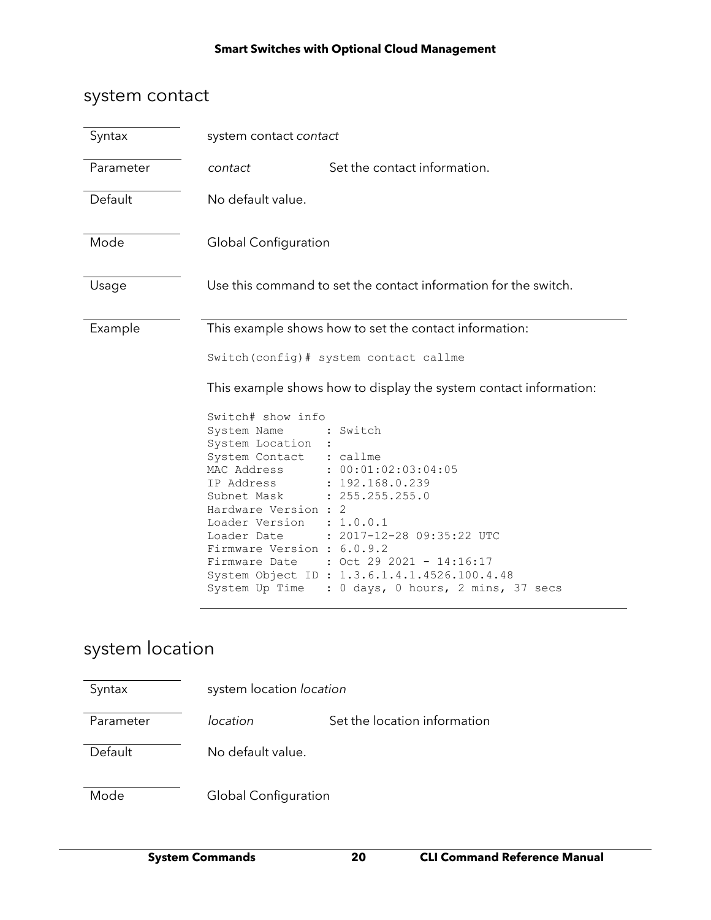## system contact

| | |
|---|---|
| Syntax | system contact *contact* |
| Parameter | *contact* — Set the contact information. |
| Default | No default value. |
| Mode | Global Configuration |
| Usage | Use this command to set the contact information for the switch. |

**Example**

This example shows how to set the contact information:

```
Switch(config)# system contact callme
```

This example shows how to display the system contact information:

```
Switch# show info
System Name      : Switch
System Location  :
System Contact   : callme
MAC Address      : 00:01:02:03:04:05
IP Address       : 192.168.0.239
Subnet Mask      : 255.255.255.0
Hardware Version : 2
Loader Version   : 1.0.0.1
Loader Date      : 2017-12-28 09:35:22 UTC
Firmware Version : 6.0.9.2
Firmware Date    : Oct 29 2021 - 14:16:17
System Object ID : 1.3.6.1.4.1.4526.100.4.48
System Up Time   : 0 days, 0 hours, 2 mins, 37 secs
```

## system location

| | |
|---|---|
| Syntax | system location *location* |
| Parameter | *location* — Set the location information |
| Default | No default value. |
| Mode | Global Configuration |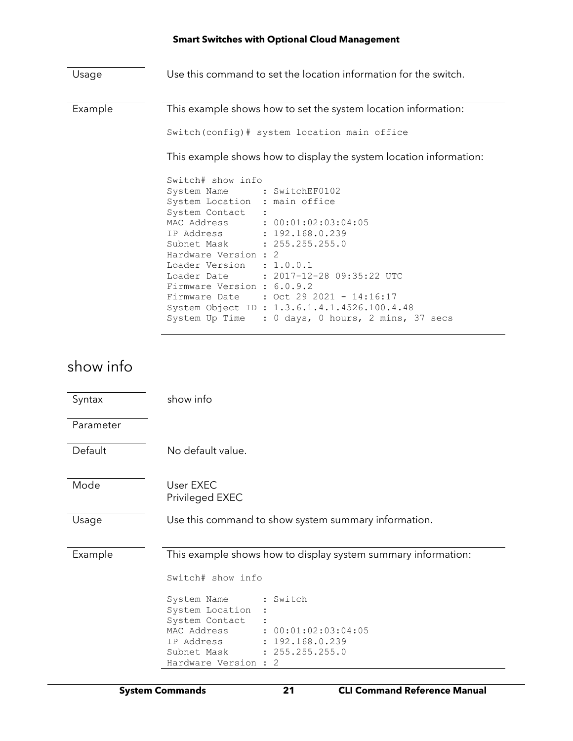| | |
|---|---|
| Usage | Use this command to set the location information for the switch. |

Example

This example shows how to set the system location information:

```
Switch(config)# system location main office
```

This example shows how to display the system location information:

```
Switch# show info
System Name      : SwitchEF0102
System Location  : main office
System Contact   :
MAC Address      : 00:01:02:03:04:05
IP Address       : 192.168.0.239
Subnet Mask      : 255.255.255.0
Hardware Version : 2
Loader Version   : 1.0.0.1
Loader Date      : 2017-12-28 09:35:22 UTC
Firmware Version : 6.0.9.2
Firmware Date    : Oct 29 2021 - 14:16:17
System Object ID : 1.3.6.1.4.1.4526.100.4.48
System Up Time   : 0 days, 0 hours, 2 mins, 37 secs
```

## show info

| | |
|---|---|
| Syntax | show info |
| Parameter | |
| Default | No default value. |
| Mode | User EXEC<br>Privileged EXEC |
| Usage | Use this command to show system summary information. |

Example

This example shows how to display system summary information:

```
Switch# show info

System Name      : Switch
System Location  :
System Contact   :
MAC Address      : 00:01:02:03:04:05
IP Address       : 192.168.0.239
Subnet Mask      : 255.255.255.0
Hardware Version : 2
```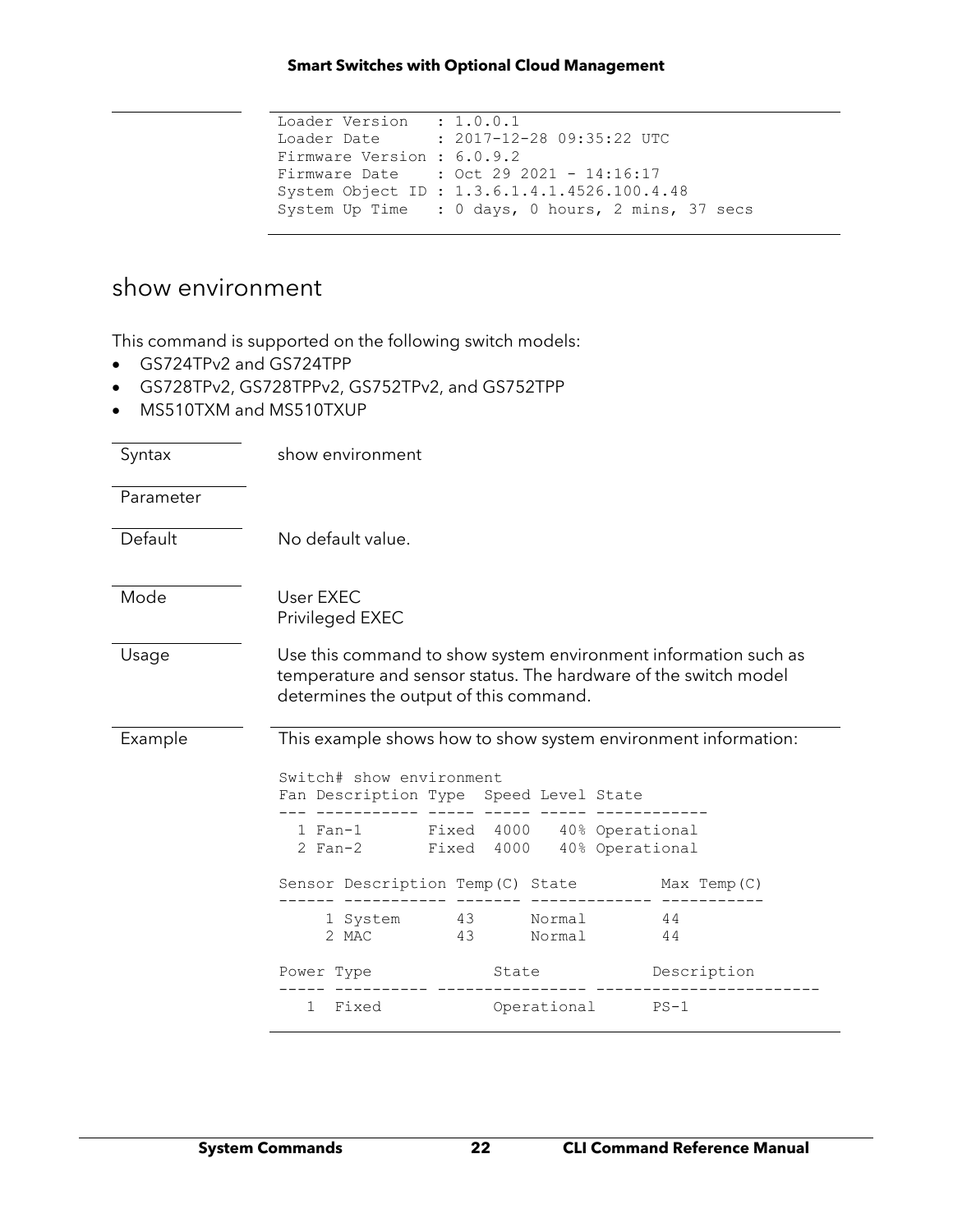```
Loader Version    : 1.0.0.1
Loader Date       : 2017-12-28 09:35:22 UTC
Firmware Version : 6.0.9.2
Firmware Date     : Oct 29 2021 - 14:16:17
System Object ID : 1.3.6.1.4.1.4526.100.4.48
System Up Time    : 0 days, 0 hours, 2 mins, 37 secs
```

## show environment

This command is supported on the following switch models:

- GS724TPv2 and GS724TPP
- GS728TPv2, GS728TPPv2, GS752TPv2, and GS752TPP
- MS510TXM and MS510TXUP

| | |
|---|---|
| Syntax | show environment |
| Parameter | |
| Default | No default value. |
| Mode | User EXEC<br>Privileged EXEC |
| Usage | Use this command to show system environment information such as temperature and sensor status. The hardware of the switch model determines the output of this command. |
| Example | This example shows how to show system environment information: |

```
Switch# show environment
Fan Description Type  Speed Level State
--- ----------- ----- ----- ----- ------------
  1 Fan-1       Fixed  4000   40% Operational
  2 Fan-2       Fixed  4000   40% Operational

Sensor Description Temp(C) State          Max Temp(C)
------ ----------- ------- ------------- -----------
     1 System      43      Normal         44
     2 MAC         43      Normal         44

Power Type              State             Description
----- ---------- ---------------- ------------------------
   1  Fixed             Operational       PS-1
```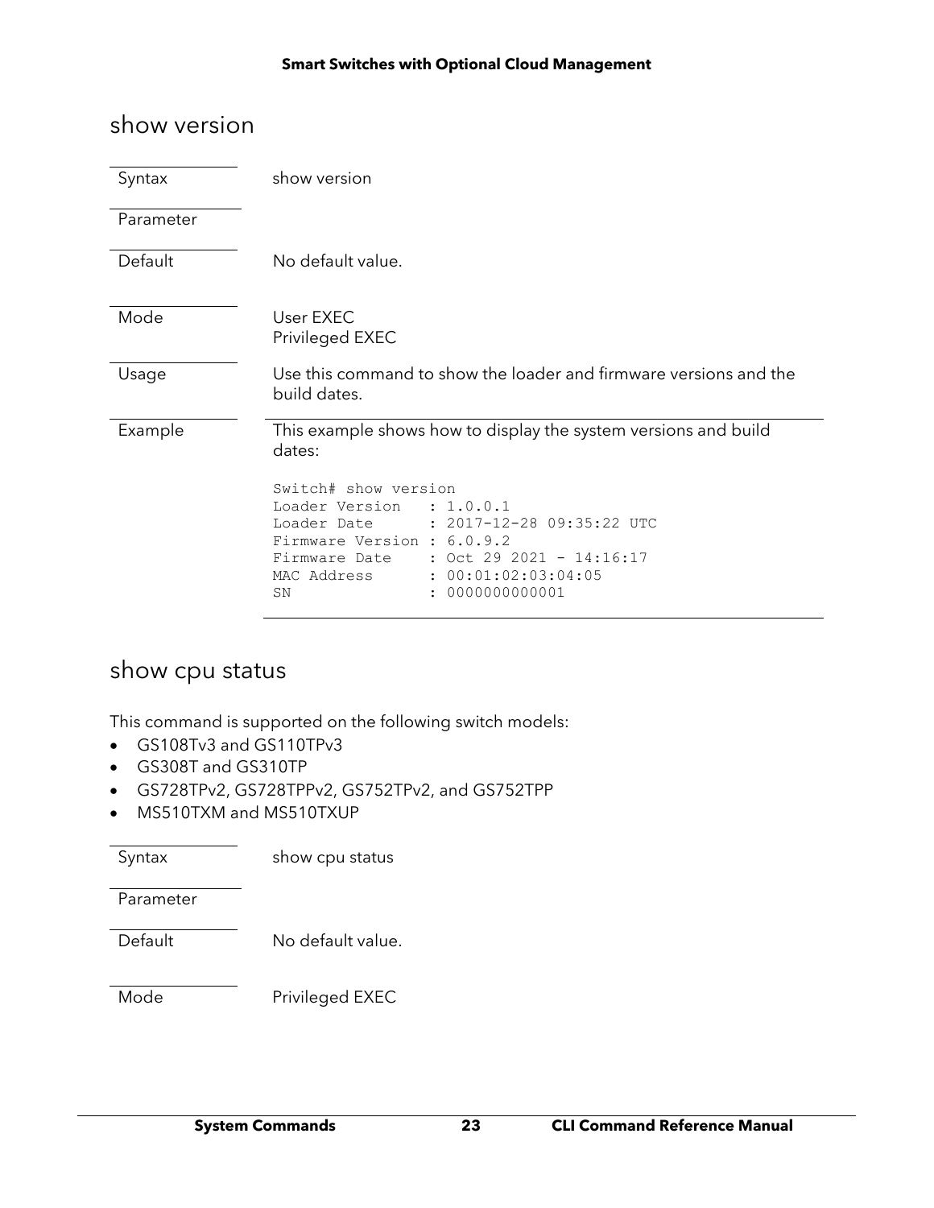## show version

| | |
|---|---|
| Syntax | show version |
| Parameter | |
| Default | No default value. |
| Mode | User EXEC<br>Privileged EXEC |
| Usage | Use this command to show the loader and firmware versions and the build dates. |
| Example | This example shows how to display the system versions and build dates: |

```
Switch# show version
Loader Version   : 1.0.0.1
Loader Date      : 2017-12-28 09:35:22 UTC
Firmware Version : 6.0.9.2
Firmware Date    : Oct 29 2021 - 14:16:17
MAC Address      : 00:01:02:03:04:05
SN               : 0000000000001
```

## show cpu status

This command is supported on the following switch models:

- GS108Tv3 and GS110TPv3
- GS308T and GS310TP
- GS728TPv2, GS728TPPv2, GS752TPv2, and GS752TPP
- MS510TXM and MS510TXUP

| | |
|---|---|
| Syntax | show cpu status |
| Parameter | |
| Default | No default value. |
| Mode | Privileged EXEC |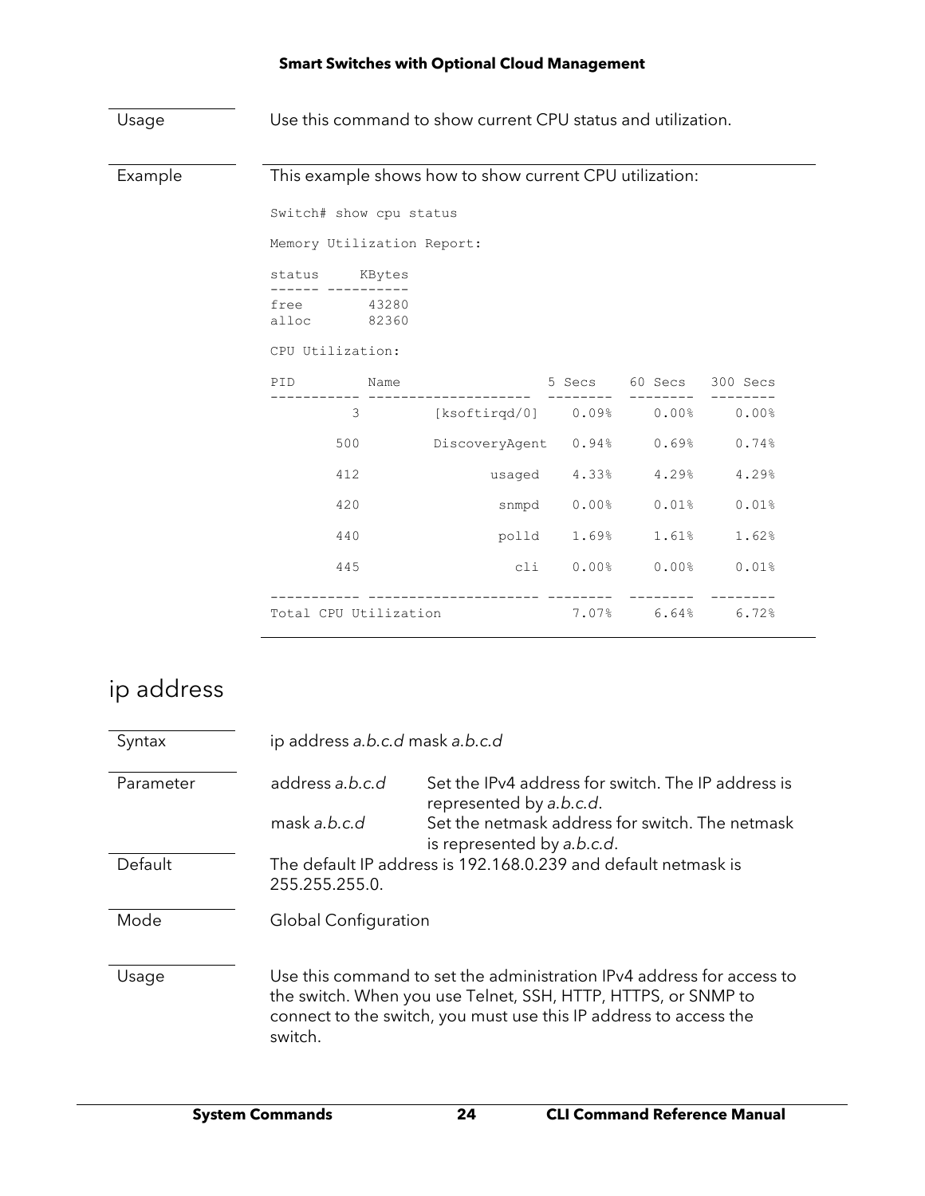| | |
|---|---|
| Usage | Use this command to show current CPU status and utilization. |
| Example | This example shows how to show current CPU utilization: |

```
Switch# show cpu status

Memory Utilization Report:

status     KBytes
------ ----------
free        43280
alloc       82360

CPU Utilization:

PID         Name                   5 Secs    60 Secs   300 Secs
----------- -------------------   --------  --------  --------
          3         [ksoftirqd/0]    0.09%     0.00%     0.00%

        500        DiscoveryAgent    0.94%     0.69%     0.74%

        412                usaged    4.33%     4.29%     4.29%

        420                 snmpd    0.00%     0.01%     0.01%

        440                 polld    1.69%     1.61%     1.62%

        445                   cli    0.00%     0.00%     0.01%

----------- -------------------- --------  --------  --------
Total CPU Utilization                7.07%     6.64%     6.72%
```

# ip address

| | | |
|---|---|---|
| Syntax | ip address *a.b.c.d* mask *a.b.c.d* | |
| Parameter | address *a.b.c.d* | Set the IPv4 address for switch. The IP address is represented by *a.b.c.d*. |
| | mask *a.b.c.d* | Set the netmask address for switch. The netmask is represented by *a.b.c.d*. |
| Default | The default IP address is 192.168.0.239 and default netmask is 255.255.255.0. | |
| Mode | Global Configuration | |
| Usage | Use this command to set the administration IPv4 address for access to the switch. When you use Telnet, SSH, HTTP, HTTPS, or SNMP to connect to the switch, you must use this IP address to access the switch. | |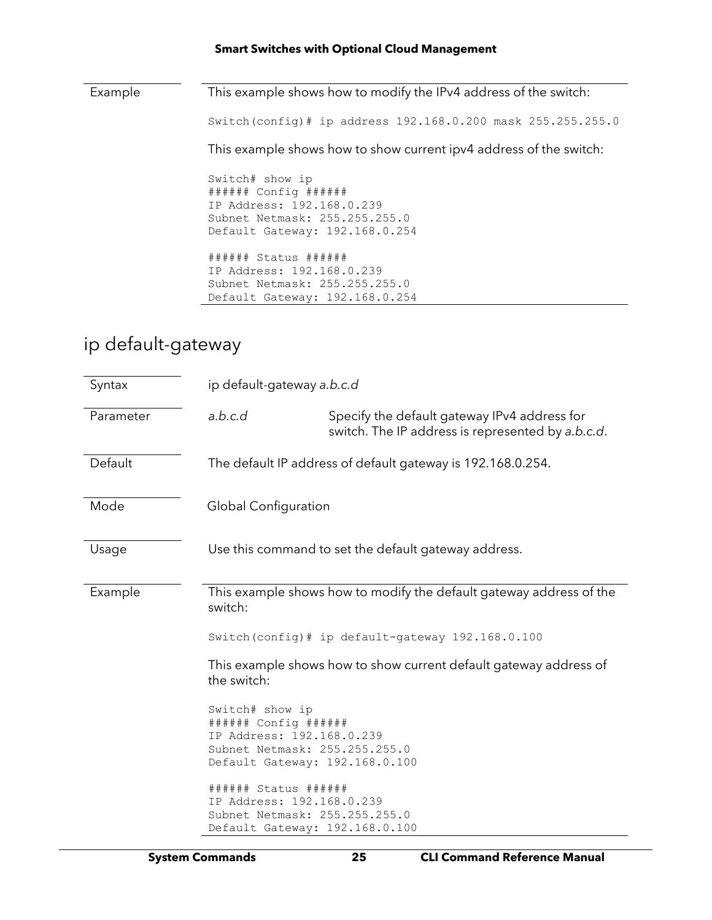| | |
|---|---|
| Example | This example shows how to modify the IPv4 address of the switch: |

```
Switch(config)# ip address 192.168.0.200 mask 255.255.255.0
```

This example shows how to show current ipv4 address of the switch:

```
Switch# show ip
###### Config ######
IP Address: 192.168.0.239
Subnet Netmask: 255.255.255.0
Default Gateway: 192.168.0.254

###### Status ######
IP Address: 192.168.0.239
Subnet Netmask: 255.255.255.0
Default Gateway: 192.168.0.254
```

## ip default-gateway

| | | |
|---|---|---|
| Syntax | ip default-gateway *a.b.c.d* | |
| Parameter | *a.b.c.d* | Specify the default gateway IPv4 address for switch. The IP address is represented by *a.b.c.d*. |
| Default | The default IP address of default gateway is 192.168.0.254. | |
| Mode | Global Configuration | |
| Usage | Use this command to set the default gateway address. | |
| Example | This example shows how to modify the default gateway address of the switch: | |

```
Switch(config)# ip default-gateway 192.168.0.100
```

This example shows how to show current default gateway address of the switch:

```
Switch# show ip
###### Config ######
IP Address: 192.168.0.239
Subnet Netmask: 255.255.255.0
Default Gateway: 192.168.0.100

###### Status ######
IP Address: 192.168.0.239
Subnet Netmask: 255.255.255.0
Default Gateway: 192.168.0.100
```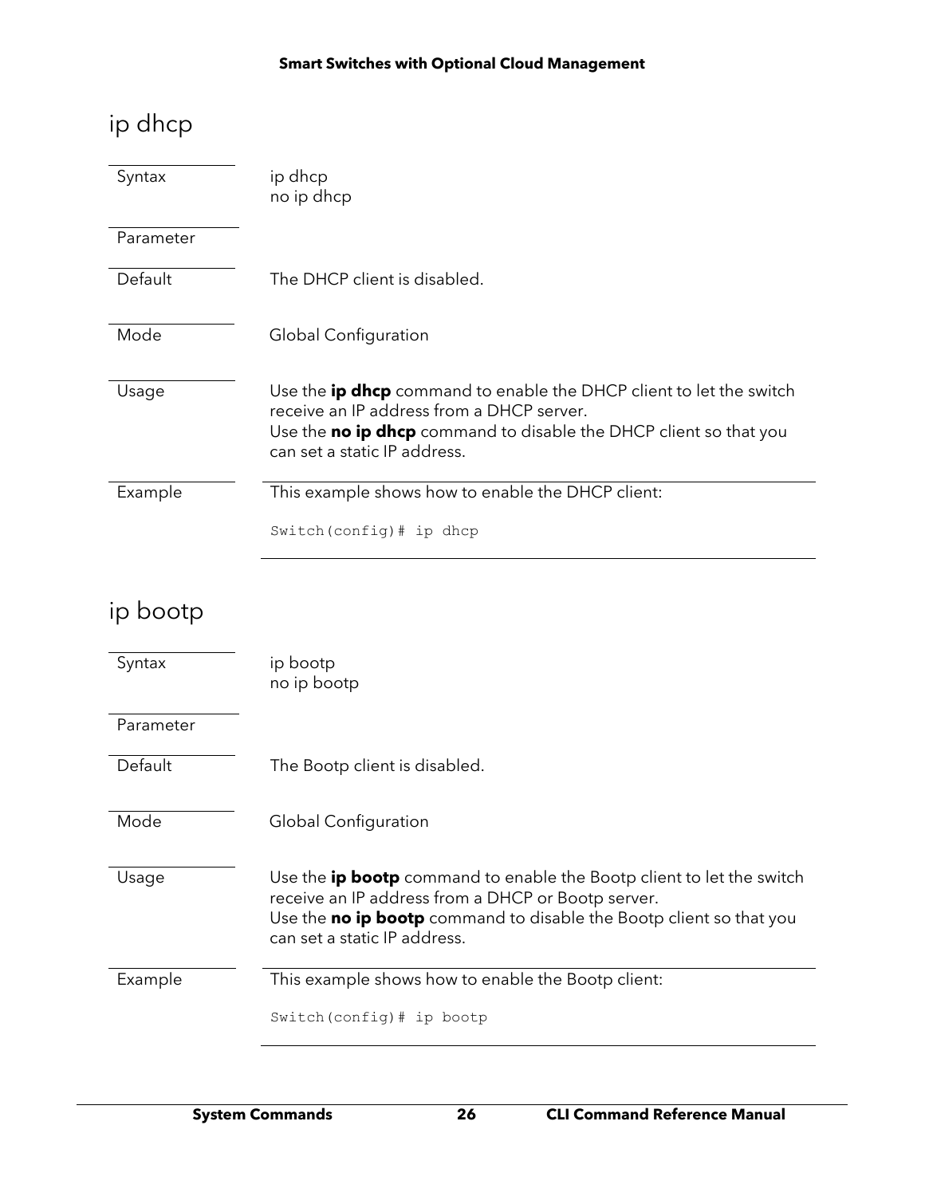## ip dhcp

| | |
|---|---|
| Syntax | ip dhcp<br>no ip dhcp |
| Parameter | |
| Default | The DHCP client is disabled. |
| Mode | Global Configuration |
| Usage | Use the **ip dhcp** command to enable the DHCP client to let the switch receive an IP address from a DHCP server.<br>Use the **no ip dhcp** command to disable the DHCP client so that you can set a static IP address. |
| Example | This example shows how to enable the DHCP client: |

```
Switch(config)# ip dhcp
```

## ip bootp

| | |
|---|---|
| Syntax | ip bootp<br>no ip bootp |
| Parameter | |
| Default | The Bootp client is disabled. |
| Mode | Global Configuration |
| Usage | Use the **ip bootp** command to enable the Bootp client to let the switch receive an IP address from a DHCP or Bootp server.<br>Use the **no ip bootp** command to disable the Bootp client so that you can set a static IP address. |
| Example | This example shows how to enable the Bootp client: |

```
Switch(config)# ip bootp
```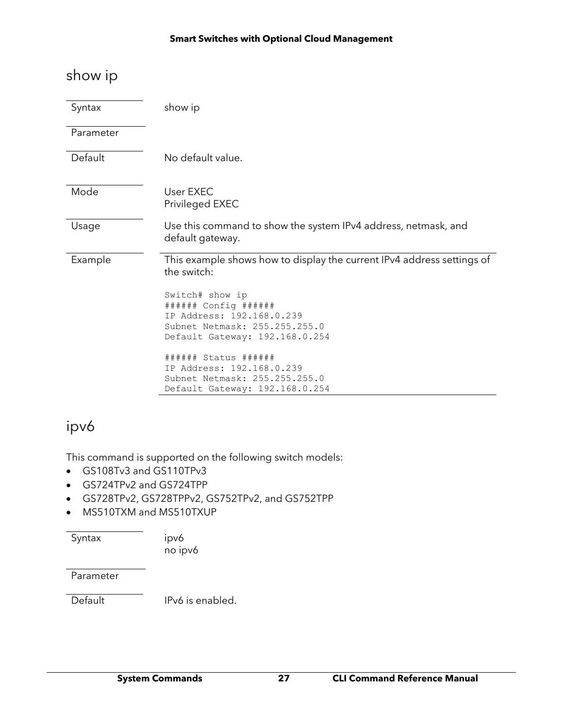## show ip

| | |
|---|---|
| Syntax | show ip |
| Parameter | |
| Default | No default value. |
| Mode | User EXEC<br>Privileged EXEC |
| Usage | Use this command to show the system IPv4 address, netmask, and default gateway. |
| Example | This example shows how to display the current IPv4 address settings of the switch: |

```
Switch# show ip
###### Config ######
IP Address: 192.168.0.239
Subnet Netmask: 255.255.255.0
Default Gateway: 192.168.0.254

###### Status ######
IP Address: 192.168.0.239
Subnet Netmask: 255.255.255.0
Default Gateway: 192.168.0.254
```

## ipv6

This command is supported on the following switch models:

- GS108Tv3 and GS110TPv3
- GS724TPv2 and GS724TPP
- GS728TPv2, GS728TPPv2, GS752TPv2, and GS752TPP
- MS510TXM and MS510TXUP

| | |
|---|---|
| Syntax | ipv6<br>no ipv6 |
| Parameter | |
| Default | IPv6 is enabled. |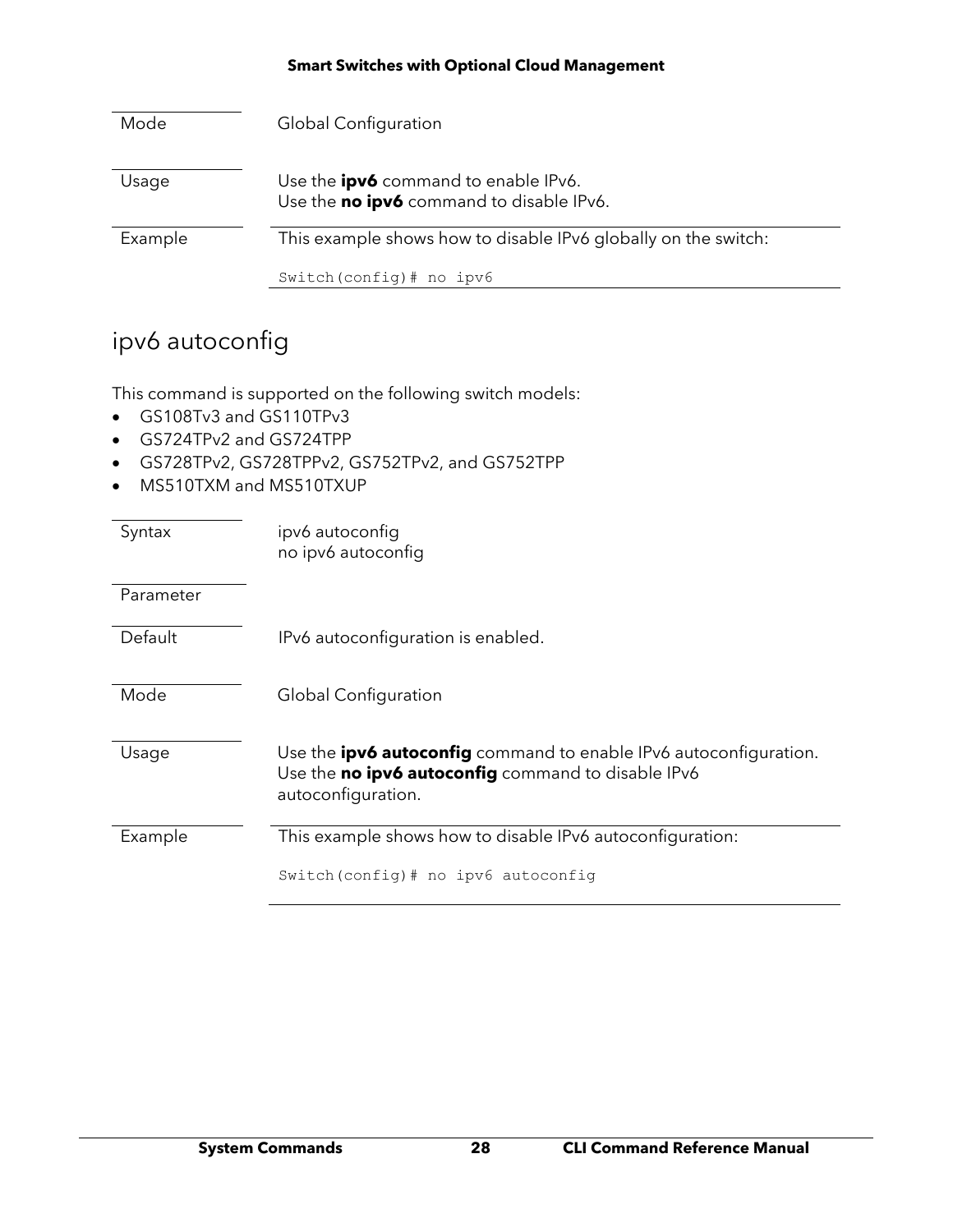| | |
|---|---|
| Mode | Global Configuration |
| Usage | Use the **ipv6** command to enable IPv6.<br>Use the **no ipv6** command to disable IPv6. |
| Example | This example shows how to disable IPv6 globally on the switch:<br>`Switch(config)# no ipv6` |

## ipv6 autoconfig

This command is supported on the following switch models:

- GS108Tv3 and GS110TPv3
- GS724TPv2 and GS724TPP
- GS728TPv2, GS728TPPv2, GS752TPv2, and GS752TPP
- MS510TXM and MS510TXUP

| | |
|---|---|
| Syntax | ipv6 autoconfig<br>no ipv6 autoconfig |
| Parameter | |
| Default | IPv6 autoconfiguration is enabled. |
| Mode | Global Configuration |
| Usage | Use the **ipv6 autoconfig** command to enable IPv6 autoconfiguration.<br>Use the **no ipv6 autoconfig** command to disable IPv6 autoconfiguration. |
| Example | This example shows how to disable IPv6 autoconfiguration:<br>`Switch(config)# no ipv6 autoconfig` |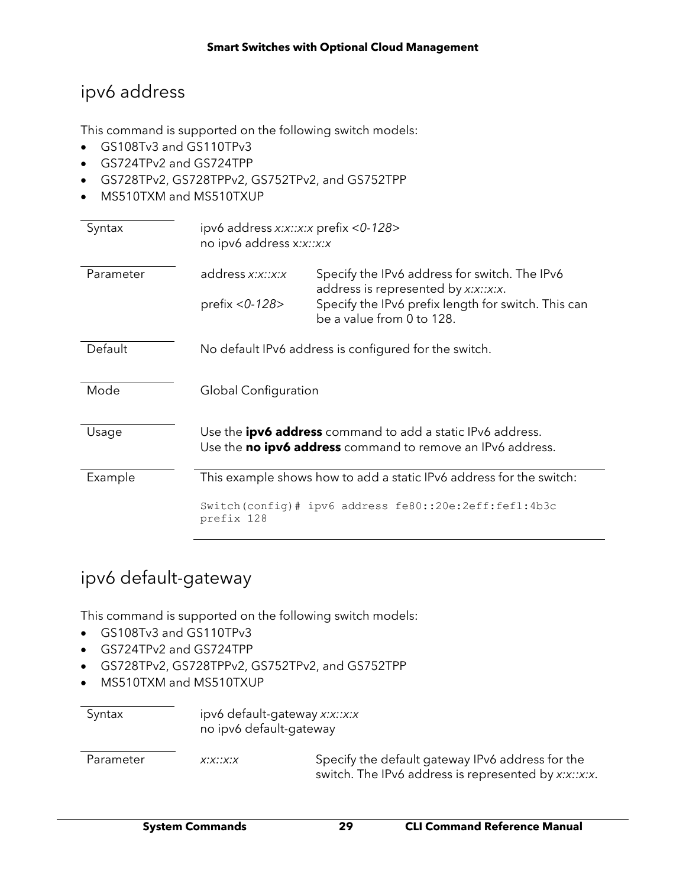## ipv6 address

This command is supported on the following switch models:

- GS108Tv3 and GS110TPv3
- GS724TPv2 and GS724TPP
- GS728TPv2, GS728TPPv2, GS752TPv2, and GS752TPP
- MS510TXM and MS510TXUP

| | | |
|---|---|---|
| Syntax | ipv6 address *x:x::x:x* prefix <*0-128*><br>no ipv6 address x*:x::x:x* | |
| Parameter | address *x:x::x:x* | Specify the IPv6 address for switch. The IPv6 address is represented by *x:x::x:x*. |
| | prefix <*0-128*> | Specify the IPv6 prefix length for switch. This can be a value from 0 to 128. |
| Default | No default IPv6 address is configured for the switch. | |
| Mode | Global Configuration | |
| Usage | Use the **ipv6 address** command to add a static IPv6 address.<br>Use the **no ipv6 address** command to remove an IPv6 address. | |
| Example | This example shows how to add a static IPv6 address for the switch: | |

```
Switch(config)# ipv6 address fe80::20e:2eff:fef1:4b3c
prefix 128
```

## ipv6 default-gateway

This command is supported on the following switch models:

- GS108Tv3 and GS110TPv3
- GS724TPv2 and GS724TPP
- GS728TPv2, GS728TPPv2, GS752TPv2, and GS752TPP
- MS510TXM and MS510TXUP

| | | |
|---|---|---|
| Syntax | ipv6 default-gateway *x:x::x:x*<br>no ipv6 default-gateway | |
| Parameter | *x:x::x:x* | Specify the default gateway IPv6 address for the switch. The IPv6 address is represented by *x:x::x:x*. |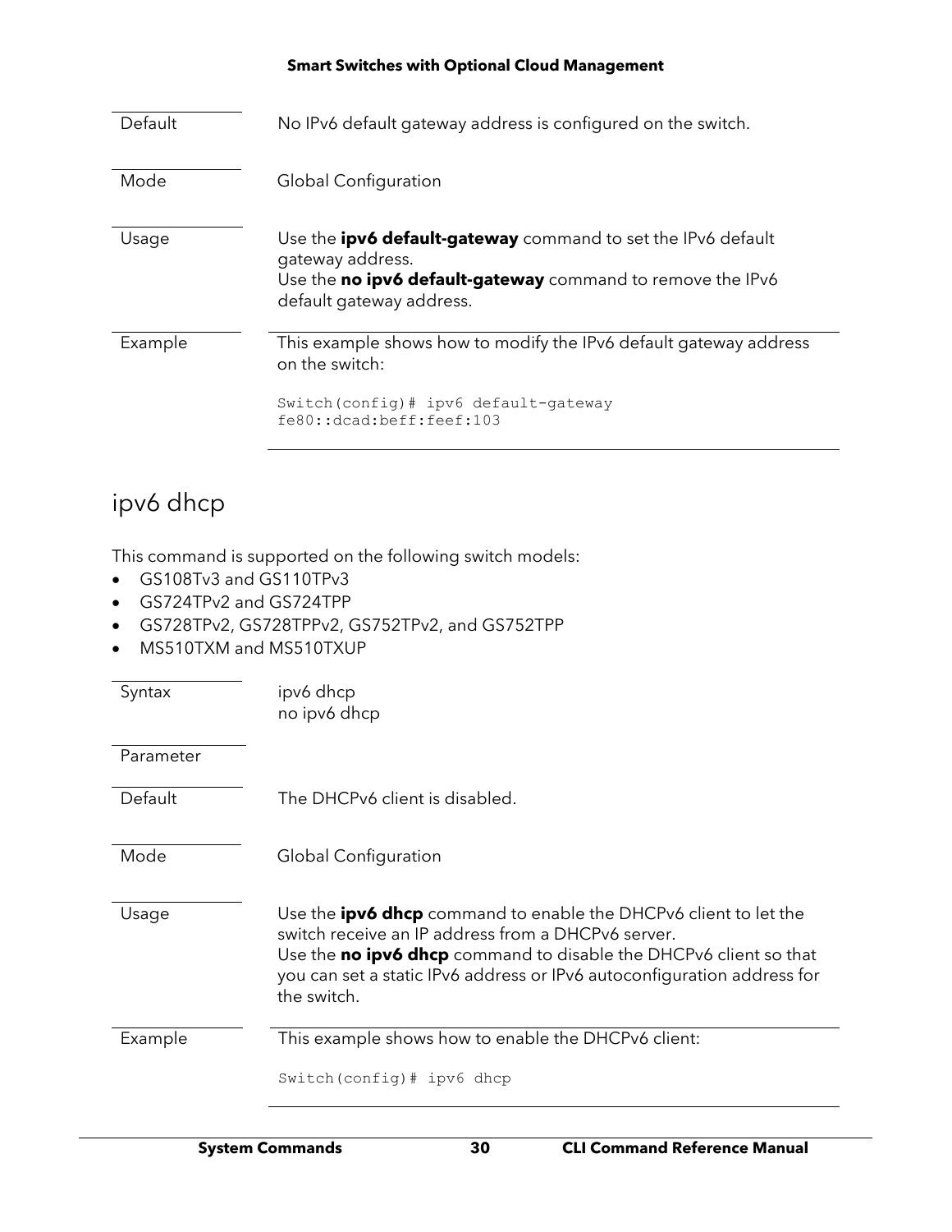| | |
|---|---|
| Default | No IPv6 default gateway address is configured on the switch. |
| Mode | Global Configuration |
| Usage | Use the **ipv6 default-gateway** command to set the IPv6 default gateway address.<br>Use the **no ipv6 default-gateway** command to remove the IPv6 default gateway address. |
| Example | This example shows how to modify the IPv6 default gateway address on the switch:<br>`Switch(config)# ipv6 default-gateway fe80::dcad:beff:feef:103` |

## ipv6 dhcp

This command is supported on the following switch models:

- GS108Tv3 and GS110TPv3
- GS724TPv2 and GS724TPP
- GS728TPv2, GS728TPPv2, GS752TPv2, and GS752TPP
- MS510TXM and MS510TXUP

| | |
|---|---|
| Syntax | ipv6 dhcp<br>no ipv6 dhcp |
| Parameter | |
| Default | The DHCPv6 client is disabled. |
| Mode | Global Configuration |
| Usage | Use the **ipv6 dhcp** command to enable the DHCPv6 client to let the switch receive an IP address from a DHCPv6 server.<br>Use the **no ipv6 dhcp** command to disable the DHCPv6 client so that you can set a static IPv6 address or IPv6 autoconfiguration address for the switch. |
| Example | This example shows how to enable the DHCPv6 client:<br>`Switch(config)# ipv6 dhcp` |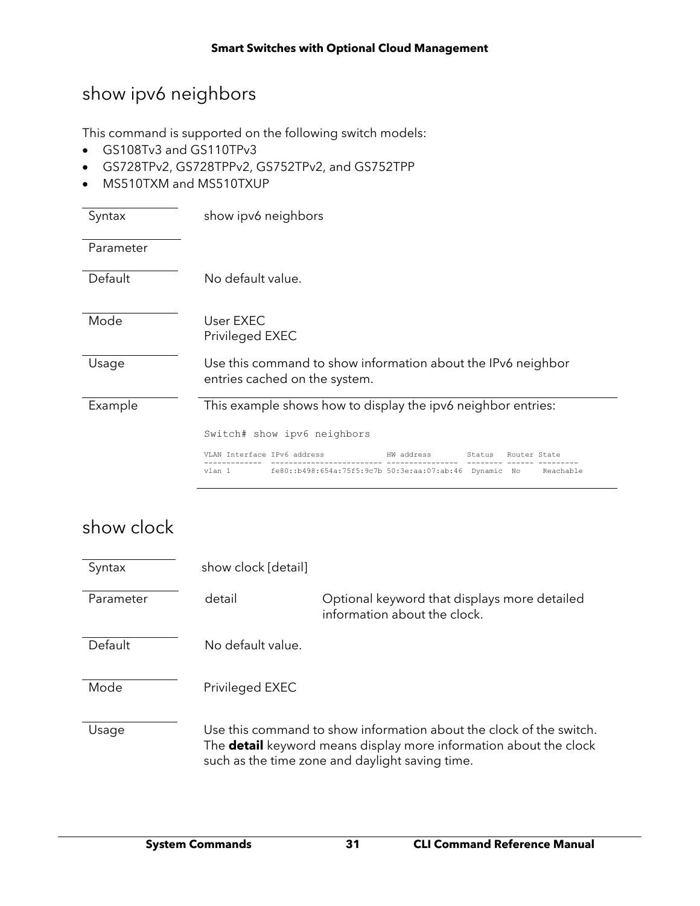## show ipv6 neighbors

This command is supported on the following switch models:

- GS108Tv3 and GS110TPv3
- GS728TPv2, GS728TPPv2, GS752TPv2, and GS752TPP
- MS510TXM and MS510TXUP

| | |
|---|---|
| Syntax | show ipv6 neighbors |
| Parameter | |
| Default | No default value. |
| Mode | User EXEC<br>Privileged EXEC |
| Usage | Use this command to show information about the IPv6 neighbor entries cached on the system. |
| Example | This example shows how to display the ipv6 neighbor entries: |

```
Switch# show ipv6 neighbors

VLAN Interface IPv6 address              HW address        Status   Router State
-------------  ------------------------- ----------------- -------- ------ ---------
vlan 1         fe80::b498:654a:75f5:9c7b 50:3e:aa:07:ab:46  Dynamic  No     Reachable
```

## show clock

| | | |
|---|---|---|
| Syntax | show clock [detail] | |
| Parameter | detail | Optional keyword that displays more detailed information about the clock. |
| Default | No default value. | |
| Mode | Privileged EXEC | |
| Usage | Use this command to show information about the clock of the switch. The **detail** keyword means display more information about the clock such as the time zone and daylight saving time. | |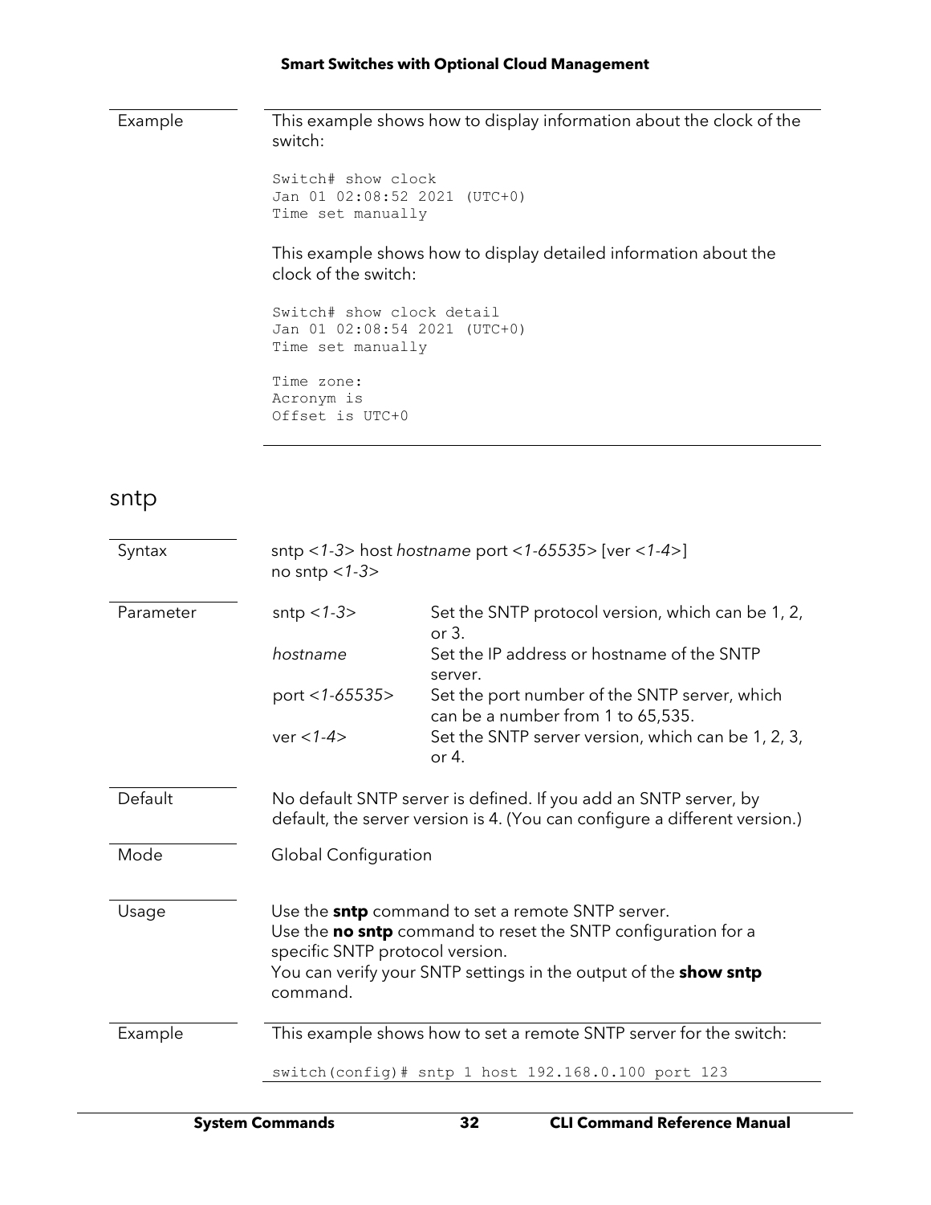**Example**

This example shows how to display information about the clock of the switch:

```
Switch# show clock
Jan 01 02:08:52 2021 (UTC+0)
Time set manually
```

This example shows how to display detailed information about the clock of the switch:

```
Switch# show clock detail
Jan 01 02:08:54 2021 (UTC+0)
Time set manually

Time zone:
Acronym is
Offset is UTC+0
```

## sntp

**Syntax**

sntp <*1-3*> host *hostname* port <*1-65535*> [ver <*1-4*>]
no sntp <*1-3*>

**Parameter**

| Parameter | Description |
|---|---|
| sntp <*1-3*> | Set the SNTP protocol version, which can be 1, 2, or 3. |
| *hostname* | Set the IP address or hostname of the SNTP server. |
| port <*1-65535*> | Set the port number of the SNTP server, which can be a number from 1 to 65,535. |
| ver <*1-4*> | Set the SNTP server version, which can be 1, 2, 3, or 4. |

**Default**

No default SNTP server is defined. If you add an SNTP server, by default, the server version is 4. (You can configure a different version.)

**Mode**

Global Configuration

**Usage**

Use the **sntp** command to set a remote SNTP server.
Use the **no sntp** command to reset the SNTP configuration for a specific SNTP protocol version.
You can verify your SNTP settings in the output of the **show sntp** command.

**Example**

This example shows how to set a remote SNTP server for the switch:

```
switch(config)# sntp 1 host 192.168.0.100 port 123
```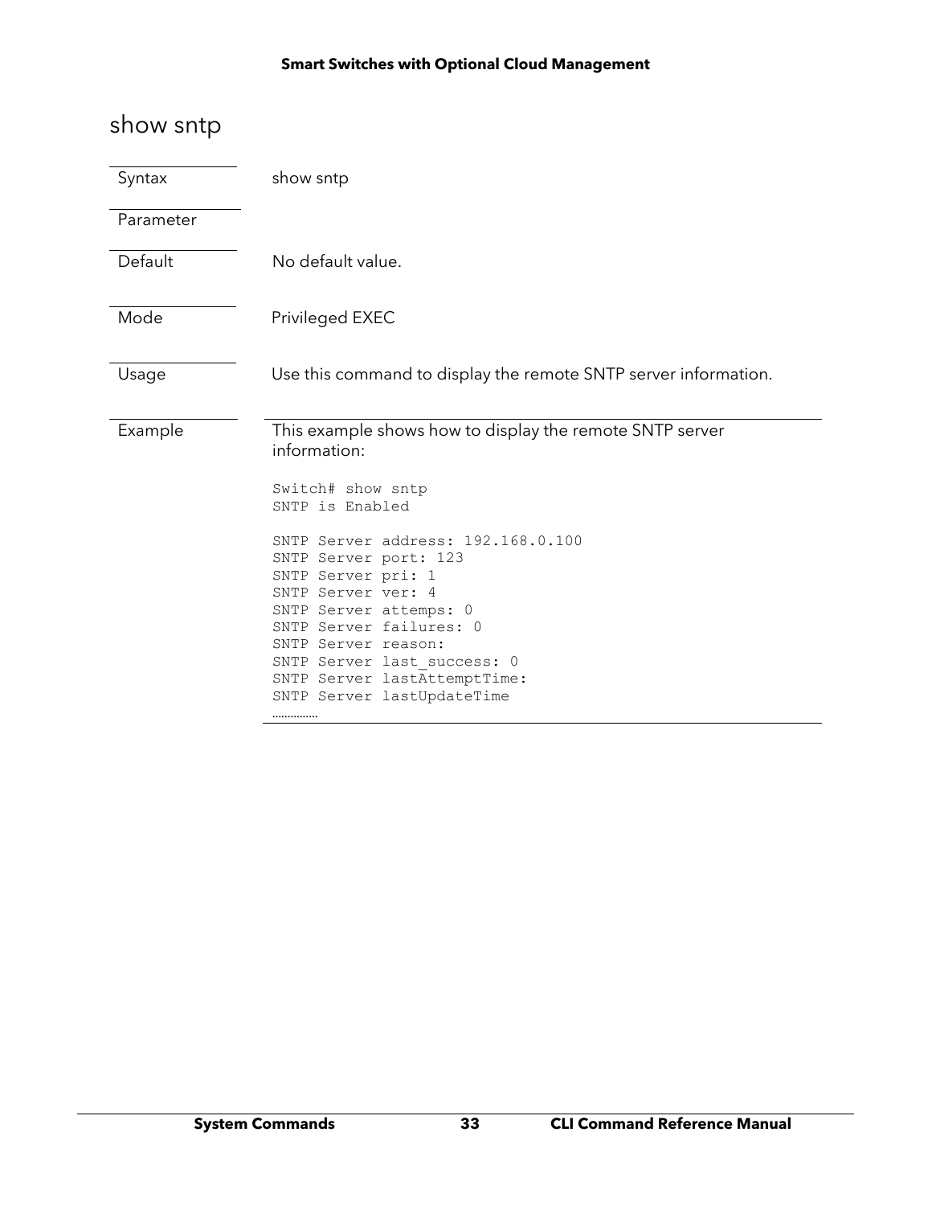## show sntp

| | |
|---|---|
| Syntax | show sntp |
| Parameter | |
| Default | No default value. |
| Mode | Privileged EXEC |
| Usage | Use this command to display the remote SNTP server information. |

**Example**

This example shows how to display the remote SNTP server information:

```
Switch# show sntp
SNTP is Enabled

SNTP Server address: 192.168.0.100
SNTP Server port: 123
SNTP Server pri: 1
SNTP Server ver: 4
SNTP Server attemps: 0
SNTP Server failures: 0
SNTP Server reason:
SNTP Server last_success: 0
SNTP Server lastAttemptTime:
SNTP Server lastUpdateTime
……………
```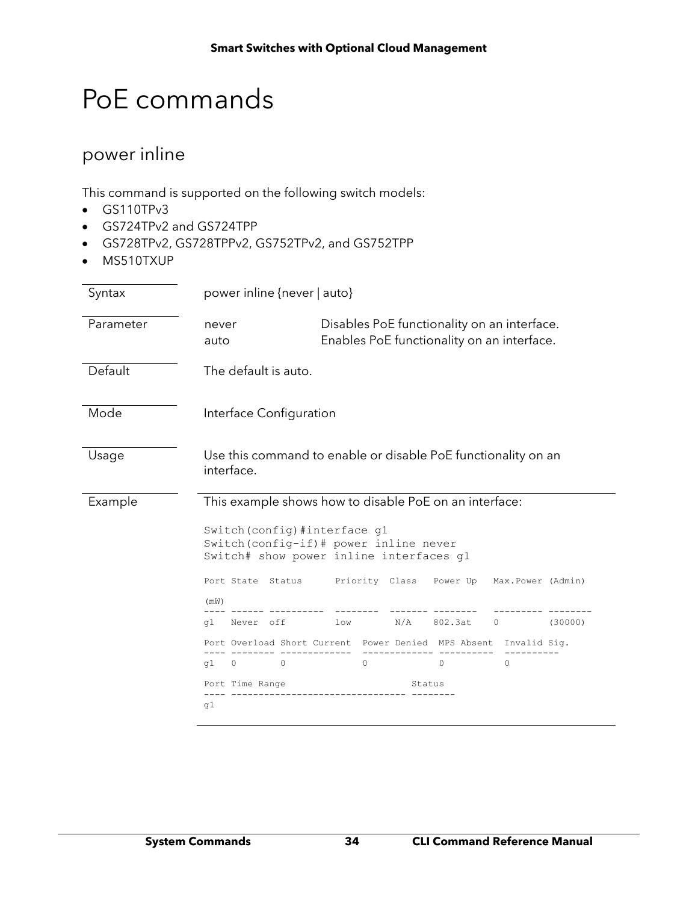# PoE commands

## power inline

This command is supported on the following switch models:

- GS110TPv3
- GS724TPv2 and GS724TPP
- GS728TPv2, GS728TPPv2, GS752TPv2, and GS752TPP
- MS510TXUP

| | |
|---|---|
| Syntax | power inline {never \| auto} |
| Parameter | never — Disables PoE functionality on an interface.<br>auto — Enables PoE functionality on an interface. |
| Default | The default is auto. |
| Mode | Interface Configuration |
| Usage | Use this command to enable or disable PoE functionality on an interface. |
| Example | This example shows how to disable PoE on an interface: |

```
Switch(config)#interface g1
Switch(config-if)# power inline never
Switch# show power inline interfaces g1

Port State  Status      Priority  Class   Power Up   Max.Power (Admin)

(mW)
---- ------ ----------  --------  ------- --------   --------- --------
g1   Never  off         low        N/A    802.3at    0         (30000)

Port Overload Short Current  Power Denied  MPS Absent  Invalid Sig.
---- -------- -------------  ------------- ----------  ----------
g1   0        0              0             0           0

Port Time Range                        Status
---- -------------------------------- --------
g1
```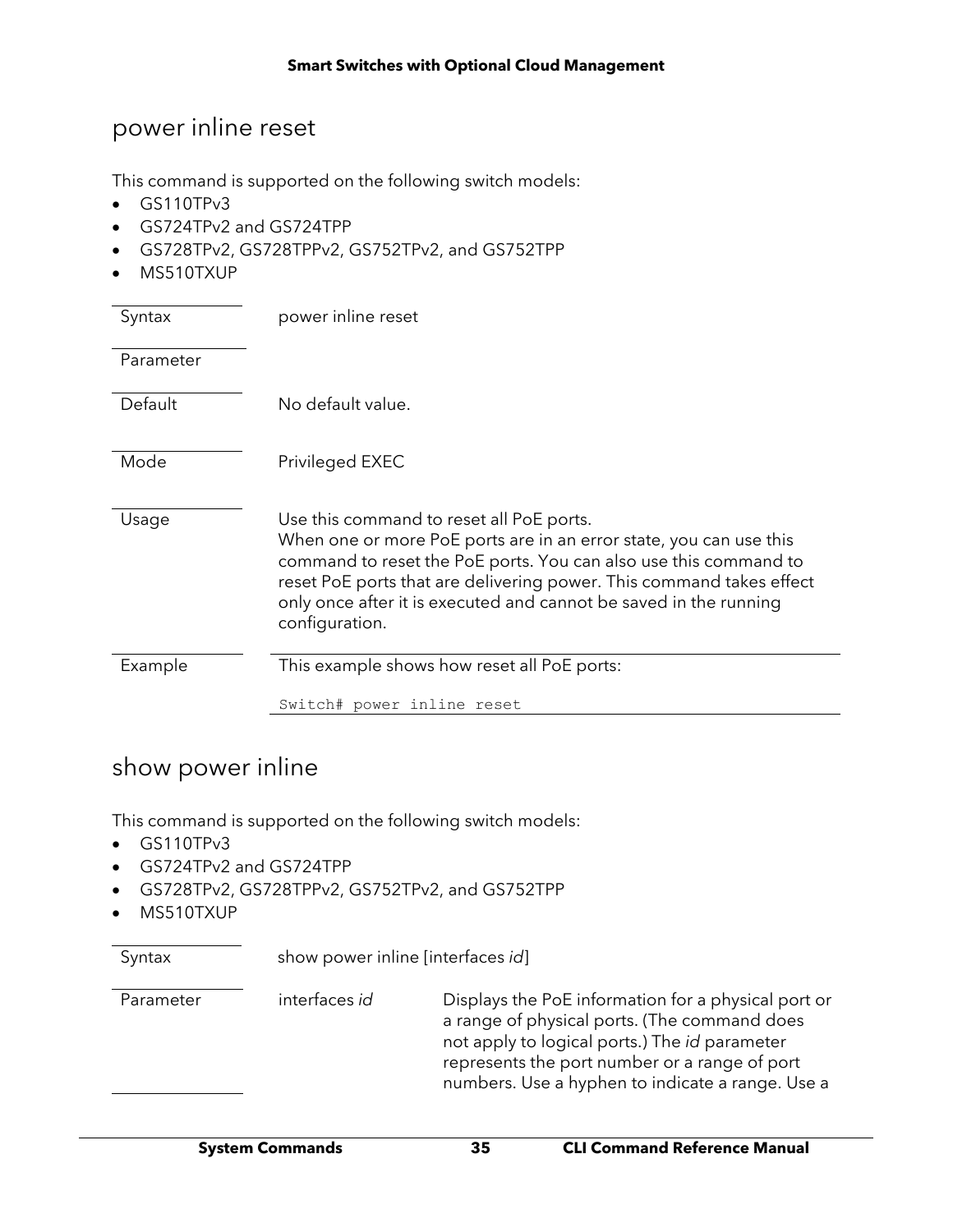## power inline reset

This command is supported on the following switch models:

- GS110TPv3
- GS724TPv2 and GS724TPP
- GS728TPv2, GS728TPPv2, GS752TPv2, and GS752TPP
- MS510TXUP

| | |
|---|---|
| Syntax | power inline reset |
| Parameter | |
| Default | No default value. |
| Mode | Privileged EXEC |
| Usage | Use this command to reset all PoE ports.<br>When one or more PoE ports are in an error state, you can use this command to reset the PoE ports. You can also use this command to reset PoE ports that are delivering power. This command takes effect only once after it is executed and cannot be saved in the running configuration. |
| Example | This example shows how reset all PoE ports:<br>`Switch# power inline reset` |

## show power inline

This command is supported on the following switch models:

- GS110TPv3
- GS724TPv2 and GS724TPP
- GS728TPv2, GS728TPPv2, GS752TPv2, and GS752TPP
- MS510TXUP

| | | |
|---|---|---|
| Syntax | show power inline [interfaces *id*] | |
| Parameter | interfaces *id* | Displays the PoE information for a physical port or a range of physical ports. (The command does not apply to logical ports.) The *id* parameter represents the port number or a range of port numbers. Use a hyphen to indicate a range. Use a |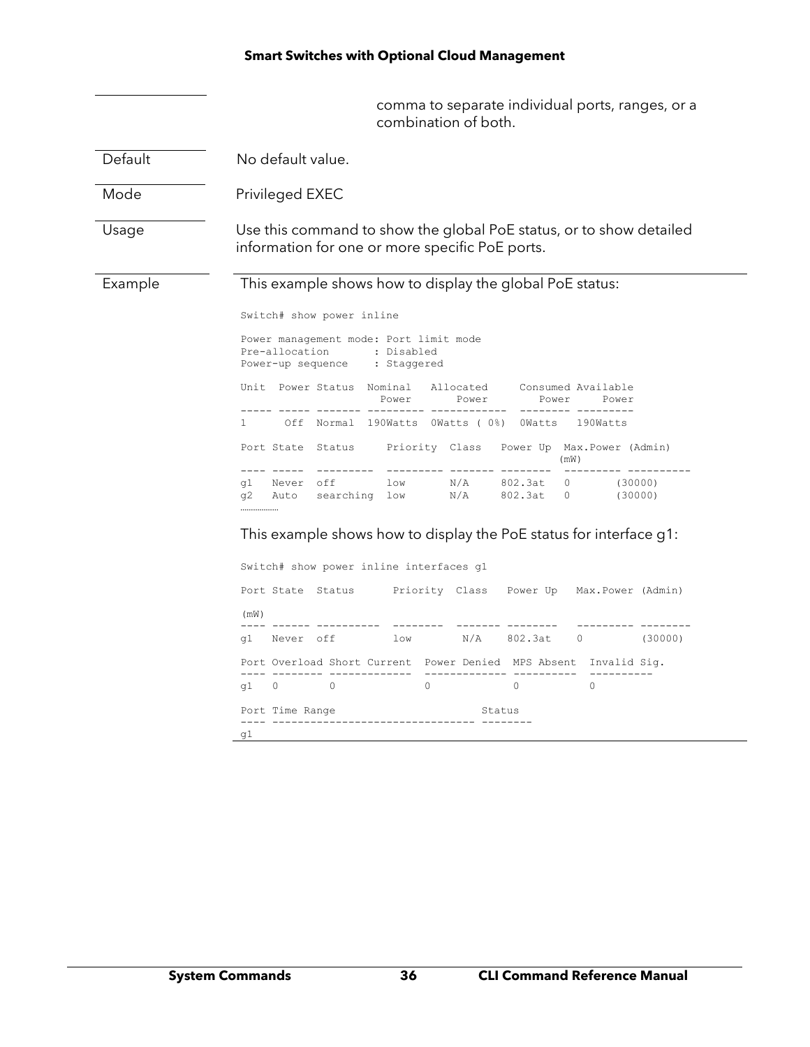| | |
|---|---|
| | comma to separate individual ports, ranges, or a combination of both. |
| Default | No default value. |
| Mode | Privileged EXEC |
| Usage | Use this command to show the global PoE status, or to show detailed information for one or more specific PoE ports. |

**Example**

This example shows how to display the global PoE status:

```
Switch# show power inline

Power management mode: Port limit mode
Pre-allocation       : Disabled
Power-up sequence    : Staggered

Unit  Power Status  Nominal   Allocated     Consumed Available
                     Power       Power         Power     Power
----- ----- ------- --------- ------------ -------- ---------
1      Off  Normal  190Watts  0Watts ( 0%)  0Watts   190Watts

Port State  Status     Priority  Class   Power Up  Max.Power (Admin)
                                                   (mW)
---- -----  ---------  --------- ------- --------  --------- ----------
g1   Never  off        low       N/A     802.3at   0       (30000)
g2   Auto   searching  low       N/A     802.3at   0       (30000)
.................
```

This example shows how to display the PoE status for interface g1:

```
Switch# show power inline interfaces g1

Port State  Status      Priority  Class   Power Up   Max.Power (Admin)

(mW)
---- ------ ----------  --------  ------- --------   --------- --------
g1   Never  off         low        N/A    802.3at    0         (30000)

Port Overload Short Current  Power Denied  MPS Absent  Invalid Sig.
---- -------- -------------  ------------- ----------  ----------
g1   0        0              0             0           0

Port Time Range                       Status
---- -------------------------------- --------
g1
```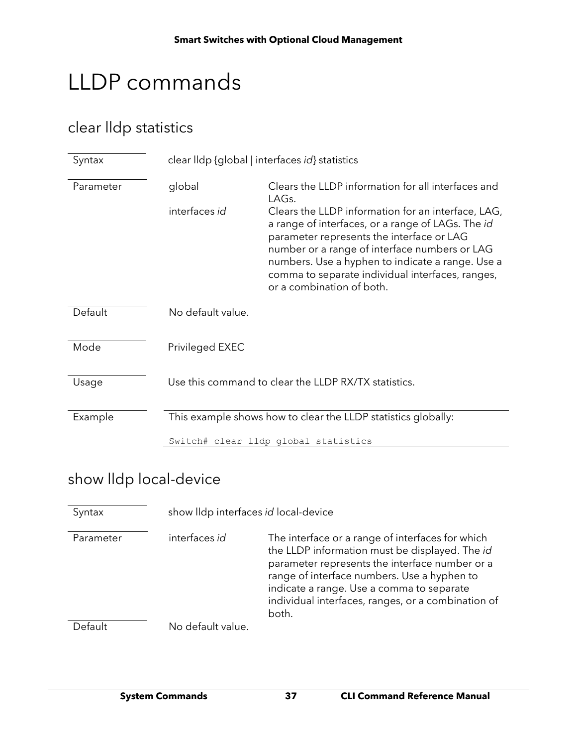# LLDP commands

## clear lldp statistics

| | | |
|---|---|---|
| Syntax | clear lldp {global \| interfaces *id*} statistics | |
| Parameter | global | Clears the LLDP information for all interfaces and LAGs. |
| | interfaces *id* | Clears the LLDP information for an interface, LAG, a range of interfaces, or a range of LAGs. The *id* parameter represents the interface or LAG number or a range of interface numbers or LAG numbers. Use a hyphen to indicate a range. Use a comma to separate individual interfaces, ranges, or a combination of both. |
| Default | No default value. | |
| Mode | Privileged EXEC | |
| Usage | Use this command to clear the LLDP RX/TX statistics. | |
| Example | This example shows how to clear the LLDP statistics globally: | |

```
Switch# clear lldp global statistics
```

## show lldp local-device

| | | |
|---|---|---|
| Syntax | show lldp interfaces *id* local-device | |
| Parameter | interfaces *id* | The interface or a range of interfaces for which the LLDP information must be displayed. The *id* parameter represents the interface number or a range of interface numbers. Use a hyphen to indicate a range. Use a comma to separate individual interfaces, ranges, or a combination of both. |
| Default | No default value. | |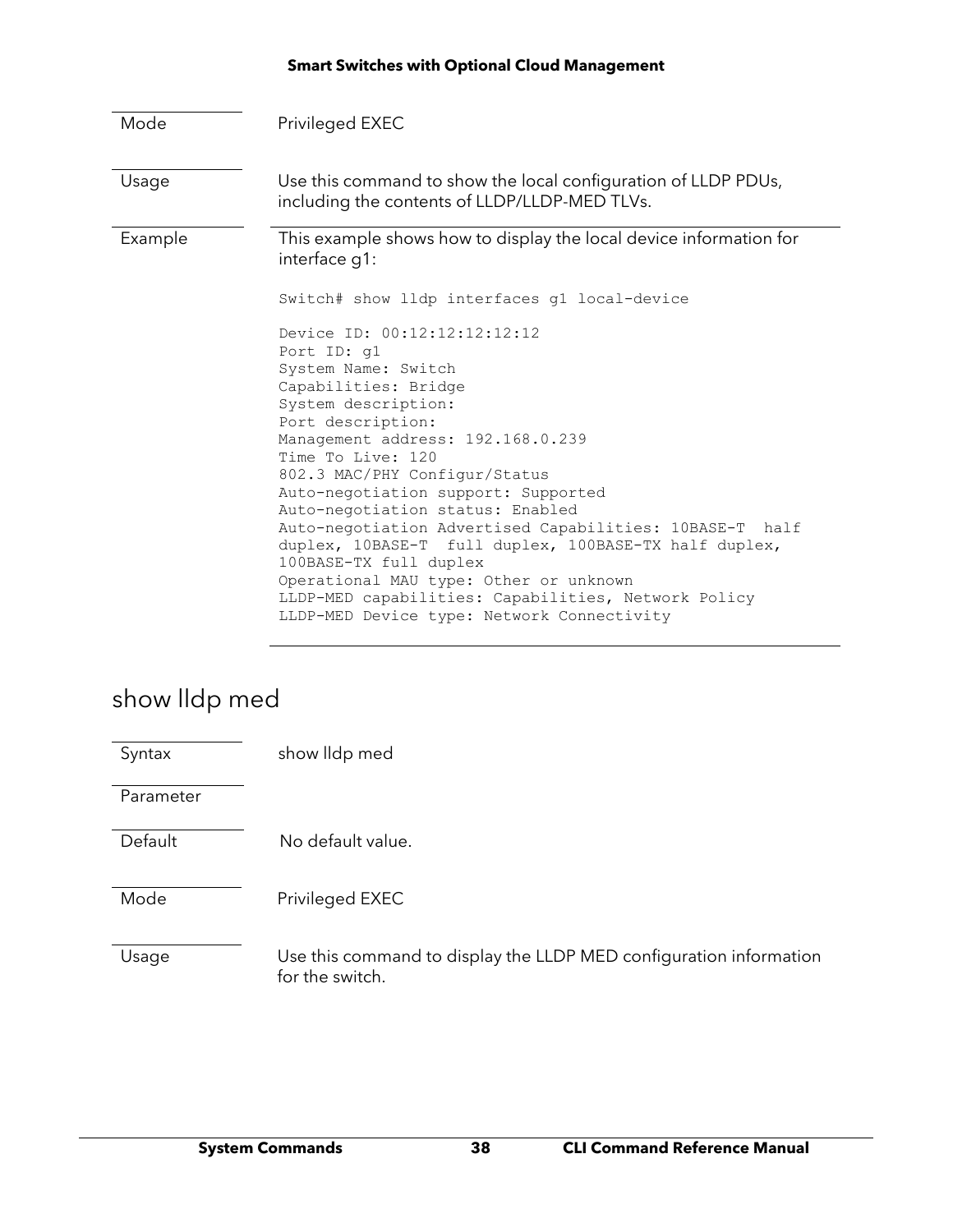| | |
|---|---|
| Mode | Privileged EXEC |
| Usage | Use this command to show the local configuration of LLDP PDUs, including the contents of LLDP/LLDP-MED TLVs. |
| Example | This example shows how to display the local device information for interface g1: |

```
Switch# show lldp interfaces g1 local-device

Device ID: 00:12:12:12:12:12
Port ID: g1
System Name: Switch
Capabilities: Bridge
System description:
Port description:
Management address: 192.168.0.239
Time To Live: 120
802.3 MAC/PHY Configur/Status
Auto-negotiation support: Supported
Auto-negotiation status: Enabled
Auto-negotiation Advertised Capabilities: 10BASE-T  half
duplex, 10BASE-T  full duplex, 100BASE-TX half duplex,
100BASE-TX full duplex
Operational MAU type: Other or unknown
LLDP-MED capabilities: Capabilities, Network Policy
LLDP-MED Device type: Network Connectivity
```

## show lldp med

| | |
|---|---|
| Syntax | show lldp med |
| Parameter | |
| Default | No default value. |
| Mode | Privileged EXEC |
| Usage | Use this command to display the LLDP MED configuration information for the switch. |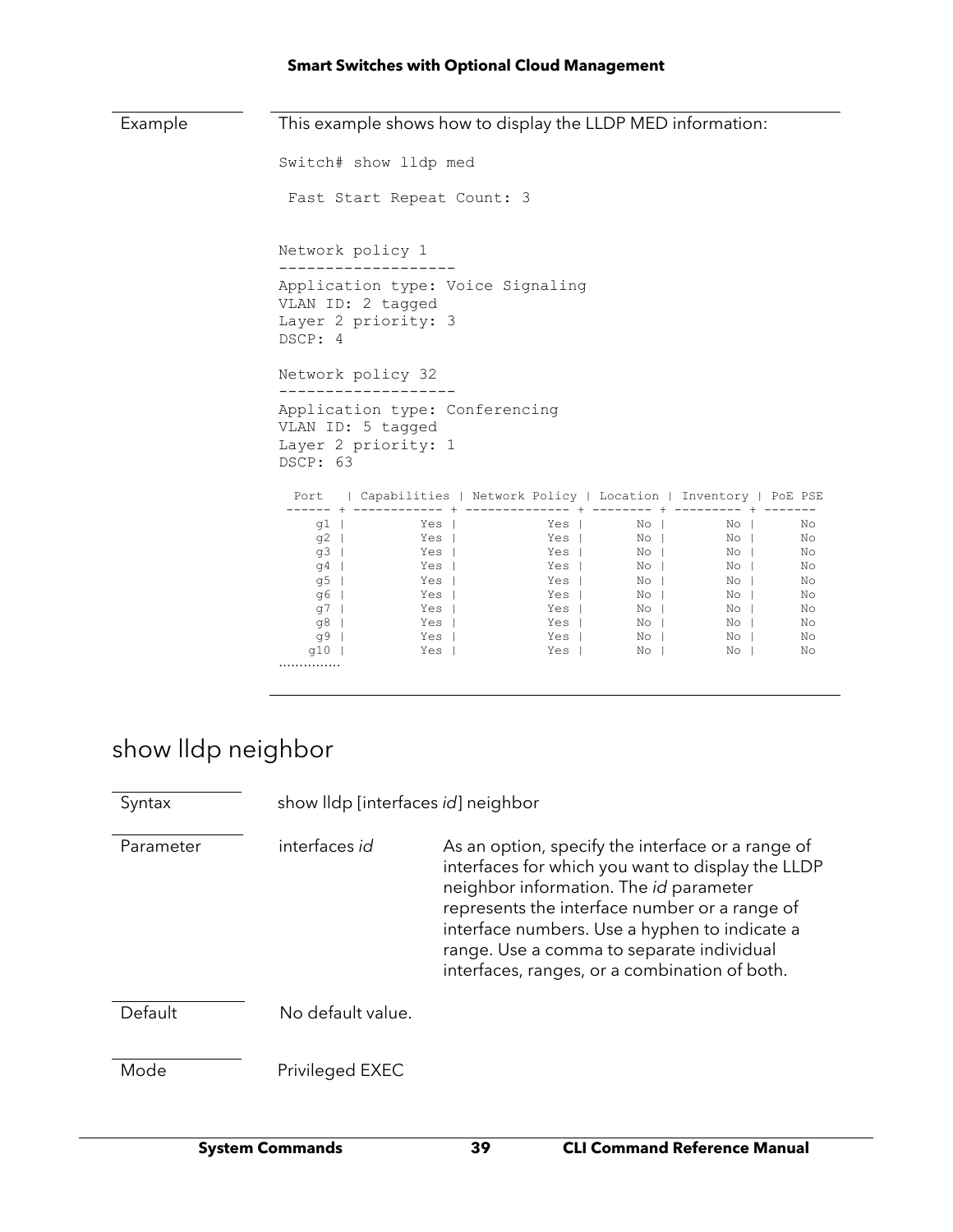| | |
|---|---|
| Example | This example shows how to display the LLDP MED information: |

```
Switch# show lldp med

 Fast Start Repeat Count: 3


Network policy 1
-------------------
Application type: Voice Signaling
VLAN ID: 2 tagged
Layer 2 priority: 3
DSCP: 4

Network policy 32
-------------------
Application type: Conferencing
VLAN ID: 5 tagged
Layer 2 priority: 1
DSCP: 63

  Port   | Capabilities | Network Policy | Location | Inventory | PoE PSE
 ------ + ------------ + -------------- + -------- + --------- + -------
    g1 |          Yes |            Yes |       No |        No |      No
    g2 |          Yes |            Yes |       No |        No |      No
    g3 |          Yes |            Yes |       No |        No |      No
    g4 |          Yes |            Yes |       No |        No |      No
    g5 |          Yes |            Yes |       No |        No |      No
    g6 |          Yes |            Yes |       No |        No |      No
    g7 |          Yes |            Yes |       No |        No |      No
    g8 |          Yes |            Yes |       No |        No |      No
    g9 |          Yes |            Yes |       No |        No |      No
   g10 |          Yes |            Yes |       No |        No |      No
..............
```

## show lldp neighbor

| | | |
|---|---|---|
| Syntax | show lldp [interfaces *id*] neighbor | |
| Parameter | interfaces *id* | As an option, specify the interface or a range of interfaces for which you want to display the LLDP neighbor information. The *id* parameter represents the interface number or a range of interface numbers. Use a hyphen to indicate a range. Use a comma to separate individual interfaces, ranges, or a combination of both. |
| Default | No default value. | |
| Mode | Privileged EXEC | |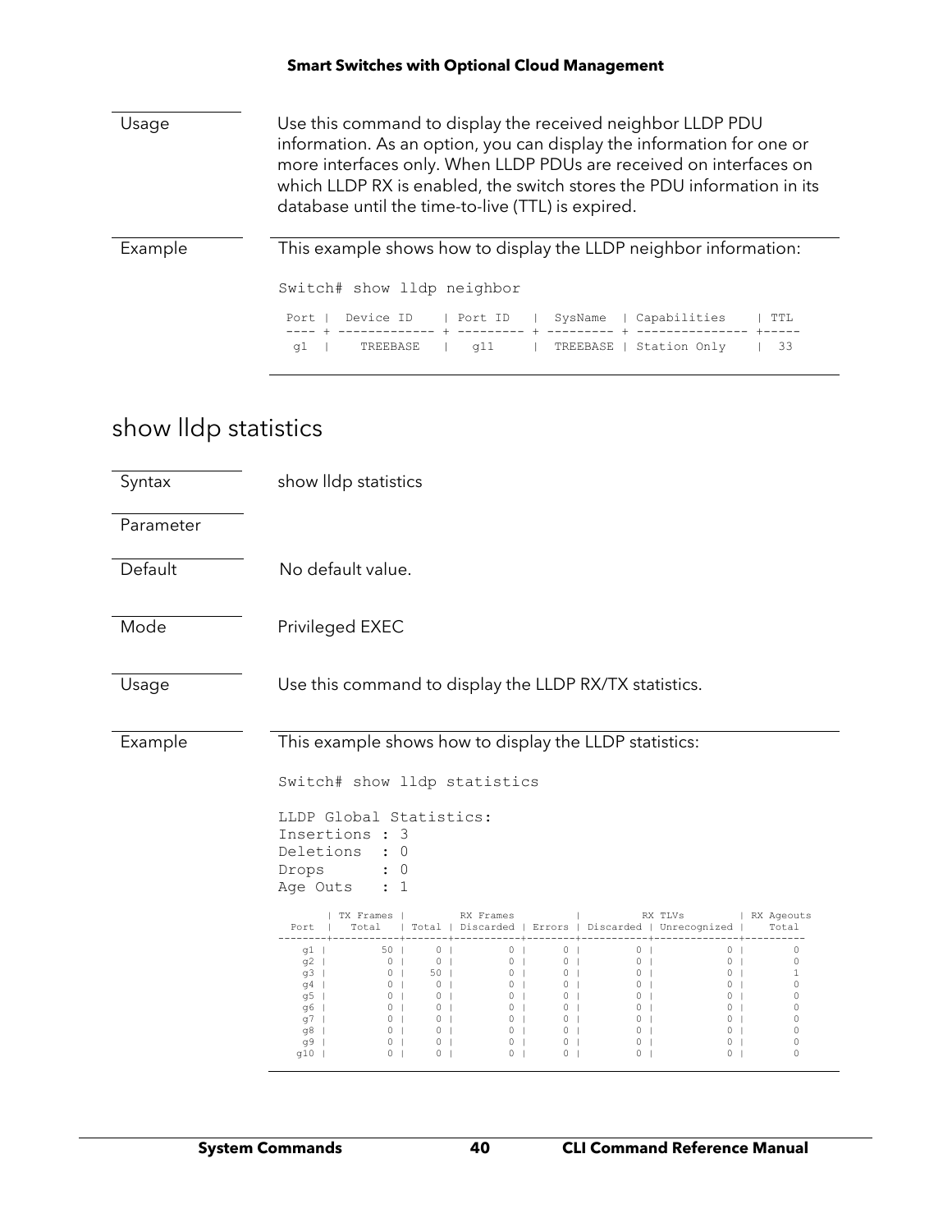Usage

Use this command to display the received neighbor LLDP PDU information. As an option, you can display the information for one or more interfaces only. When LLDP PDUs are received on interfaces on which LLDP RX is enabled, the switch stores the PDU information in its database until the time-to-live (TTL) is expired.

Example

This example shows how to display the LLDP neighbor information:

```
Switch# show lldp neighbor

 Port |  Device ID    | Port ID   |  SysName  | Capabilities    | TTL
 ---- + ------------- + --------- + --------- + --------------- +-----
  g1  |    TREEBASE   |   g11     |  TREEBASE | Station Only    |  33
```

## show lldp statistics

Syntax

show lldp statistics

Parameter

Default

No default value.

Mode

Privileged EXEC

Usage

Use this command to display the LLDP RX/TX statistics.

Example

This example shows how to display the LLDP statistics:

```
Switch# show lldp statistics

LLDP Global Statistics:
Insertions : 3
Deletions  : 0
Drops      : 0
Age Outs   : 1

        | TX Frames |         RX Frames          |          RX TLVs          | RX Ageouts
  Port  |   Total   | Total | Discarded | Errors | Discarded | Unrecognized |   Total
--------+-----------+-------+-----------+--------+-----------+--------------+----------
    g1  |        50 |     0 |         0 |      0 |         0 |            0 |        0
    g2  |         0 |     0 |         0 |      0 |         0 |            0 |        0
    g3  |         0 |    50 |         0 |      0 |         0 |            0 |        1
    g4  |         0 |     0 |         0 |      0 |         0 |            0 |        0
    g5  |         0 |     0 |         0 |      0 |         0 |            0 |        0
    g6  |         0 |     0 |         0 |      0 |         0 |            0 |        0
    g7  |         0 |     0 |         0 |      0 |         0 |            0 |        0
    g8  |         0 |     0 |         0 |      0 |         0 |            0 |        0
    g9  |         0 |     0 |         0 |      0 |         0 |            0 |        0
   g10  |         0 |     0 |         0 |      0 |         0 |            0 |        0
```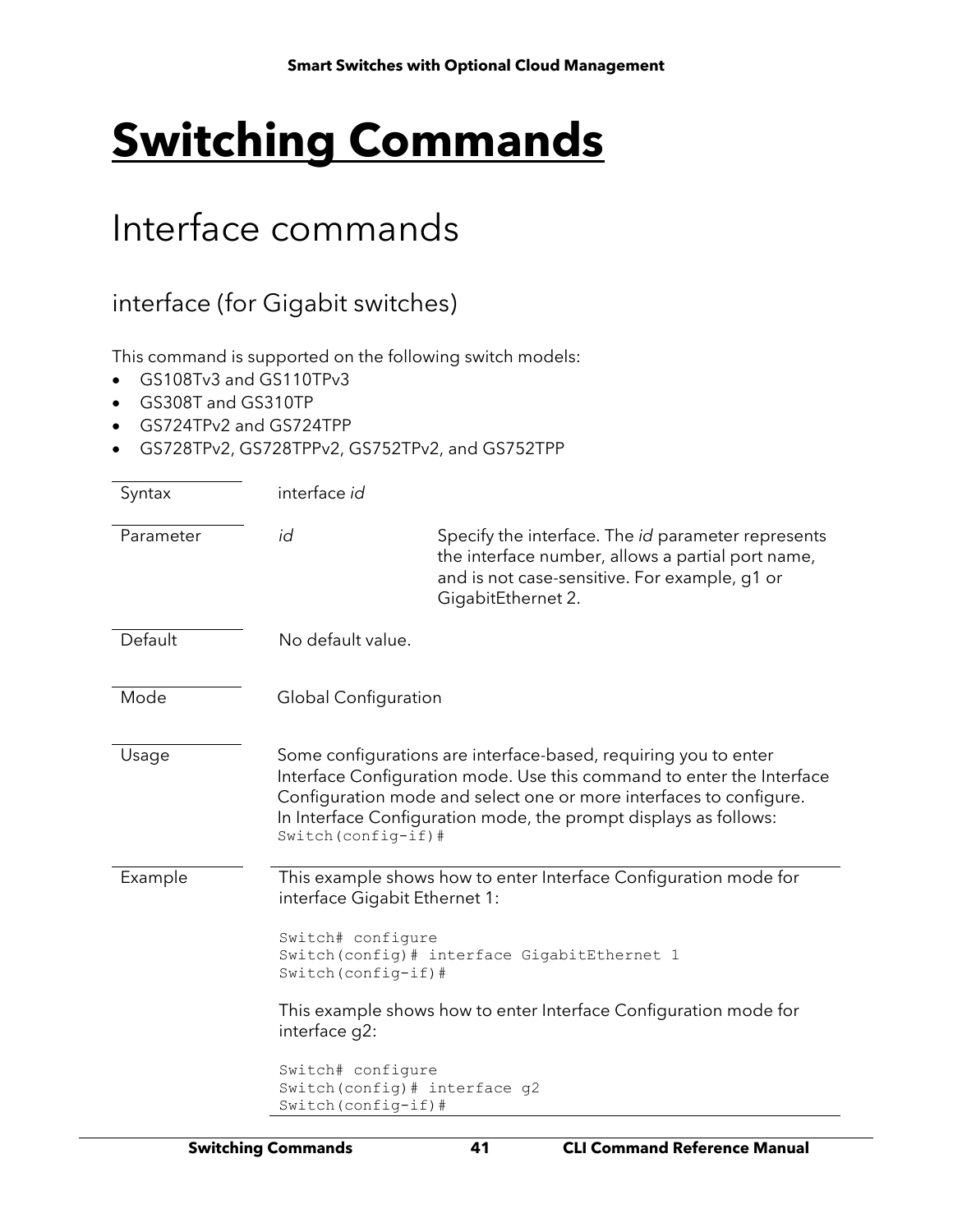# Switching Commands

## Interface commands

### interface (for Gigabit switches)

This command is supported on the following switch models:

- GS108Tv3 and GS110TPv3
- GS308T and GS310TP
- GS724TPv2 and GS724TPP
- GS728TPv2, GS728TPPv2, GS752TPv2, and GS752TPP

| | | |
|---|---|---|
| Syntax | interface *id* | |
| Parameter | *id* | Specify the interface. The *id* parameter represents the interface number, allows a partial port name, and is not case-sensitive. For example, g1 or GigabitEthernet 2. |
| Default | No default value. | |
| Mode | Global Configuration | |
| Usage | Some configurations are interface-based, requiring you to enter Interface Configuration mode. Use this command to enter the Interface Configuration mode and select one or more interfaces to configure. In Interface Configuration mode, the prompt displays as follows: `Switch(config-if)#` | |
| Example | This example shows how to enter Interface Configuration mode for interface Gigabit Ethernet 1: | |

```
Switch# configure
Switch(config)# interface GigabitEthernet 1
Switch(config-if)#
```

This example shows how to enter Interface Configuration mode for interface g2:

```
Switch# configure
Switch(config)# interface g2
Switch(config-if)#
```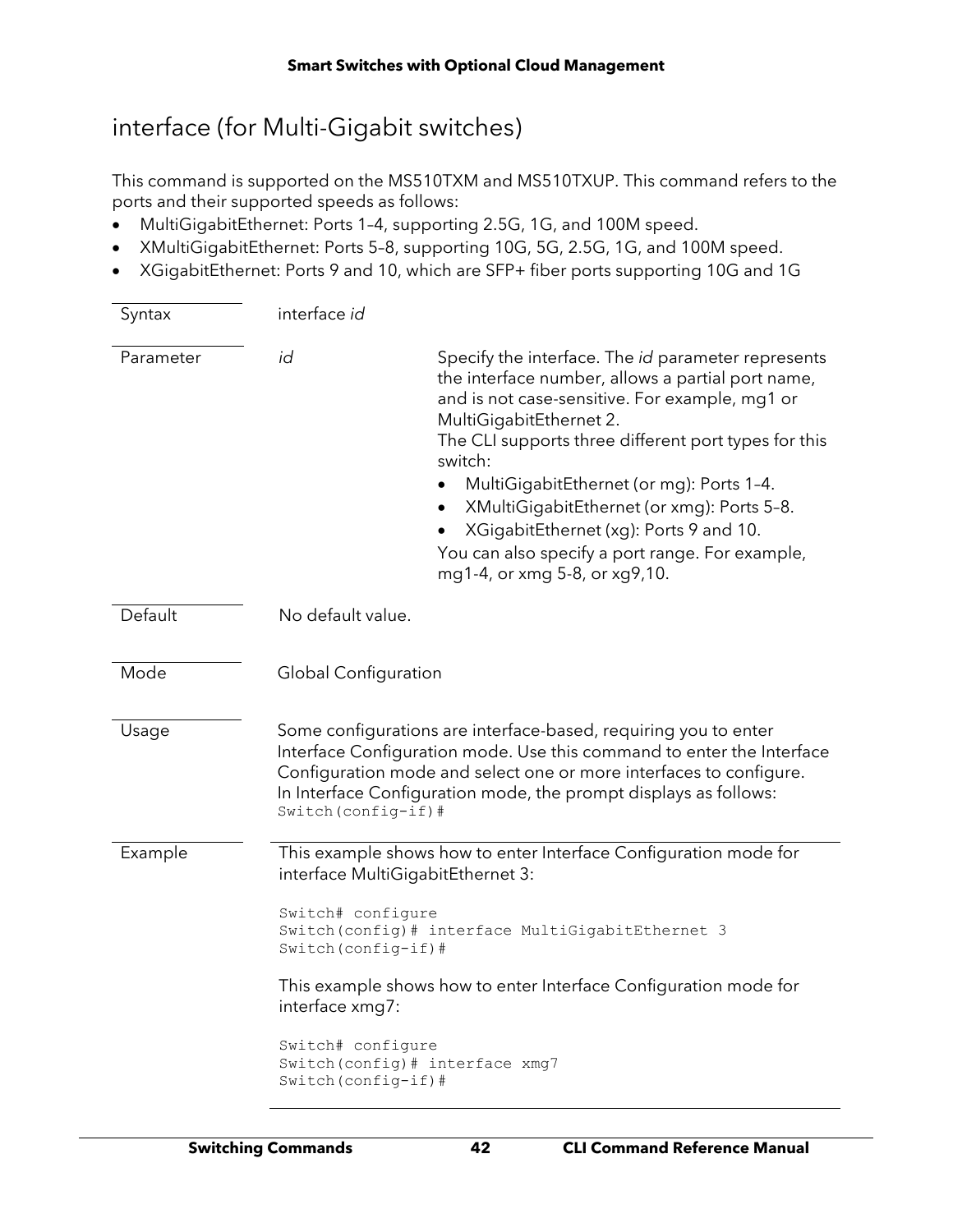## interface (for Multi-Gigabit switches)

This command is supported on the MS510TXM and MS510TXUP. This command refers to the ports and their supported speeds as follows:

- MultiGigabitEthernet: Ports 1–4, supporting 2.5G, 1G, and 100M speed.
- XMultiGigabitEthernet: Ports 5–8, supporting 10G, 5G, 2.5G, 1G, and 100M speed.
- XGigabitEthernet: Ports 9 and 10, which are SFP+ fiber ports supporting 10G and 1G

| | | |
|---|---|---|
| Syntax | interface *id* | |
| Parameter | *id* | Specify the interface. The *id* parameter represents the interface number, allows a partial port name, and is not case-sensitive. For example, mg1 or MultiGigabitEthernet 2.<br>The CLI supports three different port types for this switch:<br>• MultiGigabitEthernet (or mg): Ports 1–4.<br>• XMultiGigabitEthernet (or xmg): Ports 5–8.<br>• XGigabitEthernet (xg): Ports 9 and 10.<br>You can also specify a port range. For example, mg1-4, or xmg 5-8, or xg9,10. |
| Default | No default value. | |
| Mode | Global Configuration | |
| Usage | Some configurations are interface-based, requiring you to enter Interface Configuration mode. Use this command to enter the Interface Configuration mode and select one or more interfaces to configure.<br>In Interface Configuration mode, the prompt displays as follows:<br>`Switch(config-if)#` | |

**Example**

This example shows how to enter Interface Configuration mode for interface MultiGigabitEthernet 3:

```
Switch# configure
Switch(config)# interface MultiGigabitEthernet 3
Switch(config-if)#
```

This example shows how to enter Interface Configuration mode for interface xmg7:

```
Switch# configure
Switch(config)# interface xmg7
Switch(config-if)#
```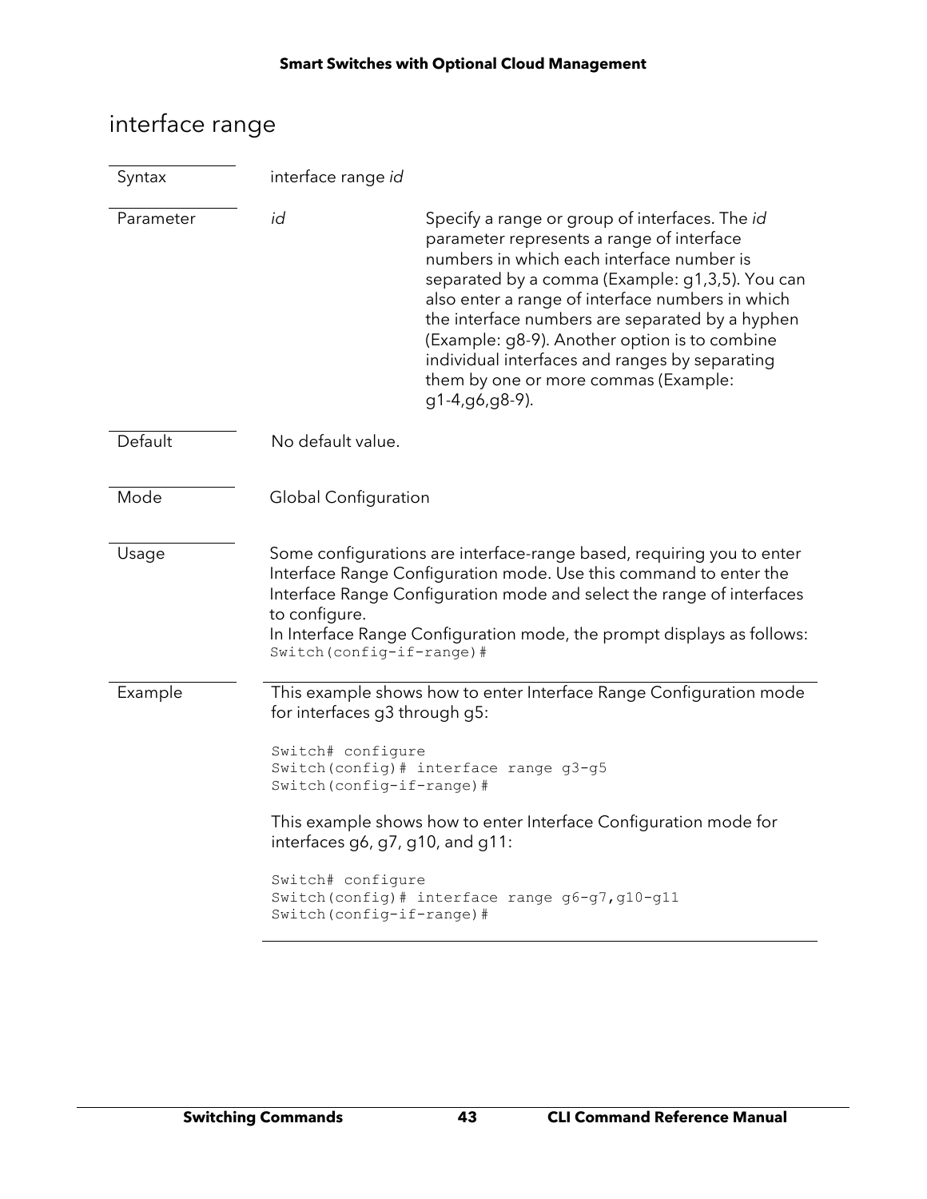## interface range

| | | |
|---|---|---|
| Syntax | interface range *id* | |
| Parameter | *id* | Specify a range or group of interfaces. The *id* parameter represents a range of interface numbers in which each interface number is separated by a comma (Example: g1,3,5). You can also enter a range of interface numbers in which the interface numbers are separated by a hyphen (Example: g8-9). Another option is to combine individual interfaces and ranges by separating them by one or more commas (Example: g1-4,g6,g8-9). |
| Default | No default value. | |
| Mode | Global Configuration | |
| Usage | Some configurations are interface-range based, requiring you to enter Interface Range Configuration mode. Use this command to enter the Interface Range Configuration mode and select the range of interfaces to configure.<br>In Interface Range Configuration mode, the prompt displays as follows:<br>`Switch(config-if-range)#` | |

**Example**

This example shows how to enter Interface Range Configuration mode for interfaces g3 through g5:

```
Switch# configure
Switch(config)# interface range g3-g5
Switch(config-if-range)#
```

This example shows how to enter Interface Configuration mode for interfaces g6, g7, g10, and g11:

```
Switch# configure
Switch(config)# interface range g6-g7,g10-g11
Switch(config-if-range)#
```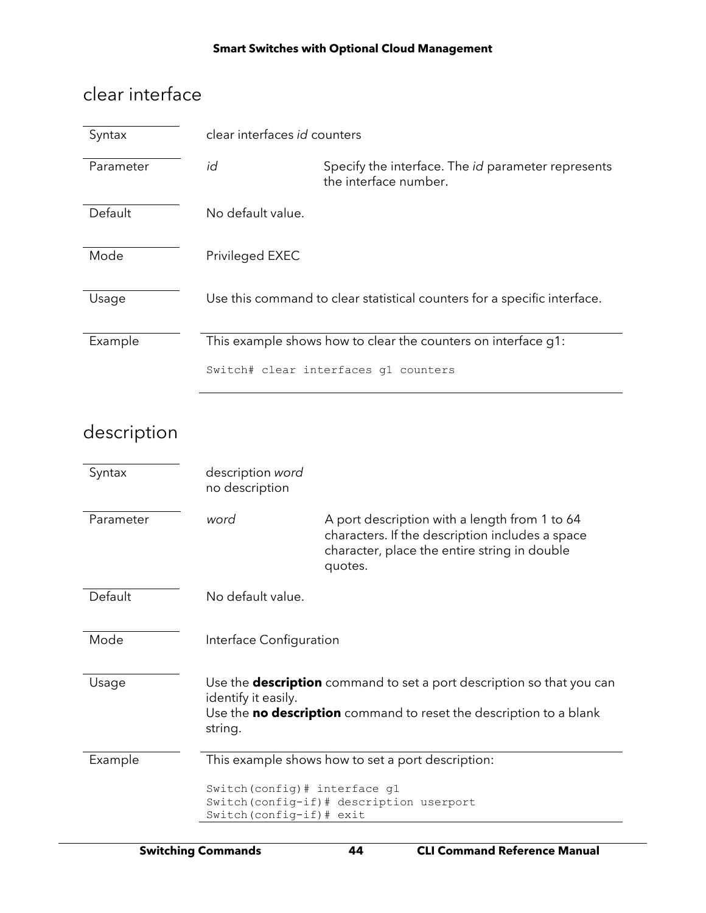## clear interface

| | | |
|---|---|---|
| Syntax | clear interfaces *id* counters | |
| Parameter | *id* | Specify the interface. The *id* parameter represents the interface number. |
| Default | No default value. | |
| Mode | Privileged EXEC | |
| Usage | Use this command to clear statistical counters for a specific interface. | |
| Example | This example shows how to clear the counters on interface g1: | |

```
Switch# clear interfaces g1 counters
```

## description

| | | |
|---|---|---|
| Syntax | description *word*<br>no description | |
| Parameter | *word* | A port description with a length from 1 to 64 characters. If the description includes a space character, place the entire string in double quotes. |
| Default | No default value. | |
| Mode | Interface Configuration | |
| Usage | Use the **description** command to set a port description so that you can identify it easily.<br>Use the **no description** command to reset the description to a blank string. | |
| Example | This example shows how to set a port description: | |

```
Switch(config)# interface g1
Switch(config-if)# description userport
Switch(config-if)# exit
```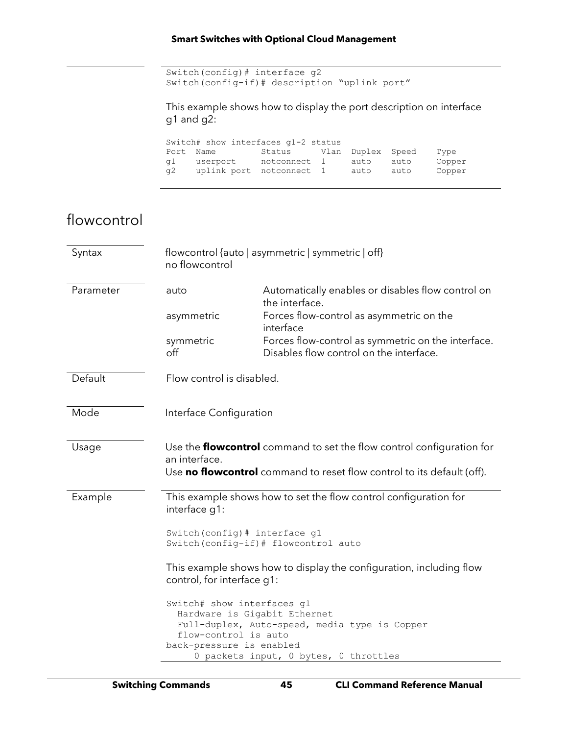```
Switch(config)# interface g2
Switch(config-if)# description "uplink port"
```

This example shows how to display the port description on interface g1 and g2:

```
Switch# show interfaces g1-2 status
Port  Name         Status      Vlan  Duplex  Speed    Type
g1    userport     notconnect  1     auto    auto     Copper
g2    uplink port  notconnect  1     auto    auto     Copper
```

## flowcontrol

**Syntax**

flowcontrol {auto | asymmetric | symmetric | off}
no flowcontrol

**Parameter**

| | |
|---|---|
| auto | Automatically enables or disables flow control on the interface. |
| asymmetric | Forces flow-control as asymmetric on the interface |
| symmetric | Forces flow-control as symmetric on the interface. |
| off | Disables flow control on the interface. |

**Default**

Flow control is disabled.

**Mode**

Interface Configuration

**Usage**

Use the **flowcontrol** command to set the flow control configuration for an interface.
Use **no flowcontrol** command to reset flow control to its default (off).

**Example**

This example shows how to set the flow control configuration for interface g1:

```
Switch(config)# interface g1
Switch(config-if)# flowcontrol auto
```

This example shows how to display the configuration, including flow control, for interface g1:

```
Switch# show interfaces g1
  Hardware is Gigabit Ethernet
  Full-duplex, Auto-speed, media type is Copper
  flow-control is auto
back-pressure is enabled
     0 packets input, 0 bytes, 0 throttles
```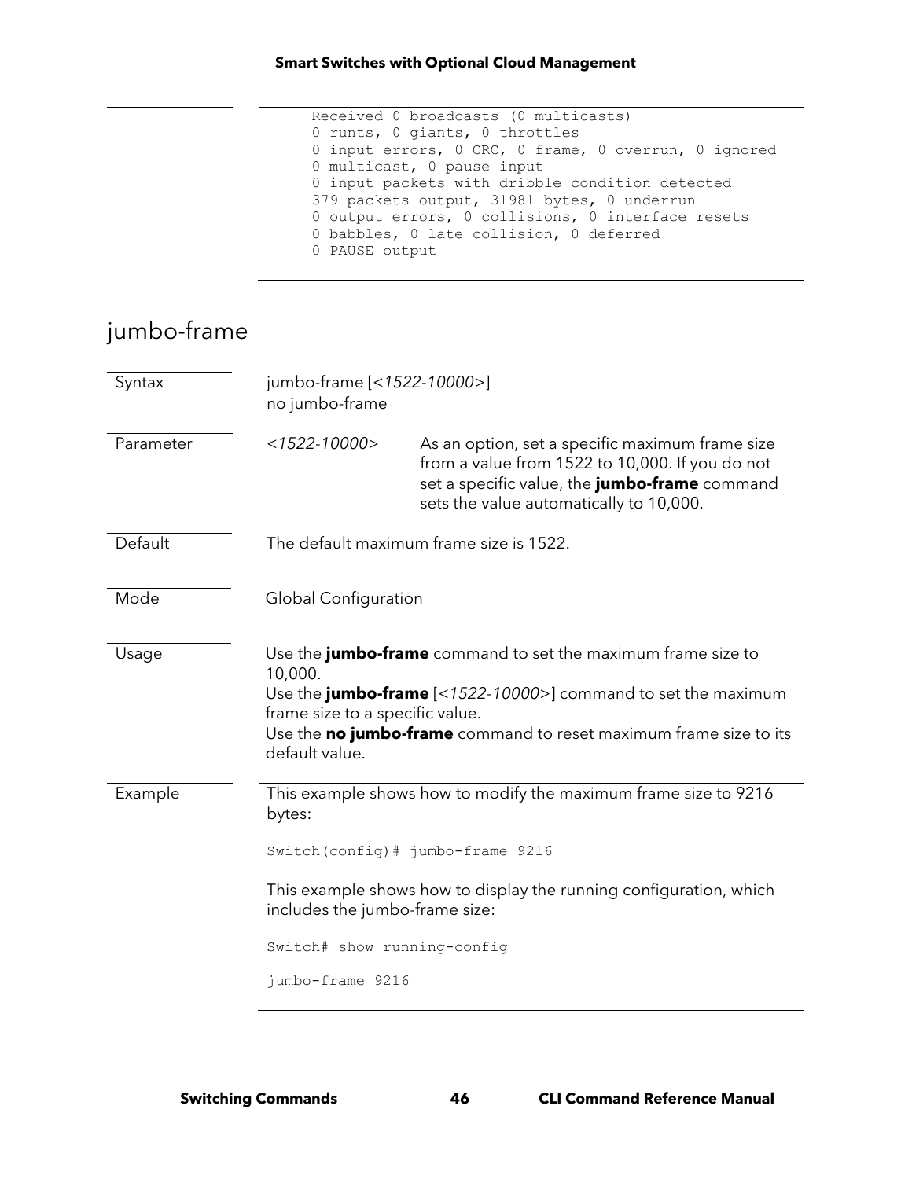```
Received 0 broadcasts (0 multicasts)
0 runts, 0 giants, 0 throttles
0 input errors, 0 CRC, 0 frame, 0 overrun, 0 ignored
0 multicast, 0 pause input
0 input packets with dribble condition detected
379 packets output, 31981 bytes, 0 underrun
0 output errors, 0 collisions, 0 interface resets
0 babbles, 0 late collision, 0 deferred
0 PAUSE output
```

## jumbo-frame

**Syntax**

jumbo-frame [*<1522-10000>*]
no jumbo-frame

**Parameter**

| | |
|---|---|
| *<1522-10000>* | As an option, set a specific maximum frame size from a value from 1522 to 10,000. If you do not set a specific value, the **jumbo-frame** command sets the value automatically to 10,000. |

**Default**

The default maximum frame size is 1522.

**Mode**

Global Configuration

**Usage**

Use the **jumbo-frame** command to set the maximum frame size to 10,000.
Use the **jumbo-frame** [*<1522-10000>*] command to set the maximum frame size to a specific value.
Use the **no jumbo-frame** command to reset maximum frame size to its default value.

**Example**

This example shows how to modify the maximum frame size to 9216 bytes:

```
Switch(config)# jumbo-frame 9216
```

This example shows how to display the running configuration, which includes the jumbo-frame size:

```
Switch# show running-config

jumbo-frame 9216
```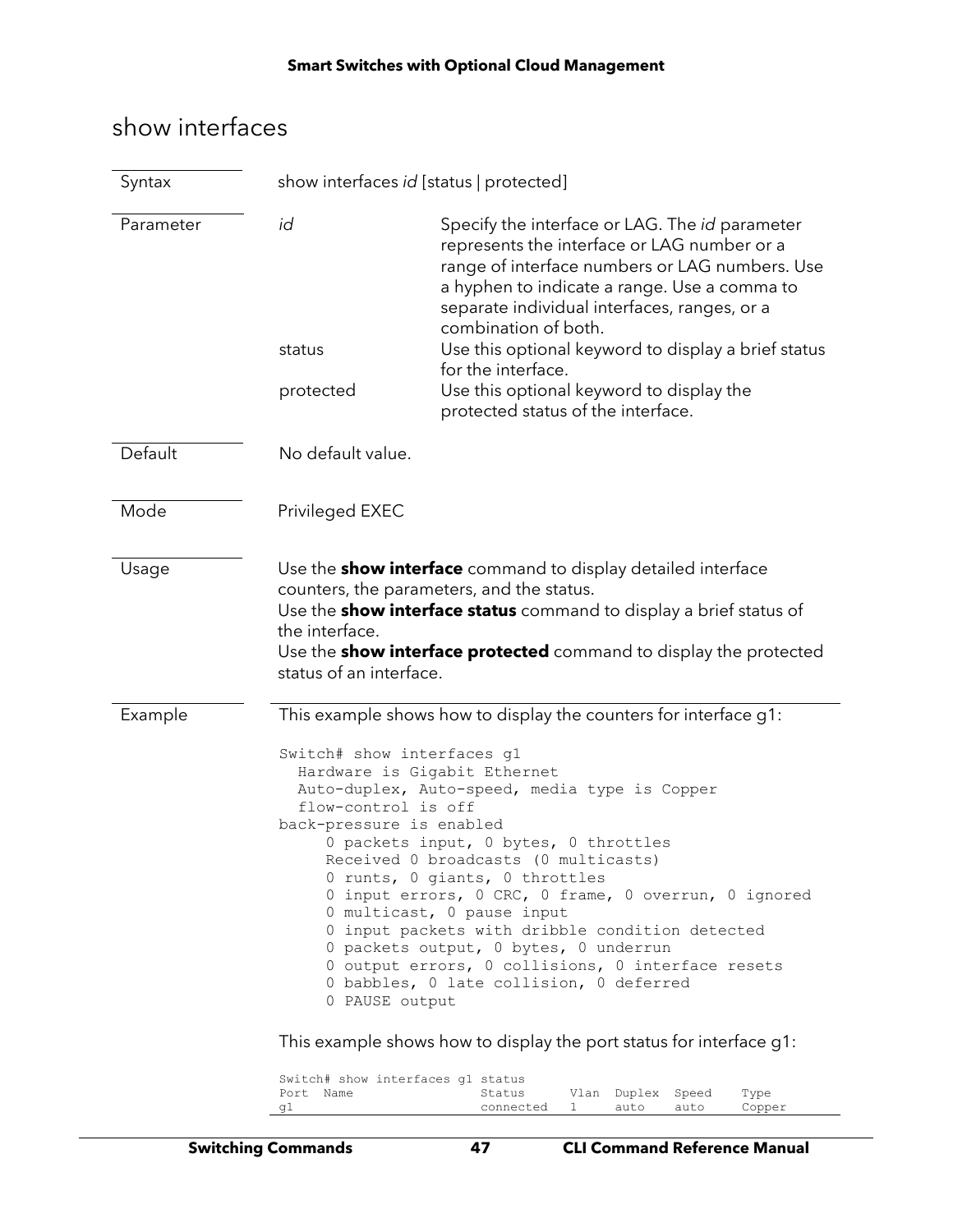## show interfaces

**Syntax**

show interfaces *id* [status | protected]

**Parameter**

| Parameter | Description |
|---|---|
| *id* | Specify the interface or LAG. The *id* parameter represents the interface or LAG number or a range of interface numbers or LAG numbers. Use a hyphen to indicate a range. Use a comma to separate individual interfaces, ranges, or a combination of both. |
| status | Use this optional keyword to display a brief status for the interface. |
| protected | Use this optional keyword to display the protected status of the interface. |

**Default**

No default value.

**Mode**

Privileged EXEC

**Usage**

Use the **show interface** command to display detailed interface counters, the parameters, and the status.
Use the **show interface status** command to display a brief status of the interface.
Use the **show interface protected** command to display the protected status of an interface.

**Example**

This example shows how to display the counters for interface g1:

```
Switch# show interfaces g1
  Hardware is Gigabit Ethernet
  Auto-duplex, Auto-speed, media type is Copper
  flow-control is off
back-pressure is enabled
     0 packets input, 0 bytes, 0 throttles
     Received 0 broadcasts (0 multicasts)
     0 runts, 0 giants, 0 throttles
     0 input errors, 0 CRC, 0 frame, 0 overrun, 0 ignored
     0 multicast, 0 pause input
     0 input packets with dribble condition detected
     0 packets output, 0 bytes, 0 underrun
     0 output errors, 0 collisions, 0 interface resets
     0 babbles, 0 late collision, 0 deferred
     0 PAUSE output
```

This example shows how to display the port status for interface g1:

```
Switch# show interfaces g1 status
Port  Name                     Status     Vlan  Duplex  Speed    Type
g1                             connected  1     auto    auto     Copper
```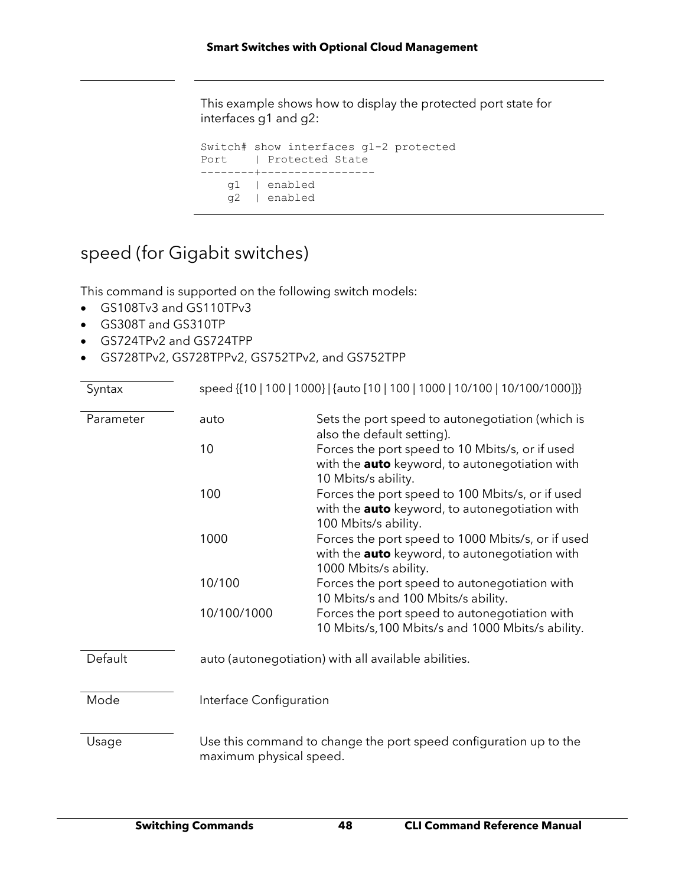This example shows how to display the protected port state for interfaces g1 and g2:

```
Switch# show interfaces g1-2 protected
Port    | Protected State
--------+-----------------
    g1  | enabled
    g2  | enabled
```

## speed (for Gigabit switches)

This command is supported on the following switch models:

- GS108Tv3 and GS110TPv3
- GS308T and GS310TP
- GS724TPv2 and GS724TPP
- GS728TPv2, GS728TPPv2, GS752TPv2, and GS752TPP

| | | |
|---|---|---|
| Syntax | speed {{10 \| 100 \| 1000} \| {auto [10 \| 100 \| 1000 \| 10/100 \| 10/100/1000]}} | |
| Parameter | auto | Sets the port speed to autonegotiation (which is also the default setting). |
| | 10 | Forces the port speed to 10 Mbits/s, or if used with the **auto** keyword, to autonegotiation with 10 Mbits/s ability. |
| | 100 | Forces the port speed to 100 Mbits/s, or if used with the **auto** keyword, to autonegotiation with 100 Mbits/s ability. |
| | 1000 | Forces the port speed to 1000 Mbits/s, or if used with the **auto** keyword, to autonegotiation with 1000 Mbits/s ability. |
| | 10/100 | Forces the port speed to autonegotiation with 10 Mbits/s and 100 Mbits/s ability. |
| | 10/100/1000 | Forces the port speed to autonegotiation with 10 Mbits/s,100 Mbits/s and 1000 Mbits/s ability. |
| Default | auto (autonegotiation) with all available abilities. | |
| Mode | Interface Configuration | |
| Usage | Use this command to change the port speed configuration up to the maximum physical speed. | |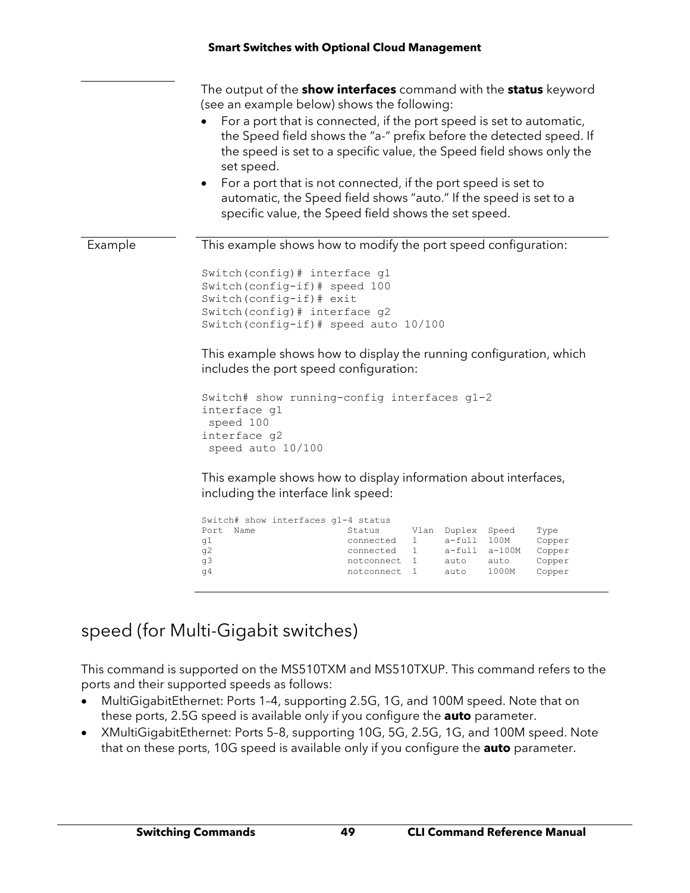The output of the **show interfaces** command with the **status** keyword (see an example below) shows the following:

- For a port that is connected, if the port speed is set to automatic, the Speed field shows the "a-" prefix before the detected speed. If the speed is set to a specific value, the Speed field shows only the set speed.
- For a port that is not connected, if the port speed is set to automatic, the Speed field shows "auto." If the speed is set to a specific value, the Speed field shows the set speed.

Example

This example shows how to modify the port speed configuration:

```
Switch(config)# interface g1
Switch(config-if)# speed 100
Switch(config-if)# exit
Switch(config)# interface g2
Switch(config-if)# speed auto 10/100
```

This example shows how to display the running configuration, which includes the port speed configuration:

```
Switch# show running-config interfaces g1-2
interface g1
 speed 100
interface g2
 speed auto 10/100
```

This example shows how to display information about interfaces, including the interface link speed:

```
Switch# show interfaces g1-4 status
Port  Name                 Status      Vlan  Duplex  Speed    Type
g1                         connected   1     a-full  100M     Copper
g2                         connected   1     a-full  a-100M   Copper
g3                         notconnect  1     auto    auto     Copper
g4                         notconnect  1     auto    1000M    Copper
```

## speed (for Multi-Gigabit switches)

This command is supported on the MS510TXM and MS510TXUP. This command refers to the ports and their supported speeds as follows:

- MultiGigabitEthernet: Ports 1–4, supporting 2.5G, 1G, and 100M speed. Note that on these ports, 2.5G speed is available only if you configure the **auto** parameter.
- XMultiGigabitEthernet: Ports 5–8, supporting 10G, 5G, 2.5G, 1G, and 100M speed. Note that on these ports, 10G speed is available only if you configure the **auto** parameter.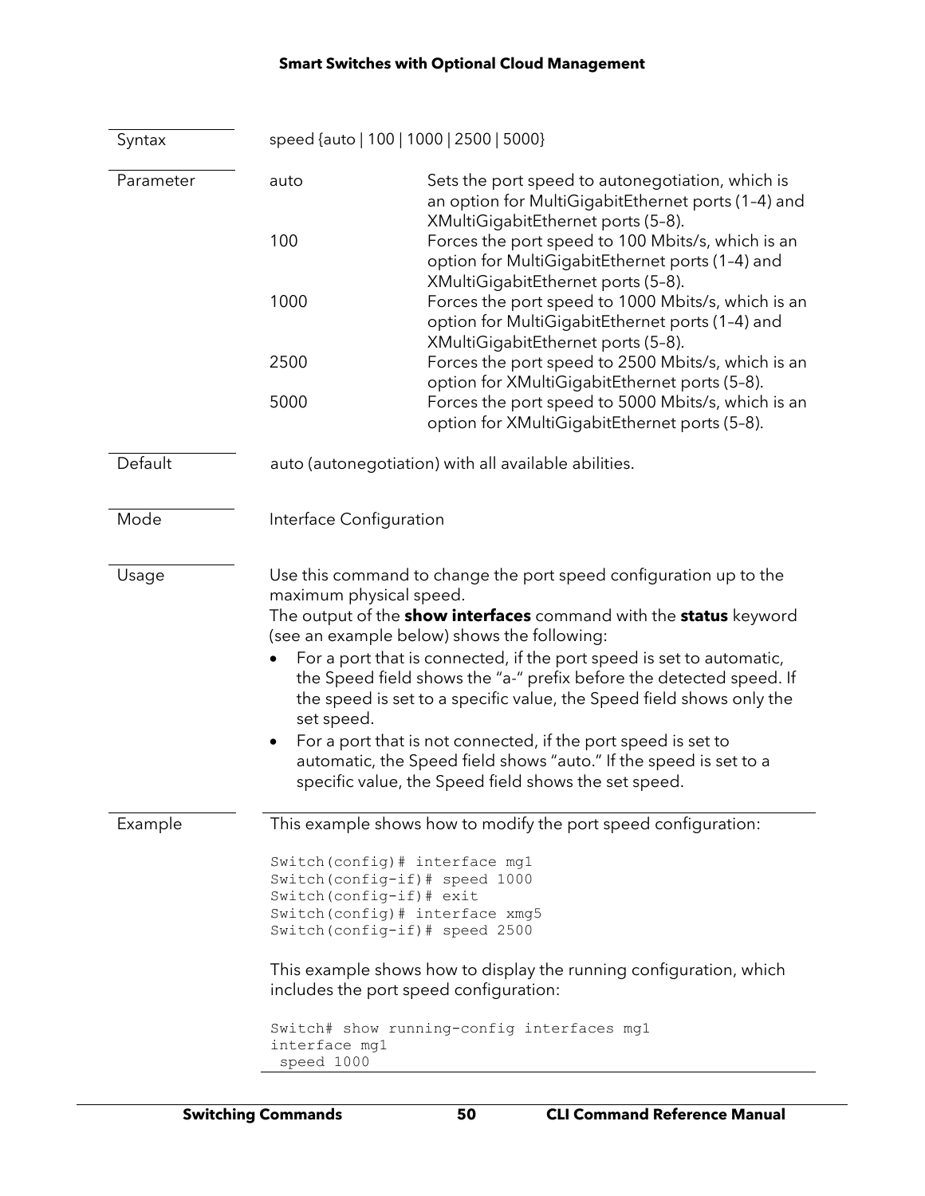| | | |
|---|---|---|
| Syntax | speed {auto \| 100 \| 1000 \| 2500 \| 5000} | |
| Parameter | auto | Sets the port speed to autonegotiation, which is an option for MultiGigabitEthernet ports (1–4) and XMultiGigabitEthernet ports (5–8). |
| | 100 | Forces the port speed to 100 Mbits/s, which is an option for MultiGigabitEthernet ports (1–4) and XMultiGigabitEthernet ports (5–8). |
| | 1000 | Forces the port speed to 1000 Mbits/s, which is an option for MultiGigabitEthernet ports (1–4) and XMultiGigabitEthernet ports (5–8). |
| | 2500 | Forces the port speed to 2500 Mbits/s, which is an option for XMultiGigabitEthernet ports (5–8). |
| | 5000 | Forces the port speed to 5000 Mbits/s, which is an option for XMultiGigabitEthernet ports (5–8). |
| Default | auto (autonegotiation) with all available abilities. | |
| Mode | Interface Configuration | |

**Usage**

Use this command to change the port speed configuration up to the maximum physical speed.

The output of the **show interfaces** command with the **status** keyword (see an example below) shows the following:

- For a port that is connected, if the port speed is set to automatic, the Speed field shows the "a-" prefix before the detected speed. If the speed is set to a specific value, the Speed field shows only the set speed.
- For a port that is not connected, if the port speed is set to automatic, the Speed field shows "auto." If the speed is set to a specific value, the Speed field shows the set speed.

**Example**

This example shows how to modify the port speed configuration:

```
Switch(config)# interface mg1
Switch(config-if)# speed 1000
Switch(config-if)# exit
Switch(config)# interface xmg5
Switch(config-if)# speed 2500
```

This example shows how to display the running configuration, which includes the port speed configuration:

```
Switch# show running-config interfaces mg1
interface mg1
 speed 1000
```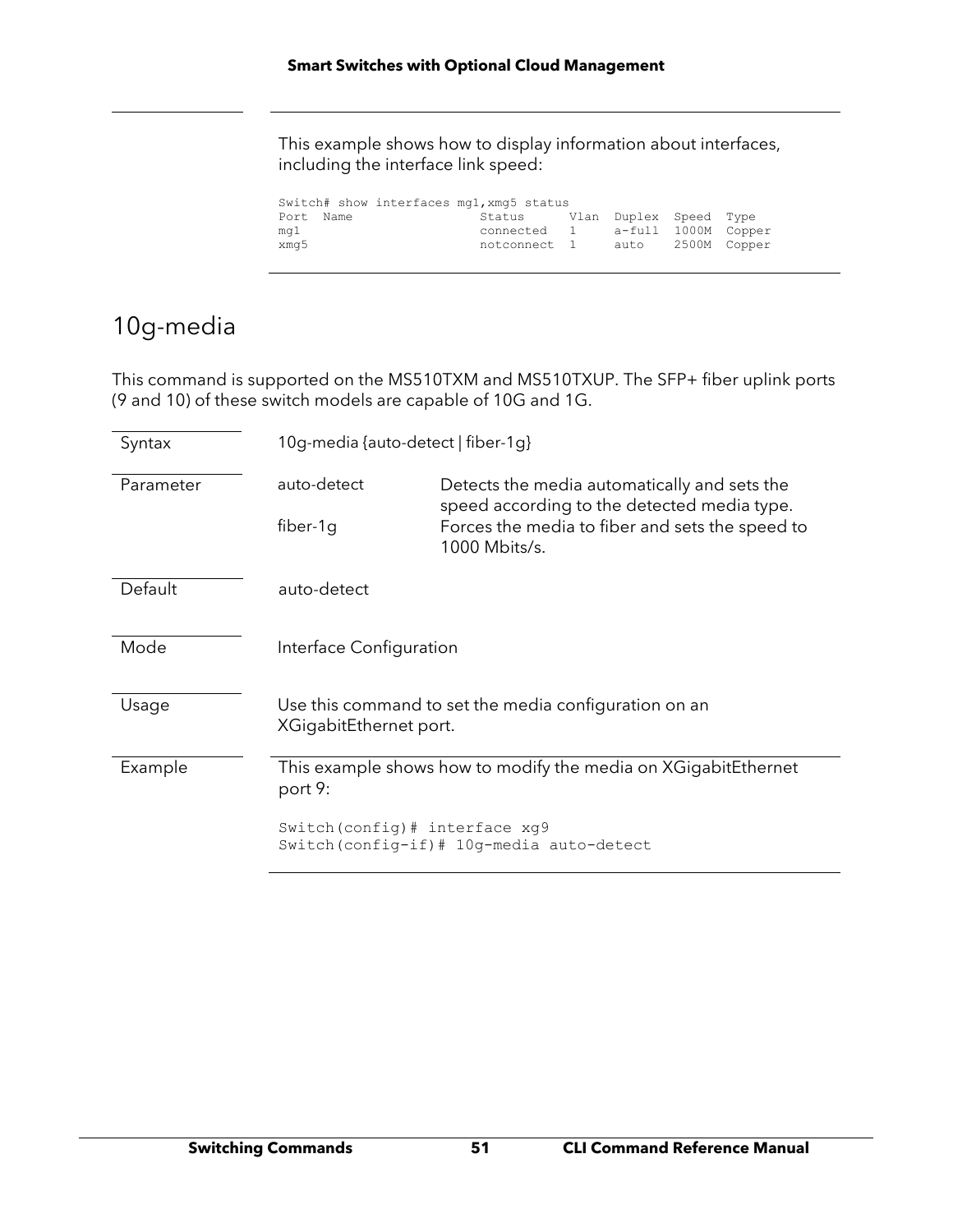This example shows how to display information about interfaces, including the interface link speed:

```
Switch# show interfaces mg1,xmg5 status
Port  Name                Status      Vlan  Duplex  Speed  Type
mg1                       connected   1     a-full  1000M  Copper
xmg5                      notconnect  1     auto    2500M  Copper
```

## 10g-media

This command is supported on the MS510TXM and MS510TXUP. The SFP+ fiber uplink ports (9 and 10) of these switch models are capable of 10G and 1G.

| | | |
|---|---|---|
| Syntax | 10g-media {auto-detect \| fiber-1g} | |
| Parameter | auto-detect | Detects the media automatically and sets the speed according to the detected media type. |
| | fiber-1g | Forces the media to fiber and sets the speed to 1000 Mbits/s. |
| Default | auto-detect | |
| Mode | Interface Configuration | |
| Usage | Use this command to set the media configuration on an XGigabitEthernet port. | |
| Example | This example shows how to modify the media on XGigabitEthernet port 9: | |

```
Switch(config)# interface xg9
Switch(config-if)# 10g-media auto-detect
```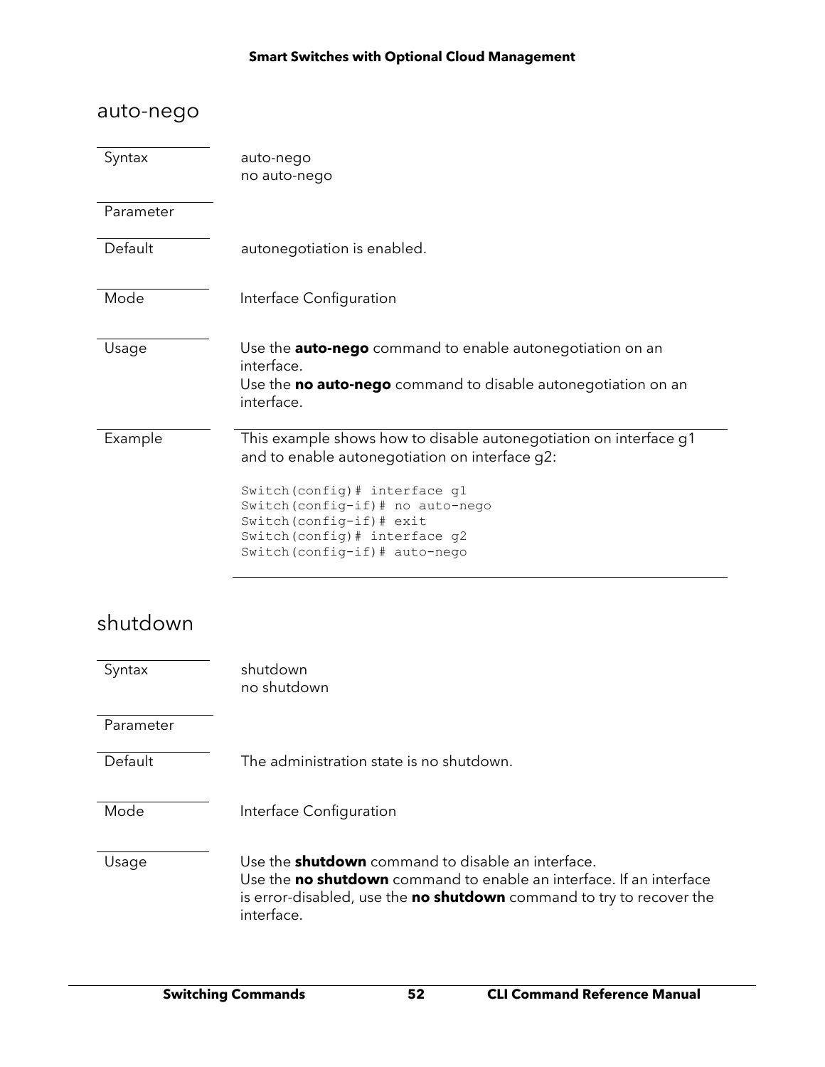## auto-nego

| | |
|---|---|
| Syntax | auto-nego<br>no auto-nego |
| Parameter | |
| Default | autonegotiation is enabled. |
| Mode | Interface Configuration |
| Usage | Use the **auto-nego** command to enable autonegotiation on an interface.<br>Use the **no auto-nego** command to disable autonegotiation on an interface. |
| Example | This example shows how to disable autonegotiation on interface g1 and to enable autonegotiation on interface g2: |

```
Switch(config)# interface g1
Switch(config-if)# no auto-nego
Switch(config-if)# exit
Switch(config)# interface g2
Switch(config-if)# auto-nego
```

## shutdown

| | |
|---|---|
| Syntax | shutdown<br>no shutdown |
| Parameter | |
| Default | The administration state is no shutdown. |
| Mode | Interface Configuration |
| Usage | Use the **shutdown** command to disable an interface.<br>Use the **no shutdown** command to enable an interface. If an interface is error-disabled, use the **no shutdown** command to try to recover the interface. |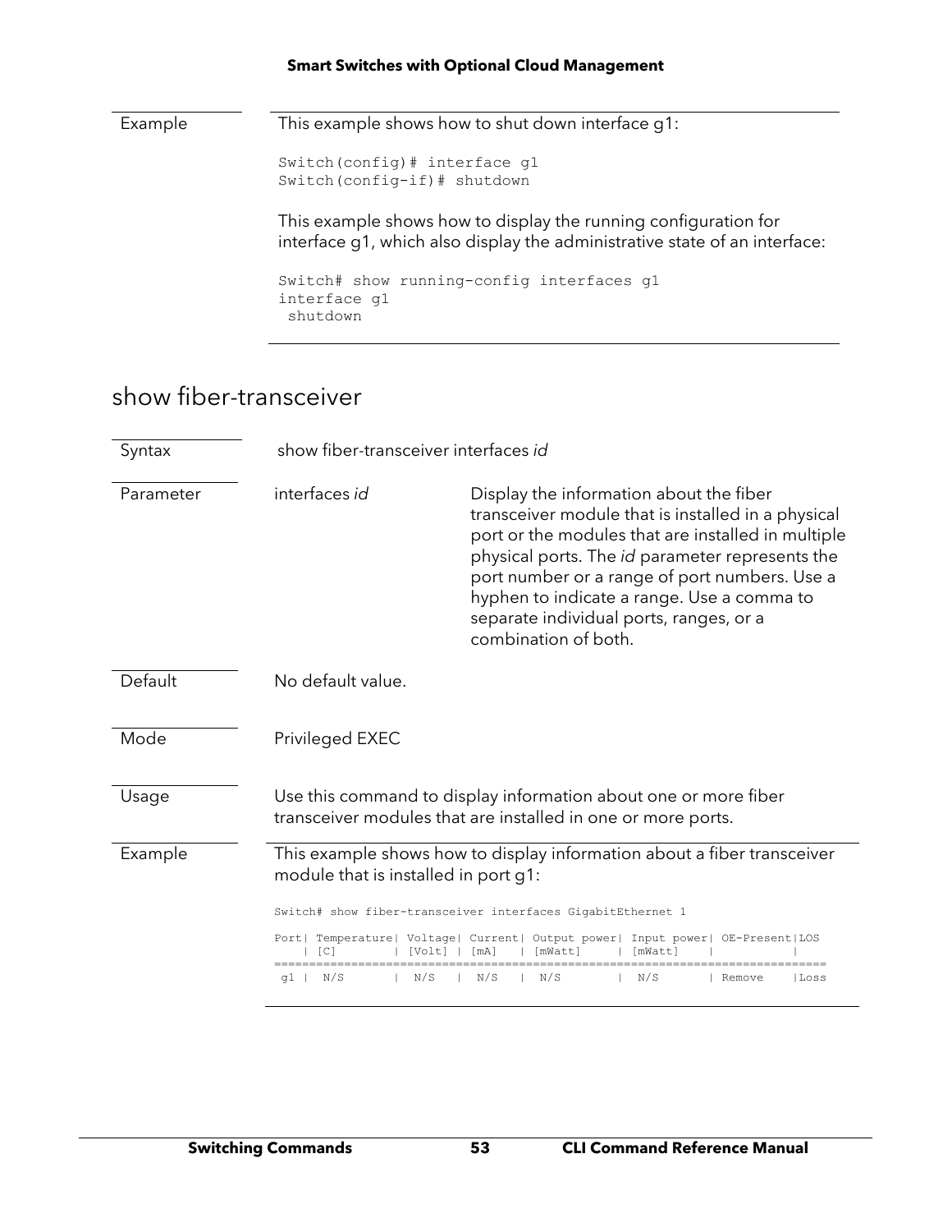**Example**

This example shows how to shut down interface g1:

```
Switch(config)# interface g1
Switch(config-if)# shutdown
```

This example shows how to display the running configuration for interface g1, which also display the administrative state of an interface:

```
Switch# show running-config interfaces g1
interface g1
 shutdown
```

## show fiber-transceiver

**Syntax**

show fiber-transceiver interfaces *id*

**Parameter**

| Parameter | Description |
|---|---|
| interfaces *id* | Display the information about the fiber transceiver module that is installed in a physical port or the modules that are installed in multiple physical ports. The *id* parameter represents the port number or a range of port numbers. Use a hyphen to indicate a range. Use a comma to separate individual ports, ranges, or a combination of both. |

**Default**

No default value.

**Mode**

Privileged EXEC

**Usage**

Use this command to display information about one or more fiber transceiver modules that are installed in one or more ports.

**Example**

This example shows how to display information about a fiber transceiver module that is installed in port g1:

```
Switch# show fiber-transceiver interfaces GigabitEthernet 1

Port| Temperature| Voltage| Current| Output power| Input power| OE-Present|LOS
    | [C]        | [Volt] | [mA]   | [mWatt]     | [mWatt]    |           |
==============================================================================
 g1 |  N/S       |  N/S   |  N/S   |  N/S        |  N/S       | Remove    |Loss
```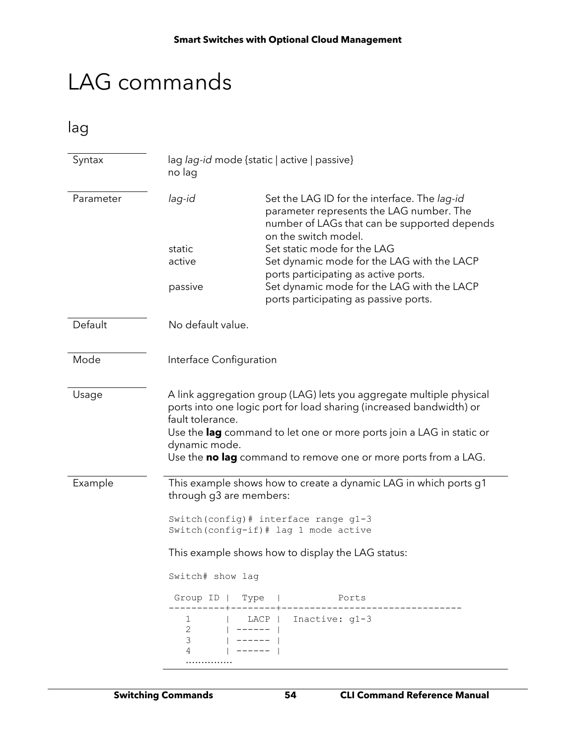# LAG commands

## lag

| | |
|---|---|
| Syntax | lag *lag-id* mode {static \| active \| passive}<br>no lag |
| Parameter | *lag-id* — Set the LAG ID for the interface. The *lag-id* parameter represents the LAG number. The number of LAGs that can be supported depends on the switch model.<br>static — Set static mode for the LAG<br>active — Set dynamic mode for the LAG with the LACP ports participating as active ports.<br>passive — Set dynamic mode for the LAG with the LACP ports participating as passive ports. |
| Default | No default value. |
| Mode | Interface Configuration |
| Usage | A link aggregation group (LAG) lets you aggregate multiple physical ports into one logic port for load sharing (increased bandwidth) or fault tolerance.<br>Use the **lag** command to let one or more ports join a LAG in static or dynamic mode.<br>Use the **no lag** command to remove one or more ports from a LAG. |

**Example**

This example shows how to create a dynamic LAG in which ports g1 through g3 are members:

```
Switch(config)# interface range g1-3
Switch(config-if)# lag 1 mode active
```

This example shows how to display the LAG status:

```
Switch# show lag

 Group ID |  Type  |           Ports
----------+--------+--------------------------------
   1      |   LACP |  Inactive: g1-3
   2      | ------ |
   3      | ------ |
   4      | ------ |
   ..............
```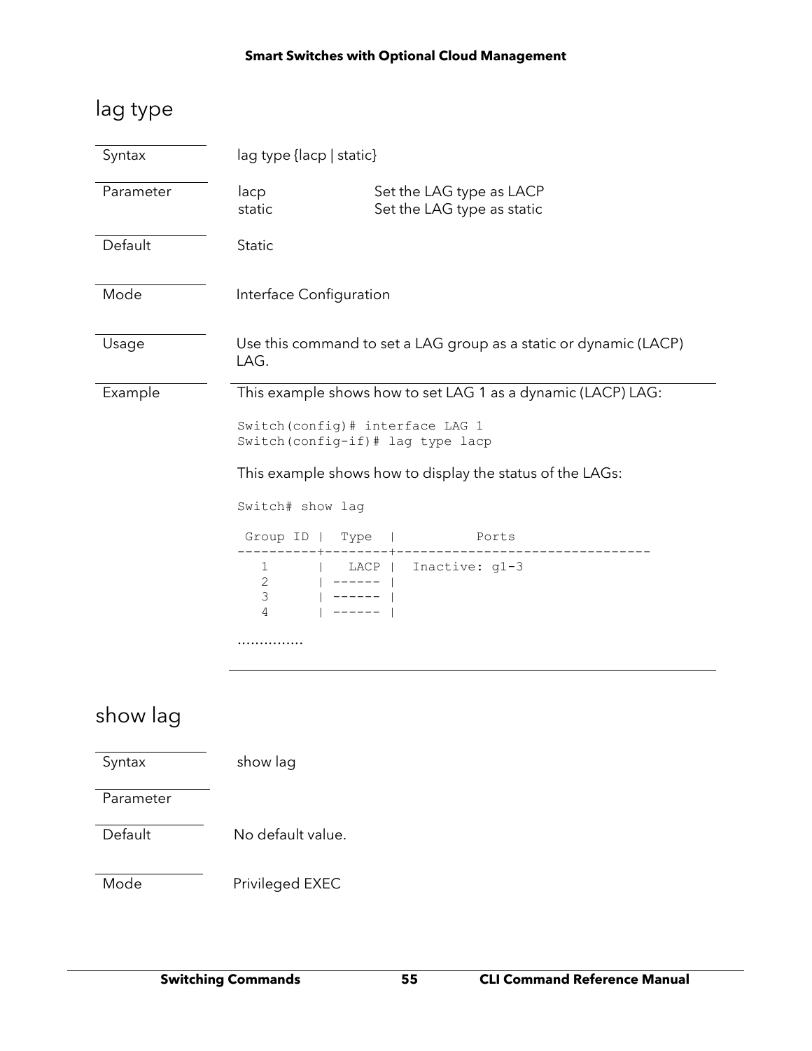## lag type

**Syntax**

lag type {lacp | static}

**Parameter**

| | |
|---|---|
| lacp | Set the LAG type as LACP |
| static | Set the LAG type as static |

**Default**

Static

**Mode**

Interface Configuration

**Usage**

Use this command to set a LAG group as a static or dynamic (LACP) LAG.

**Example**

This example shows how to set LAG 1 as a dynamic (LACP) LAG:

```
Switch(config)# interface LAG 1
Switch(config-if)# lag type lacp
```

This example shows how to display the status of the LAGs:

```
Switch# show lag

 Group ID |  Type  |           Ports
----------+--------+--------------------------------
   1      |   LACP |  Inactive: g1-3
   2      | ------ |
   3      | ------ |
   4      | ------ |
```

...............

## show lag

**Syntax**

show lag

**Parameter**

**Default**

No default value.

**Mode**

Privileged EXEC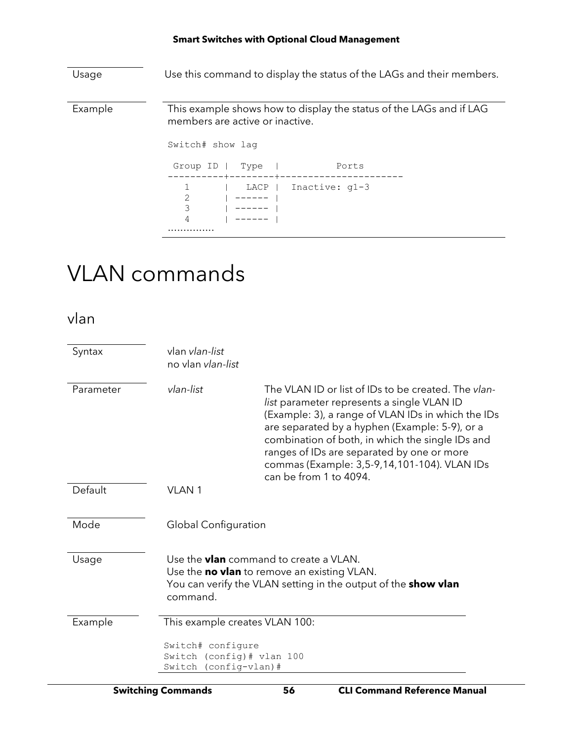| | |
|---|---|
| Usage | Use this command to display the status of the LAGs and their members. |

**Example**

This example shows how to display the status of the LAGs and if LAG members are active or inactive.

```
Switch# show lag

 Group ID |  Type  |           Ports
----------+--------+----------------------
   1      |   LACP |  Inactive: g1-3
   2      | ------ |
   3      | ------ |
   4      | ------ |
...............
```

# VLAN commands

## vlan

| | | |
|---|---|---|
| Syntax | vlan *vlan-list*<br>no vlan *vlan-list* | |
| Parameter | *vlan-list* | The VLAN ID or list of IDs to be created. The *vlan-list* parameter represents a single VLAN ID (Example: 3), a range of VLAN IDs in which the IDs are separated by a hyphen (Example: 5-9), or a combination of both, in which the single IDs and ranges of IDs are separated by one or more commas (Example: 3,5-9,14,101-104). VLAN IDs can be from 1 to 4094. |
| Default | VLAN 1 | |
| Mode | Global Configuration | |
| Usage | Use the **vlan** command to create a VLAN.<br>Use the **no vlan** to remove an existing VLAN.<br>You can verify the VLAN setting in the output of the **show vlan** command. | |

**Example**

This example creates VLAN 100:

```
Switch# configure
Switch (config)# vlan 100
Switch (config-vlan)#
```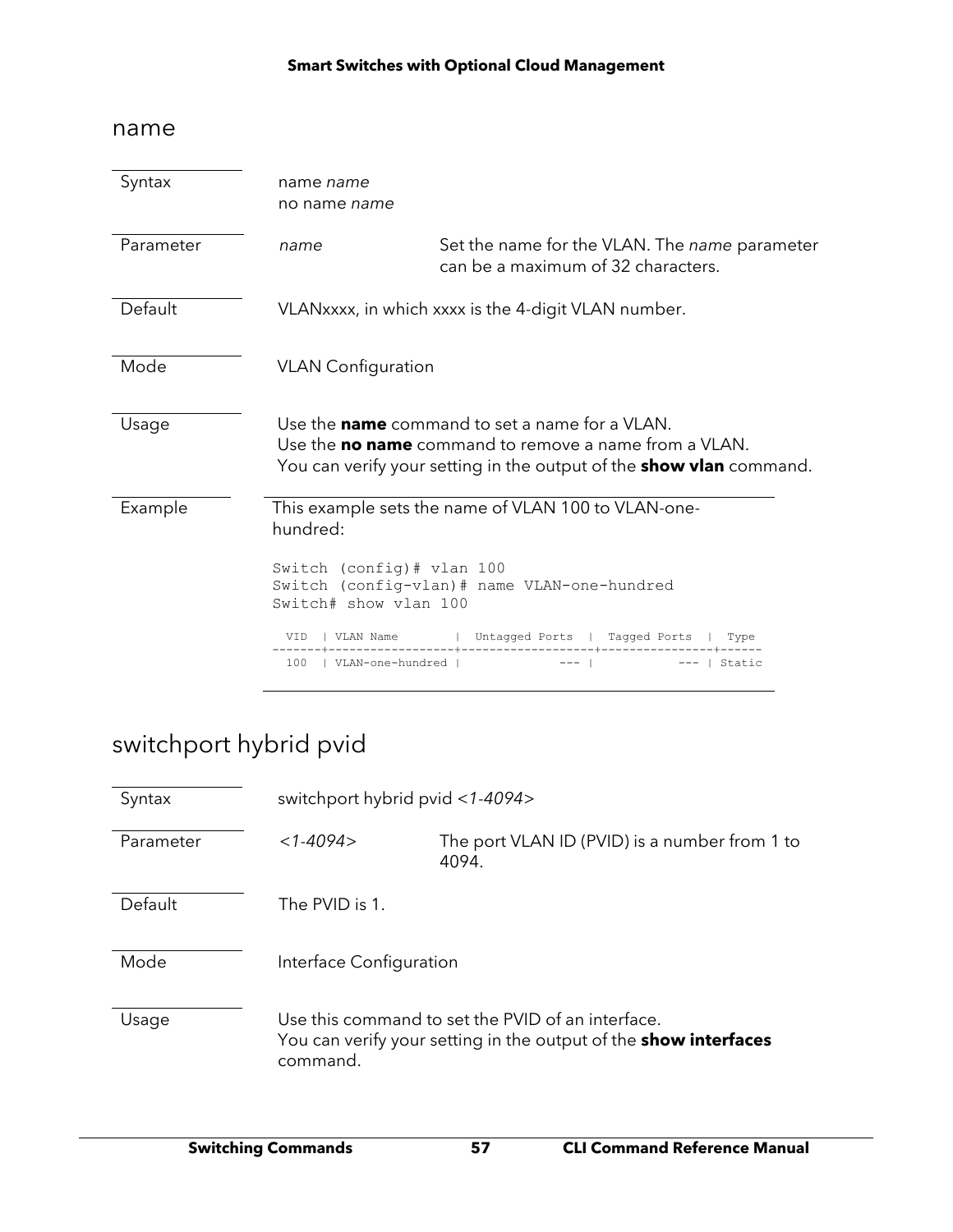## name

| | | |
|---|---|---|
| Syntax | name *name*<br>no name *name* | |
| Parameter | *name* | Set the name for the VLAN. The *name* parameter can be a maximum of 32 characters. |
| Default | VLANxxxx, in which xxxx is the 4-digit VLAN number. | |
| Mode | VLAN Configuration | |
| Usage | Use the **name** command to set a name for a VLAN.<br>Use the **no name** command to remove a name from a VLAN.<br>You can verify your setting in the output of the **show vlan** command. | |

**Example**

This example sets the name of VLAN 100 to VLAN-one-hundred:

```
Switch (config)# vlan 100
Switch (config-vlan)# name VLAN-one-hundred
Switch# show vlan 100

  VID  | VLAN Name        |  Untagged Ports  |  Tagged Ports  |  Type
-------+------------------+------------------+----------------+------
  100  | VLAN-one-hundred |              --- |            --- | Static
```

## switchport hybrid pvid

| | | |
|---|---|---|
| Syntax | switchport hybrid pvid *<1-4094>* | |
| Parameter | *<1-4094>* | The port VLAN ID (PVID) is a number from 1 to 4094. |
| Default | The PVID is 1. | |
| Mode | Interface Configuration | |
| Usage | Use this command to set the PVID of an interface.<br>You can verify your setting in the output of the **show interfaces** command. | |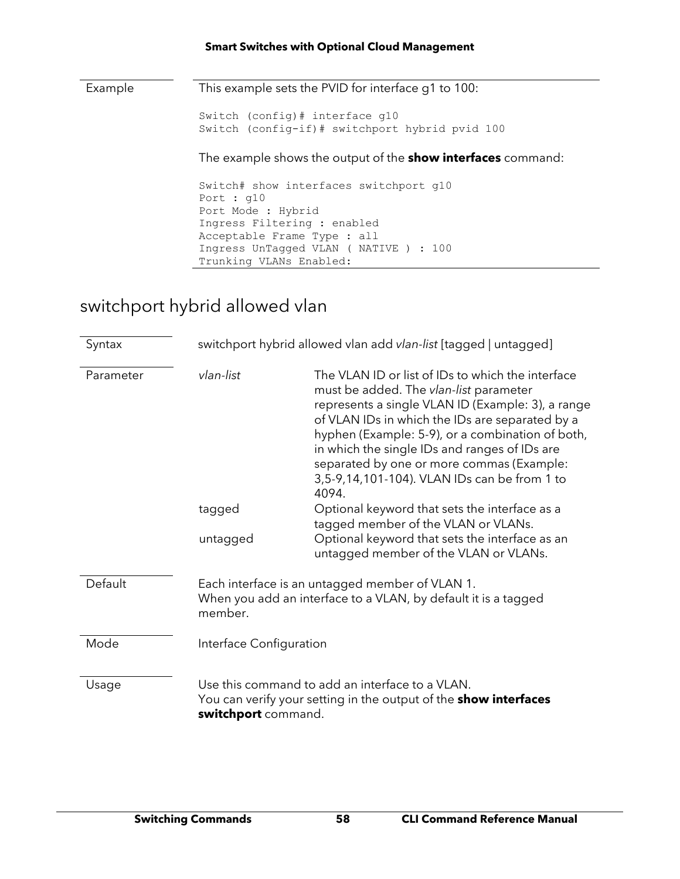| | |
|---|---|
| Example | This example sets the PVID for interface g1 to 100: |

```
Switch (config)# interface g10
Switch (config-if)# switchport hybrid pvid 100
```

The example shows the output of the **show interfaces** command:

```
Switch# show interfaces switchport g10
Port : g10
Port Mode : Hybrid
Ingress Filtering : enabled
Acceptable Frame Type : all
Ingress UnTagged VLAN ( NATIVE ) : 100
Trunking VLANs Enabled:
```

## switchport hybrid allowed vlan

| | | |
|---|---|---|
| Syntax | switchport hybrid allowed vlan add *vlan-list* [tagged \| untagged] | |
| Parameter | *vlan-list* | The VLAN ID or list of IDs to which the interface must be added. The *vlan-list* parameter represents a single VLAN ID (Example: 3), a range of VLAN IDs in which the IDs are separated by a hyphen (Example: 5-9), or a combination of both, in which the single IDs and ranges of IDs are separated by one or more commas (Example: 3,5-9,14,101-104). VLAN IDs can be from 1 to 4094. |
| | tagged | Optional keyword that sets the interface as a tagged member of the VLAN or VLANs. |
| | untagged | Optional keyword that sets the interface as an untagged member of the VLAN or VLANs. |
| Default | Each interface is an untagged member of VLAN 1.<br>When you add an interface to a VLAN, by default it is a tagged member. | |
| Mode | Interface Configuration | |
| Usage | Use this command to add an interface to a VLAN.<br>You can verify your setting in the output of the **show interfaces switchport** command. | |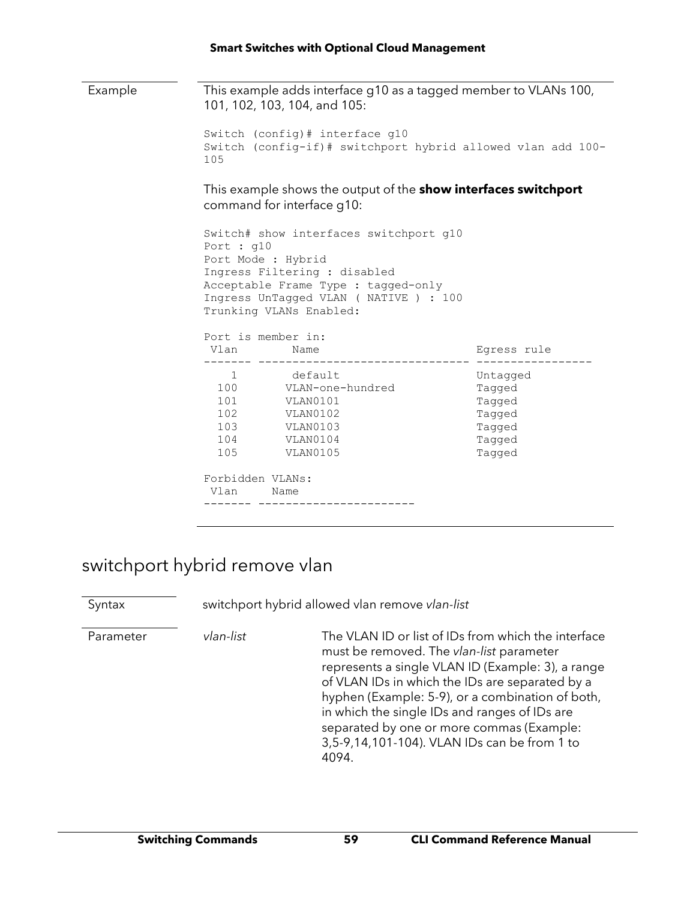| | |
|---|---|
| Example | This example adds interface g10 as a tagged member to VLANs 100, 101, 102, 103, 104, and 105: |

```
Switch (config)# interface g10
Switch (config-if)# switchport hybrid allowed vlan add 100-
105
```

This example shows the output of the **show interfaces switchport** command for interface g10:

```
Switch# show interfaces switchport g10
Port : g10
Port Mode : Hybrid
Ingress Filtering : disabled
Acceptable Frame Type : tagged-only
Ingress UnTagged VLAN ( NATIVE ) : 100
Trunking VLANs Enabled:

Port is member in:
 Vlan        Name                          Egress rule
------- ------------------------------ -----------------
   1        default                       Untagged
  100      VLAN-one-hundred               Tagged
  101      VLAN0101                       Tagged
  102      VLAN0102                       Tagged
  103      VLAN0103                       Tagged
  104      VLAN0104                       Tagged
  105      VLAN0105                       Tagged

Forbidden VLANs:
 Vlan     Name
------- -----------------------
```

## switchport hybrid remove vlan

| | | |
|---|---|---|
| Syntax | switchport hybrid allowed vlan remove *vlan-list* | |
| Parameter | *vlan-list* | The VLAN ID or list of IDs from which the interface must be removed. The *vlan-list* parameter represents a single VLAN ID (Example: 3), a range of VLAN IDs in which the IDs are separated by a hyphen (Example: 5-9), or a combination of both, in which the single IDs and ranges of IDs are separated by one or more commas (Example: 3,5-9,14,101-104). VLAN IDs can be from 1 to 4094. |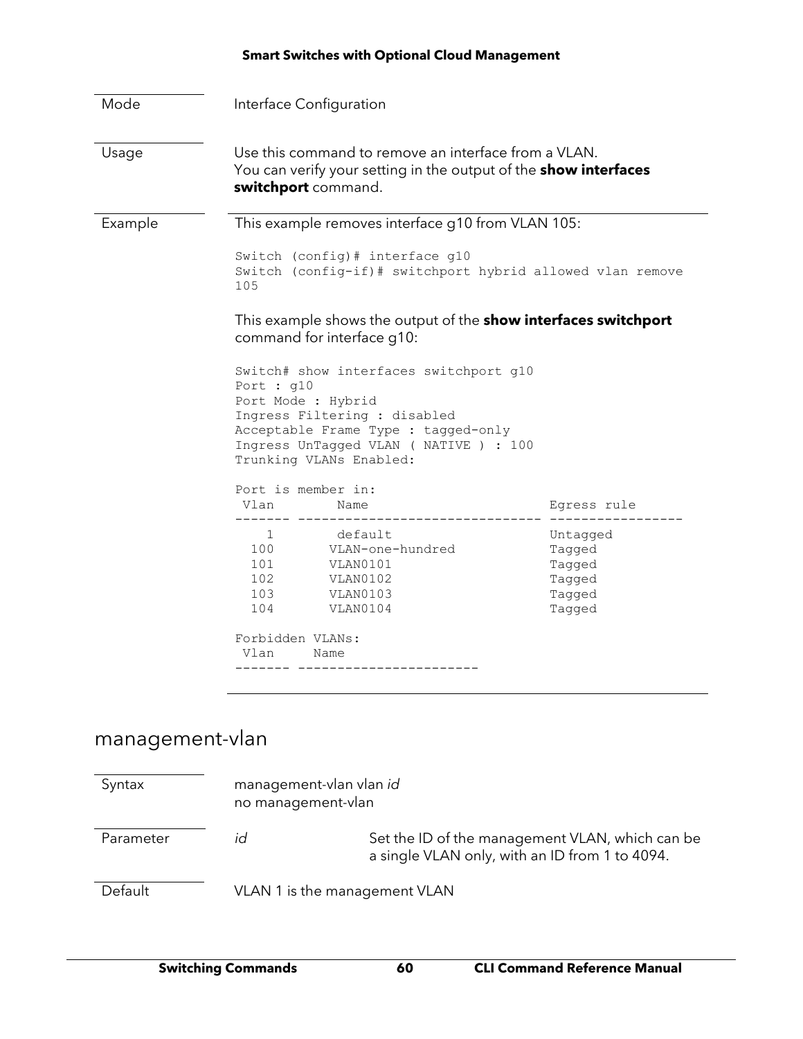| | |
|---|---|
| Mode | Interface Configuration |
| Usage | Use this command to remove an interface from a VLAN.<br>You can verify your setting in the output of the **show interfaces switchport** command. |

Example

This example removes interface g10 from VLAN 105:

```
Switch (config)# interface g10
Switch (config-if)# switchport hybrid allowed vlan remove
105
```

This example shows the output of the **show interfaces switchport** command for interface g10:

```
Switch# show interfaces switchport g10
Port : g10
Port Mode : Hybrid
Ingress Filtering : disabled
Acceptable Frame Type : tagged-only
Ingress UnTagged VLAN ( NATIVE ) : 100
Trunking VLANs Enabled:

Port is member in:
 Vlan        Name                           Egress rule
------- ------------------------------ -----------------
    1        default                        Untagged
  100       VLAN-one-hundred                Tagged
  101       VLAN0101                        Tagged
  102       VLAN0102                        Tagged
  103       VLAN0103                        Tagged
  104       VLAN0104                        Tagged

Forbidden VLANs:
 Vlan     Name
------- -----------------------
```

## management-vlan

| | | |
|---|---|---|
| Syntax | management-vlan vlan *id*<br>no management-vlan | |
| Parameter | *id* | Set the ID of the management VLAN, which can be a single VLAN only, with an ID from 1 to 4094. |
| Default | VLAN 1 is the management VLAN | |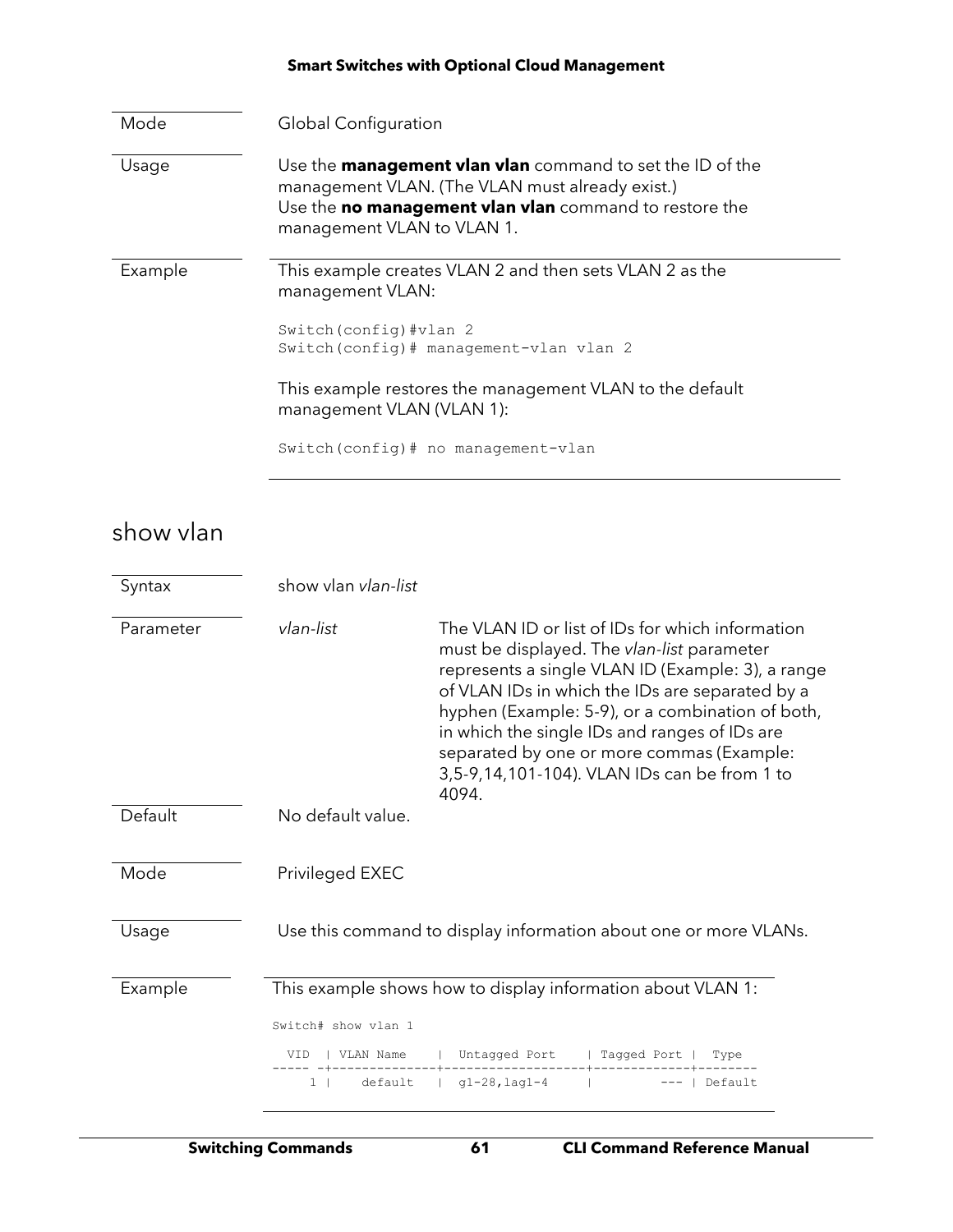| | |
|---|---|
| Mode | Global Configuration |
| Usage | Use the **management vlan vlan** command to set the ID of the management VLAN. (The VLAN must already exist.)<br>Use the **no management vlan vlan** command to restore the management VLAN to VLAN 1. |
| Example | This example creates VLAN 2 and then sets VLAN 2 as the management VLAN: |

```
Switch(config)#vlan 2
Switch(config)# management-vlan vlan 2
```

This example restores the management VLAN to the default management VLAN (VLAN 1):

```
Switch(config)# no management-vlan
```

## show vlan

| | | |
|---|---|---|
| Syntax | show vlan *vlan-list* | |
| Parameter | *vlan-list* | The VLAN ID or list of IDs for which information must be displayed. The *vlan-list* parameter represents a single VLAN ID (Example: 3), a range of VLAN IDs in which the IDs are separated by a hyphen (Example: 5-9), or a combination of both, in which the single IDs and ranges of IDs are separated by one or more commas (Example: 3,5-9,14,101-104). VLAN IDs can be from 1 to 4094. |
| Default | No default value. | |
| Mode | Privileged EXEC | |
| Usage | Use this command to display information about one or more VLANs. | |
| Example | This example shows how to display information about VLAN 1: | |

```
Switch# show vlan 1

  VID  | VLAN Name    |  Untagged Port    | Tagged Port |  Type
----- -+--------------+-------------------+-------------+--------
     1 |    default   |  g1-28,lag1-4     |         --- | Default
```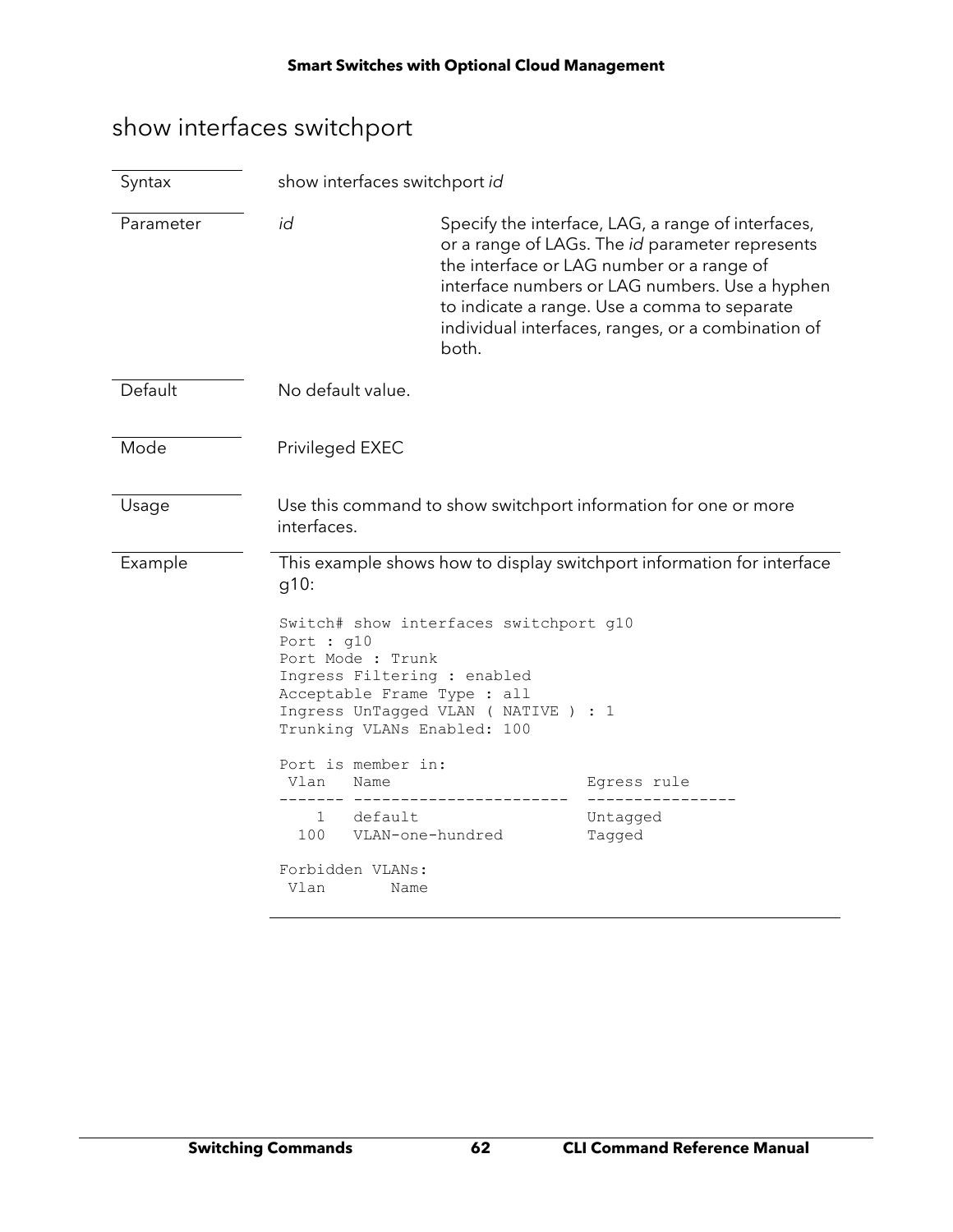## show interfaces switchport

| | | |
|---|---|---|
| Syntax | show interfaces switchport *id* | |
| Parameter | *id* | Specify the interface, LAG, a range of interfaces, or a range of LAGs. The *id* parameter represents the interface or LAG number or a range of interface numbers or LAG numbers. Use a hyphen to indicate a range. Use a comma to separate individual interfaces, ranges, or a combination of both. |
| Default | No default value. | |
| Mode | Privileged EXEC | |
| Usage | Use this command to show switchport information for one or more interfaces. | |

**Example**

This example shows how to display switchport information for interface g10:

```
Switch# show interfaces switchport g10
Port : g10
Port Mode : Trunk
Ingress Filtering : enabled
Acceptable Frame Type : all
Ingress UnTagged VLAN ( NATIVE ) : 1
Trunking VLANs Enabled: 100

Port is member in:
 Vlan   Name                        Egress rule
------- ----------------------  ----------------
    1   default                     Untagged
  100   VLAN-one-hundred            Tagged

Forbidden VLANs:
 Vlan       Name
```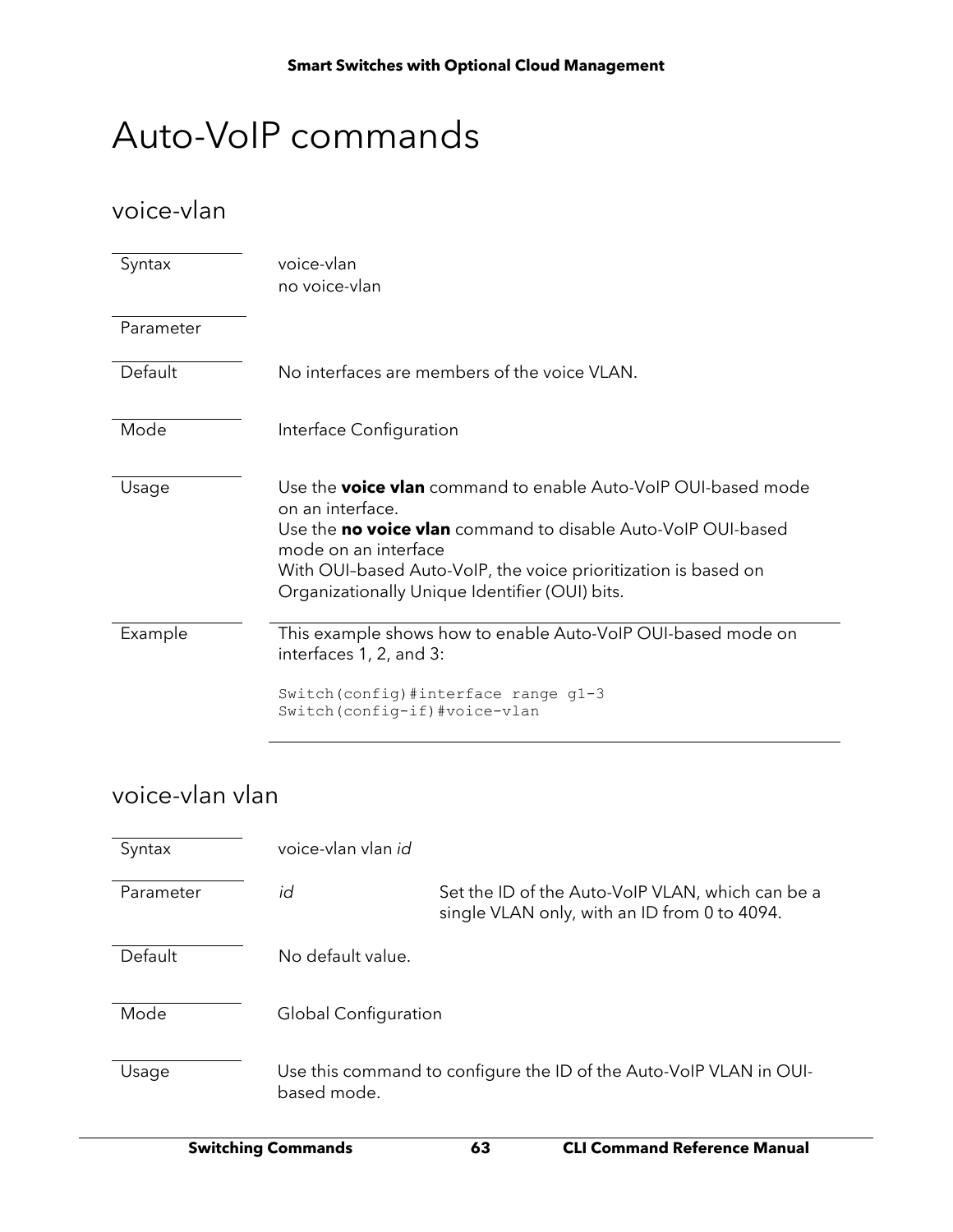# Auto-VoIP commands

## voice-vlan

| | |
|---|---|
| Syntax | voice-vlan<br>no voice-vlan |
| Parameter | |
| Default | No interfaces are members of the voice VLAN. |
| Mode | Interface Configuration |
| Usage | Use the **voice vlan** command to enable Auto-VoIP OUI-based mode on an interface.<br>Use the **no voice vlan** command to disable Auto-VoIP OUI-based mode on an interface<br>With OUI–based Auto-VoIP, the voice prioritization is based on Organizationally Unique Identifier (OUI) bits. |
| Example | This example shows how to enable Auto-VoIP OUI-based mode on interfaces 1, 2, and 3: |

```
Switch(config)#interface range g1-3
Switch(config-if)#voice-vlan
```

## voice-vlan vlan

| | | |
|---|---|---|
| Syntax | voice-vlan vlan *id* | |
| Parameter | *id* | Set the ID of the Auto-VoIP VLAN, which can be a single VLAN only, with an ID from 0 to 4094. |
| Default | No default value. | |
| Mode | Global Configuration | |
| Usage | Use this command to configure the ID of the Auto-VoIP VLAN in OUI-based mode. | |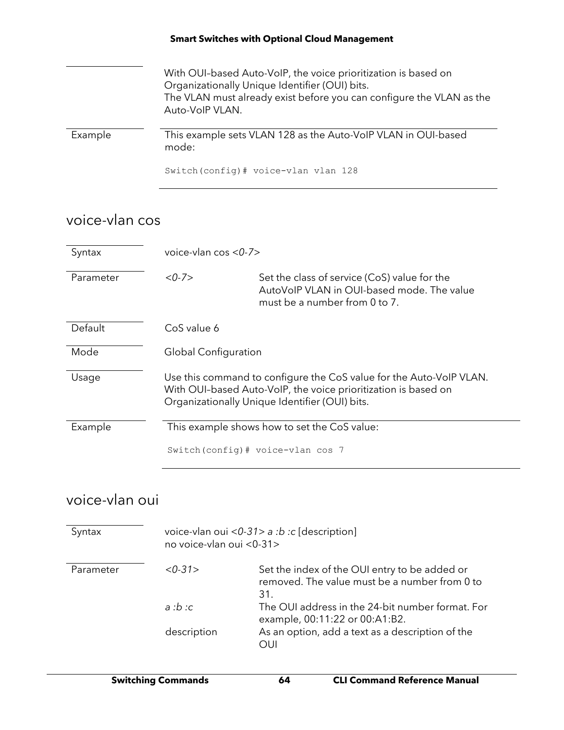| | |
|---|---|
| | With OUI–based Auto-VoIP, the voice prioritization is based on Organizationally Unique Identifier (OUI) bits.<br>The VLAN must already exist before you can configure the VLAN as the Auto-VoIP VLAN. |
| Example | This example sets VLAN 128 as the Auto-VoIP VLAN in OUI-based mode:<br>`Switch(config)# voice-vlan vlan 128` |

## voice-vlan cos

| | | |
|---|---|---|
| Syntax | voice-vlan cos *<0-7>* | |
| Parameter | *<0-7>* | Set the class of service (CoS) value for the AutoVoIP VLAN in OUI-based mode. The value must be a number from 0 to 7. |
| Default | CoS value 6 | |
| Mode | Global Configuration | |
| Usage | Use this command to configure the CoS value for the Auto-VoIP VLAN. With OUI–based Auto-VoIP, the voice prioritization is based on Organizationally Unique Identifier (OUI) bits. | |
| Example | This example shows how to set the CoS value:<br>`Switch(config)# voice-vlan cos 7` | |

## voice-vlan oui

| | | |
|---|---|---|
| Syntax | voice-vlan oui *<0-31> a :b :c* [description]<br>no voice-vlan oui <0-31> | |
| Parameter | *<0-31>* | Set the index of the OUI entry to be added or removed. The value must be a number from 0 to 31. |
| | *a :b :c* | The OUI address in the 24-bit number format. For example, 00:11:22 or 00:A1:B2. |
| | description | As an option, add a text as a description of the OUI |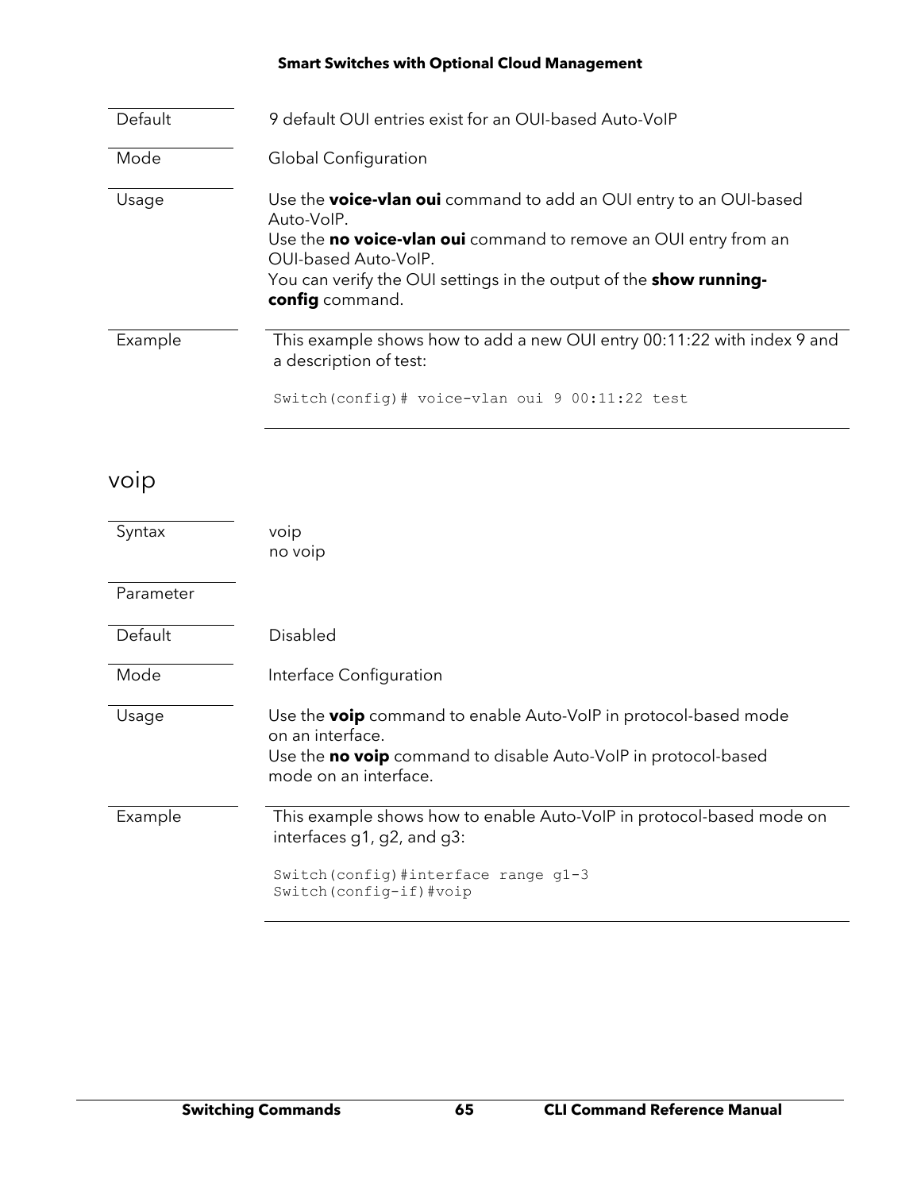| | |
|---|---|
| Default | 9 default OUI entries exist for an OUI-based Auto-VoIP |
| Mode | Global Configuration |
| Usage | Use the **voice-vlan oui** command to add an OUI entry to an OUI-based Auto-VoIP.<br>Use the **no voice-vlan oui** command to remove an OUI entry from an OUI-based Auto-VoIP.<br>You can verify the OUI settings in the output of the **show running-config** command. |
| Example | This example shows how to add a new OUI entry 00:11:22 with index 9 and a description of test:<br>`Switch(config)# voice-vlan oui 9 00:11:22 test` |

## voip

| | |
|---|---|
| Syntax | voip<br>no voip |
| Parameter | |
| Default | Disabled |
| Mode | Interface Configuration |
| Usage | Use the **voip** command to enable Auto-VoIP in protocol-based mode on an interface.<br>Use the **no voip** command to disable Auto-VoIP in protocol-based mode on an interface. |
| Example | This example shows how to enable Auto-VoIP in protocol-based mode on interfaces g1, g2, and g3:<br>`Switch(config)#interface range g1-3`<br>`Switch(config-if)#voip` |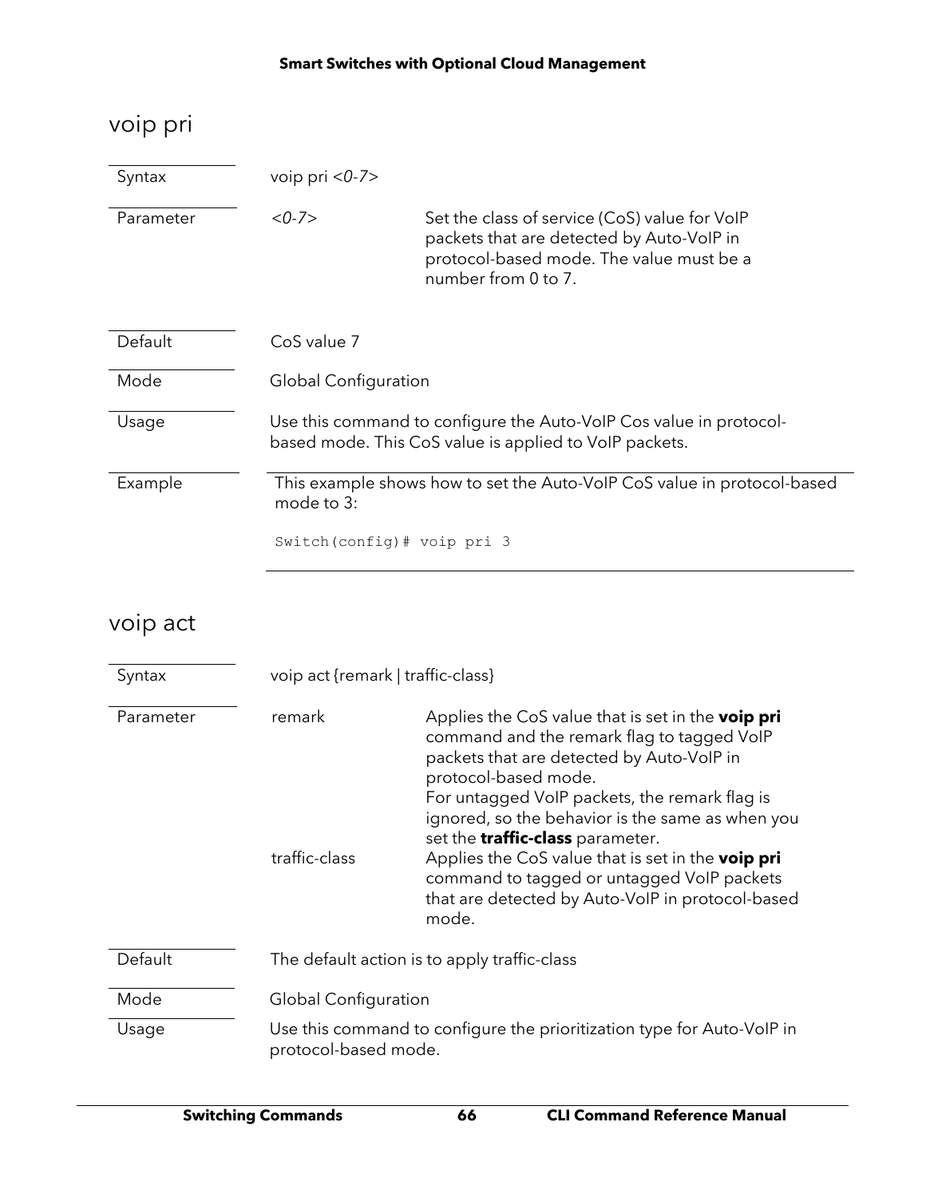## voip pri

| | | |
|---|---|---|
| Syntax | voip pri *<0-7>* | |
| Parameter | *<0-7>* | Set the class of service (CoS) value for VoIP packets that are detected by Auto-VoIP in protocol-based mode. The value must be a number from 0 to 7. |
| Default | CoS value 7 | |
| Mode | Global Configuration | |
| Usage | Use this command to configure the Auto-VoIP Cos value in protocol-based mode. This CoS value is applied to VoIP packets. | |
| Example | This example shows how to set the Auto-VoIP CoS value in protocol-based mode to 3: | |

```
Switch(config)# voip pri 3
```

## voip act

| | | |
|---|---|---|
| Syntax | voip act {remark \| traffic-class} | |
| Parameter | remark | Applies the CoS value that is set in the **voip pri** command and the remark flag to tagged VoIP packets that are detected by Auto-VoIP in protocol-based mode. For untagged VoIP packets, the remark flag is ignored, so the behavior is the same as when you set the **traffic-class** parameter. |
| | traffic-class | Applies the CoS value that is set in the **voip pri** command to tagged or untagged VoIP packets that are detected by Auto-VoIP in protocol-based mode. |
| Default | The default action is to apply traffic-class | |
| Mode | Global Configuration | |
| Usage | Use this command to configure the prioritization type for Auto-VoIP in protocol-based mode. | |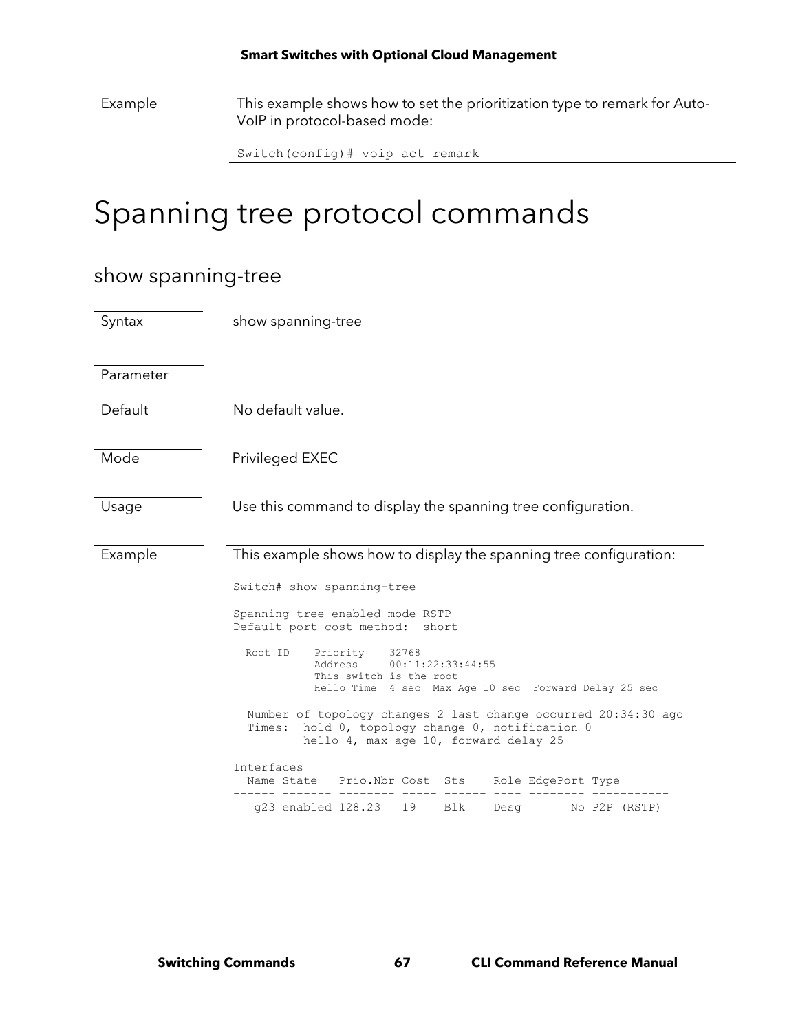| | |
|---|---|
| Example | This example shows how to set the prioritization type to remark for Auto-VoIP in protocol-based mode:<br><br>`Switch(config)# voip act remark` |

# Spanning tree protocol commands

## show spanning-tree

| | |
|---|---|
| Syntax | show spanning-tree |
| Parameter | |
| Default | No default value. |
| Mode | Privileged EXEC |
| Usage | Use this command to display the spanning tree configuration. |
| Example | This example shows how to display the spanning tree configuration: |

```
Switch# show spanning-tree

Spanning tree enabled mode RSTP
Default port cost method:  short

  Root ID    Priority    32768
             Address     00:11:22:33:44:55
             This switch is the root
             Hello Time  4 sec  Max Age 10 sec  Forward Delay 25 sec

  Number of topology changes 2 last change occurred 20:34:30 ago
  Times:  hold 0, topology change 0, notification 0
          hello 4, max age 10, forward delay 25

Interfaces
  Name State   Prio.Nbr Cost  Sts    Role EdgePort Type
------ ------- -------- ----- ------ ---- -------- -----------
   g23 enabled 128.23   19    Blk    Desg       No P2P (RSTP)
```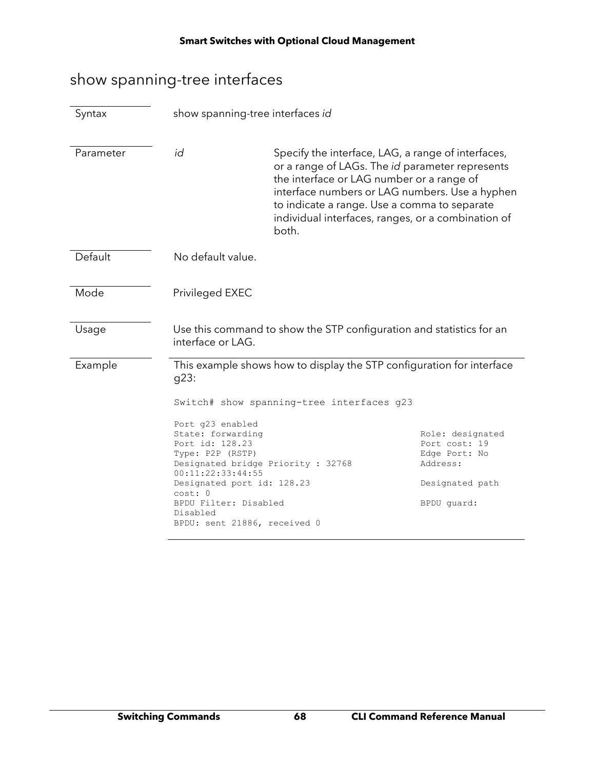## show spanning-tree interfaces

| | | |
|---|---|---|
| Syntax | show spanning-tree interfaces *id* | |
| Parameter | *id* | Specify the interface, LAG, a range of interfaces, or a range of LAGs. The *id* parameter represents the interface or LAG number or a range of interface numbers or LAG numbers. Use a hyphen to indicate a range. Use a comma to separate individual interfaces, ranges, or a combination of both. |
| Default | No default value. | |
| Mode | Privileged EXEC | |
| Usage | Use this command to show the STP configuration and statistics for an interface or LAG. | |

**Example**

This example shows how to display the STP configuration for interface g23:

```
Switch# show spanning-tree interfaces g23

Port g23 enabled
State: forwarding                                    Role: designated
Port id: 128.23                                      Port cost: 19
Type: P2P (RSTP)                                     Edge Port: No
Designated bridge Priority : 32768                   Address:
00:11:22:33:44:55
Designated port id: 128.23                           Designated path
cost: 0
BPDU Filter: Disabled                                BPDU guard:
Disabled
BPDU: sent 21886, received 0
```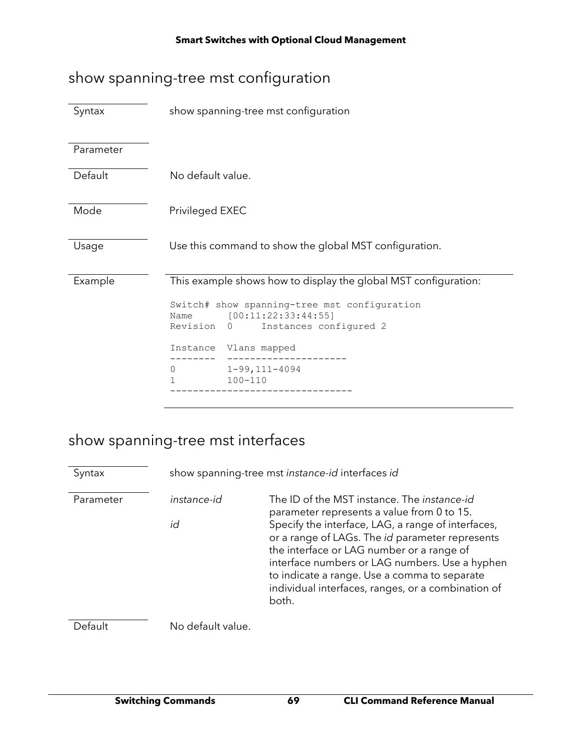## show spanning-tree mst configuration

| | |
|---|---|
| Syntax | show spanning-tree mst configuration |
| Parameter | |
| Default | No default value. |
| Mode | Privileged EXEC |
| Usage | Use this command to show the global MST configuration. |
| Example | This example shows how to display the global MST configuration: |

```
Switch# show spanning-tree mst configuration
Name      [00:11:22:33:44:55]
Revision  0     Instances configured 2

Instance  Vlans mapped
--------  ---------------------
0         1-99,111-4094
1         100-110
--------------------------------
```

## show spanning-tree mst interfaces

| | | |
|---|---|---|
| Syntax | show spanning-tree mst *instance-id* interfaces *id* | |
| Parameter | *instance-id* | The ID of the MST instance. The *instance-id* parameter represents a value from 0 to 15. |
| | *id* | Specify the interface, LAG, a range of interfaces, or a range of LAGs. The *id* parameter represents the interface or LAG number or a range of interface numbers or LAG numbers. Use a hyphen to indicate a range. Use a comma to separate individual interfaces, ranges, or a combination of both. |
| Default | No default value. | |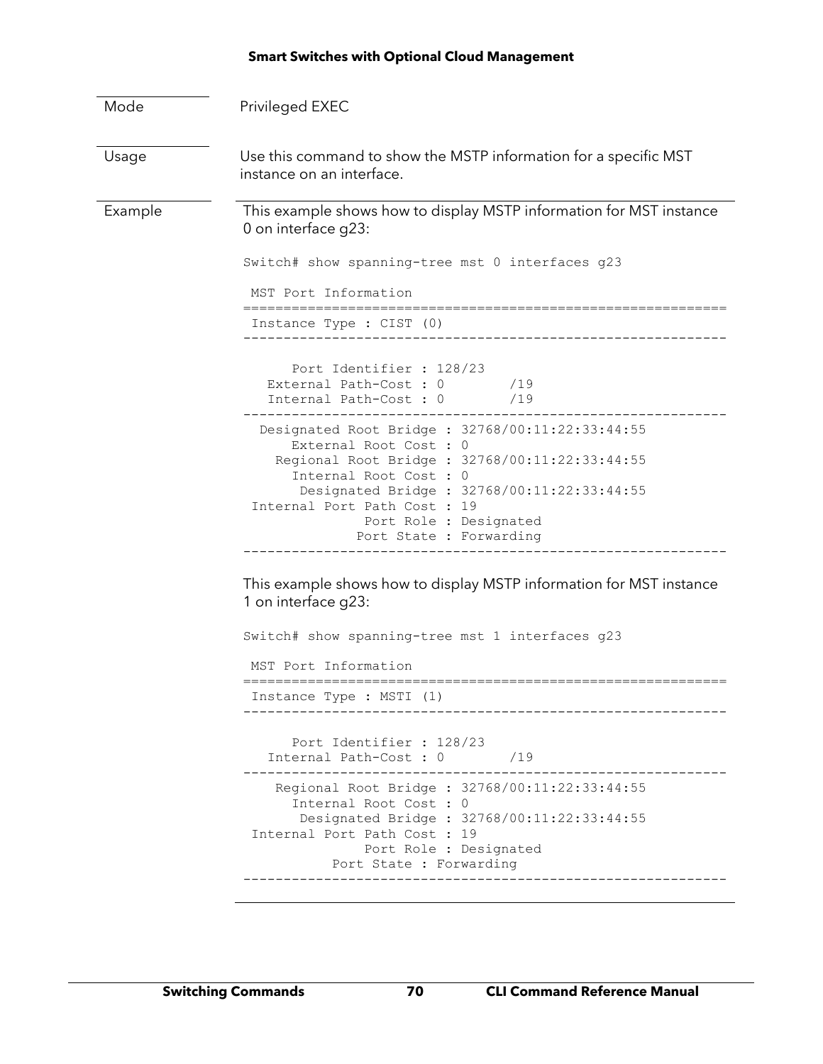| | |
|---|---|
| Mode | Privileged EXEC |
| Usage | Use this command to show the MSTP information for a specific MST instance on an interface. |
| Example | This example shows how to display MSTP information for MST instance 0 on interface g23: |

```
Switch# show spanning-tree mst 0 interfaces g23

 MST Port Information
=============================================================
 Instance Type : CIST (0)
-------------------------------------------------------------

      Port Identifier : 128/23
   External Path-Cost : 0        /19
   Internal Path-Cost : 0        /19
-------------------------------------------------------------
  Designated Root Bridge : 32768/00:11:22:33:44:55
      External Root Cost : 0
    Regional Root Bridge : 32768/00:11:22:33:44:55
      Internal Root Cost : 0
       Designated Bridge : 32768/00:11:22:33:44:55
 Internal Port Path Cost : 19
               Port Role : Designated
              Port State : Forwarding
-------------------------------------------------------------
```

This example shows how to display MSTP information for MST instance 1 on interface g23:

```
Switch# show spanning-tree mst 1 interfaces g23

 MST Port Information
=============================================================
 Instance Type : MSTI (1)
-------------------------------------------------------------

      Port Identifier : 128/23
   Internal Path-Cost : 0        /19
-------------------------------------------------------------
    Regional Root Bridge : 32768/00:11:22:33:44:55
      Internal Root Cost : 0
       Designated Bridge : 32768/00:11:22:33:44:55
 Internal Port Path Cost : 19
               Port Role : Designated
           Port State : Forwarding
-------------------------------------------------------------
```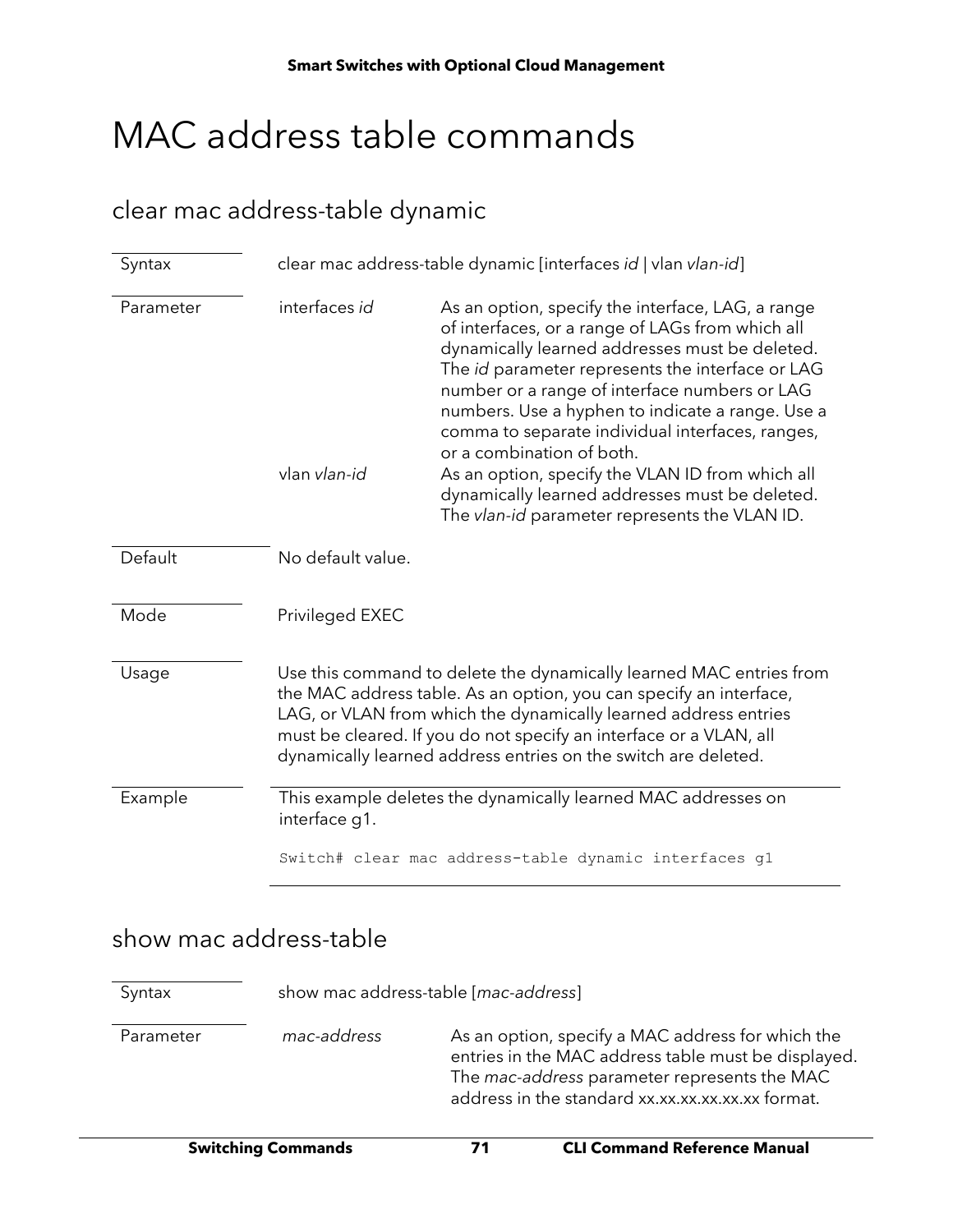# MAC address table commands

## clear mac address-table dynamic

| | | |
|---|---|---|
| Syntax | clear mac address-table dynamic [interfaces *id* \| vlan *vlan-id*] | |
| Parameter | interfaces *id* | As an option, specify the interface, LAG, a range of interfaces, or a range of LAGs from which all dynamically learned addresses must be deleted. The *id* parameter represents the interface or LAG number or a range of interface numbers or LAG numbers. Use a hyphen to indicate a range. Use a comma to separate individual interfaces, ranges, or a combination of both. |
| | vlan *vlan-id* | As an option, specify the VLAN ID from which all dynamically learned addresses must be deleted. The *vlan-id* parameter represents the VLAN ID. |
| Default | No default value. | |
| Mode | Privileged EXEC | |
| Usage | Use this command to delete the dynamically learned MAC entries from the MAC address table. As an option, you can specify an interface, LAG, or VLAN from which the dynamically learned address entries must be cleared. If you do not specify an interface or a VLAN, all dynamically learned address entries on the switch are deleted. | |
| Example | This example deletes the dynamically learned MAC addresses on interface g1. | |

```
Switch# clear mac address-table dynamic interfaces g1
```

## show mac address-table

| | | |
|---|---|---|
| Syntax | show mac address-table [*mac-address*] | |
| Parameter | *mac-address* | As an option, specify a MAC address for which the entries in the MAC address table must be displayed. The *mac-address* parameter represents the MAC address in the standard xx.xx.xx.xx.xx.xx format. |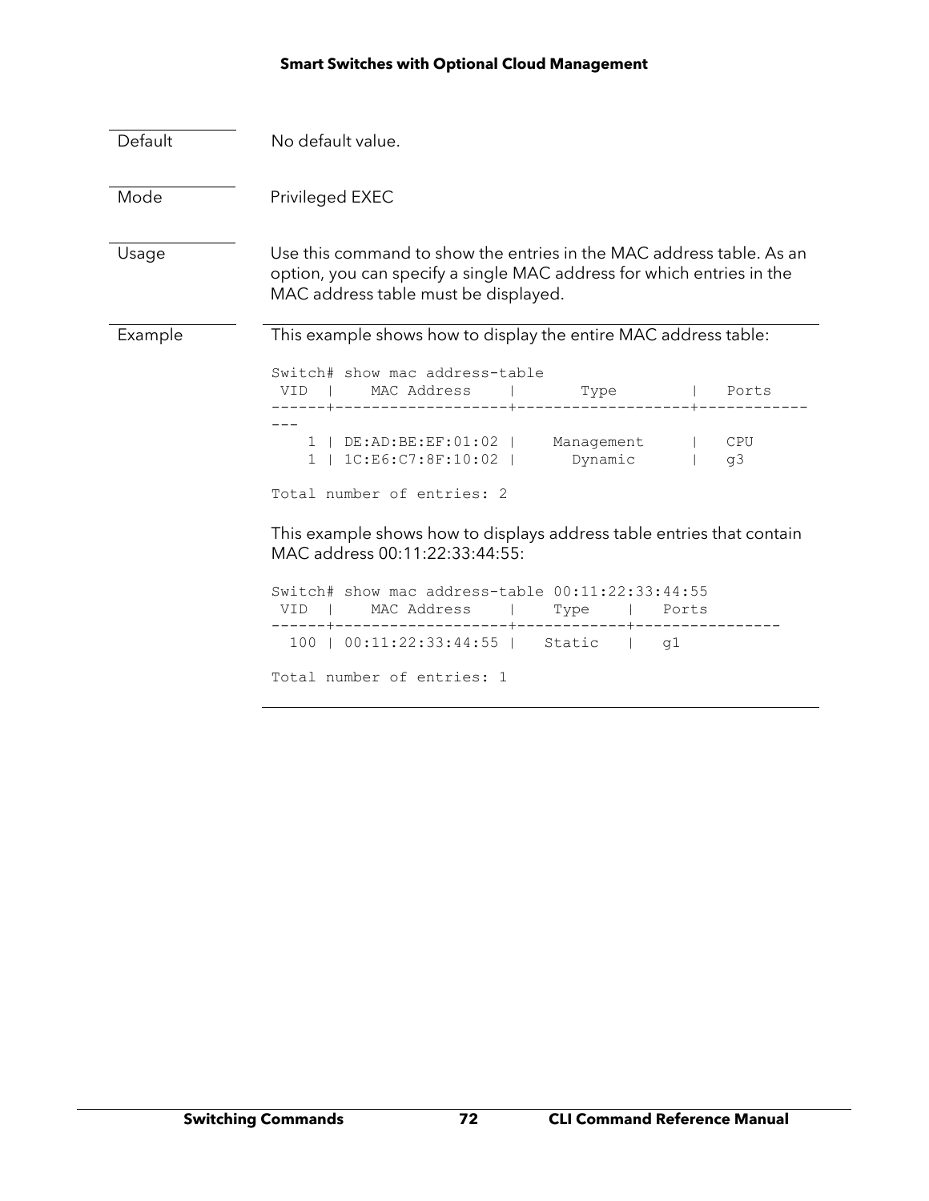| | |
|---|---|
| Default | No default value. |
| Mode | Privileged EXEC |
| Usage | Use this command to show the entries in the MAC address table. As an option, you can specify a single MAC address for which entries in the MAC address table must be displayed. |
| Example | This example shows how to display the entire MAC address table: |

```
Switch# show mac address-table
 VID  |    MAC Address    |       Type        |   Ports
------+-------------------+-------------------+------------
---
    1 | DE:AD:BE:EF:01:02 |    Management     |   CPU
    1 | 1C:E6:C7:8F:10:02 |      Dynamic      |   g3

Total number of entries: 2
```

This example shows how to displays address table entries that contain MAC address 00:11:22:33:44:55:

```
Switch# show mac address-table 00:11:22:33:44:55
 VID  |    MAC Address    |    Type    |   Ports
------+-------------------+------------+----------------
  100 | 00:11:22:33:44:55 |   Static   |   g1

Total number of entries: 1
```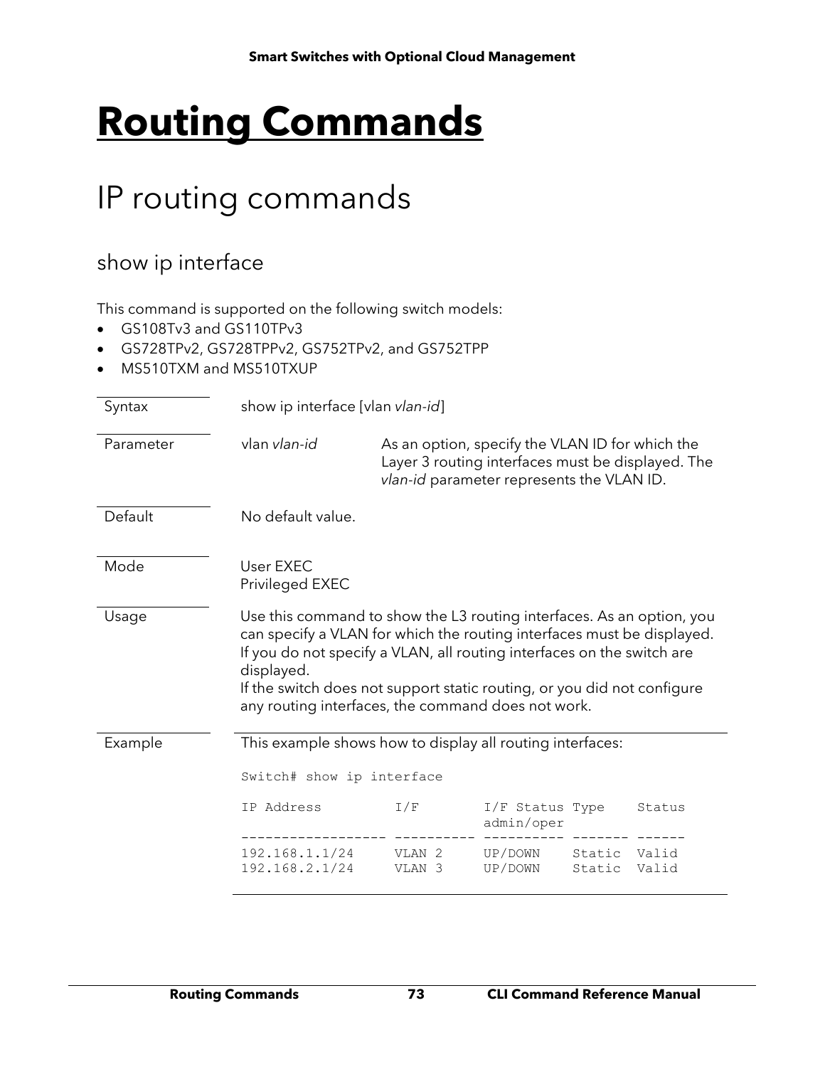# Routing Commands

## IP routing commands

### show ip interface

This command is supported on the following switch models:

- GS108Tv3 and GS110TPv3
- GS728TPv2, GS728TPPv2, GS752TPv2, and GS752TPP
- MS510TXM and MS510TXUP

| | | |
|---|---|---|
| Syntax | show ip interface [vlan *vlan-id*] | |
| Parameter | vlan *vlan-id* | As an option, specify the VLAN ID for which the Layer 3 routing interfaces must be displayed. The *vlan-id* parameter represents the VLAN ID. |
| Default | No default value. | |
| Mode | User EXEC<br>Privileged EXEC | |
| Usage | Use this command to show the L3 routing interfaces. As an option, you can specify a VLAN for which the routing interfaces must be displayed. If you do not specify a VLAN, all routing interfaces on the switch are displayed.<br>If the switch does not support static routing, or you did not configure any routing interfaces, the command does not work. | |

**Example**

This example shows how to display all routing interfaces:

```
Switch# show ip interface

IP Address         I/F        I/F Status Type    Status
                              admin/oper
------------------ ---------- ---------- ------- ------
192.168.1.1/24     VLAN 2     UP/DOWN    Static  Valid
192.168.2.1/24     VLAN 3     UP/DOWN    Static  Valid
```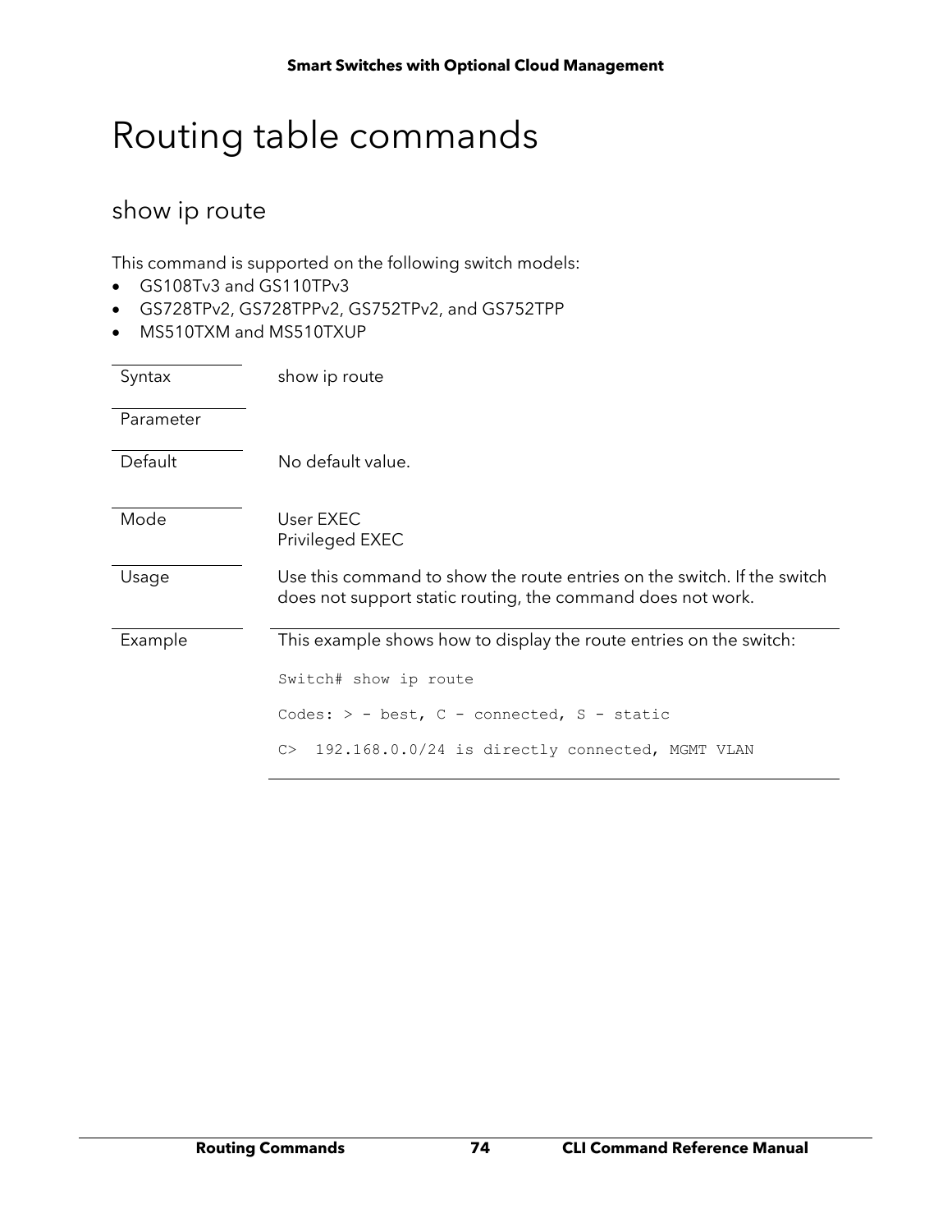# Routing table commands

## show ip route

This command is supported on the following switch models:

- GS108Tv3 and GS110TPv3
- GS728TPv2, GS728TPPv2, GS752TPv2, and GS752TPP
- MS510TXM and MS510TXUP

| | |
|---|---|
| Syntax | show ip route |
| Parameter | |
| Default | No default value. |
| Mode | User EXEC<br>Privileged EXEC |
| Usage | Use this command to show the route entries on the switch. If the switch does not support static routing, the command does not work. |
| Example | This example shows how to display the route entries on the switch: |

```
Switch# show ip route

Codes: > - best, C - connected, S - static

C>  192.168.0.0/24 is directly connected, MGMT VLAN
```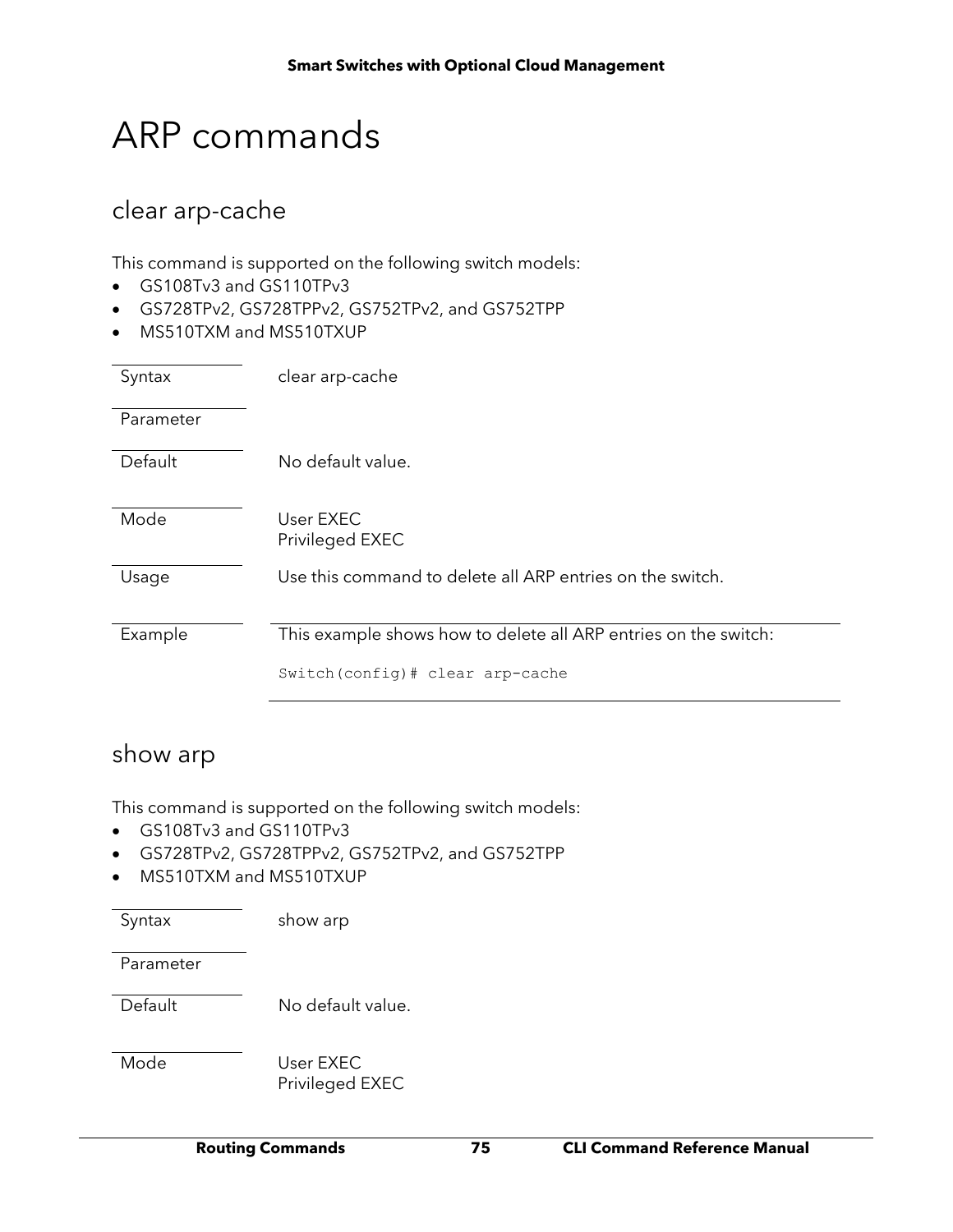# ARP commands

## clear arp-cache

This command is supported on the following switch models:

- GS108Tv3 and GS110TPv3
- GS728TPv2, GS728TPPv2, GS752TPv2, and GS752TPP
- MS510TXM and MS510TXUP

| | |
|---|---|
| Syntax | clear arp-cache |
| Parameter | |
| Default | No default value. |
| Mode | User EXEC<br>Privileged EXEC |
| Usage | Use this command to delete all ARP entries on the switch. |
| Example | This example shows how to delete all ARP entries on the switch:<br>`Switch(config)# clear arp-cache` |

## show arp

This command is supported on the following switch models:

- GS108Tv3 and GS110TPv3
- GS728TPv2, GS728TPPv2, GS752TPv2, and GS752TPP
- MS510TXM and MS510TXUP

| | |
|---|---|
| Syntax | show arp |
| Parameter | |
| Default | No default value. |
| Mode | User EXEC<br>Privileged EXEC |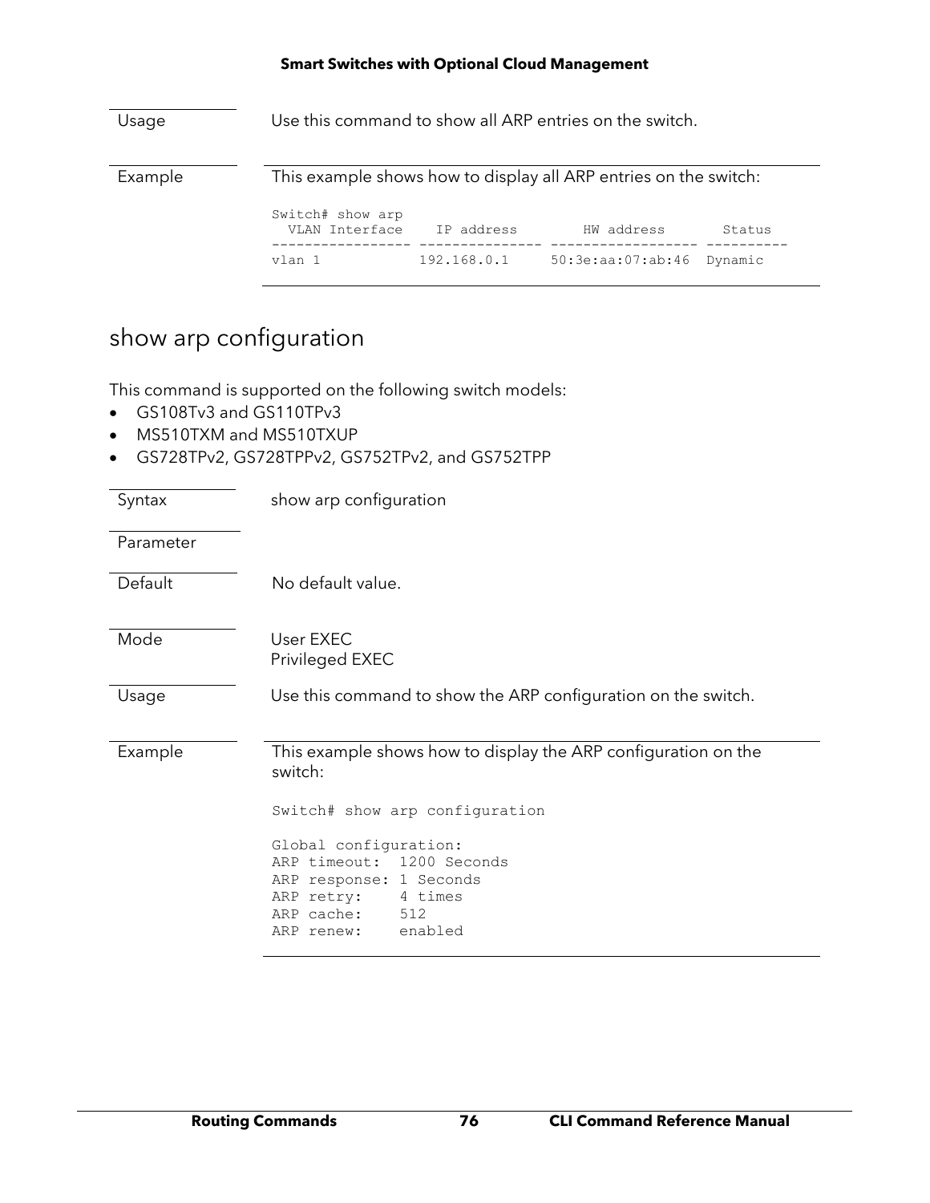| | |
|---|---|
| Usage | Use this command to show all ARP entries on the switch. |
| Example | This example shows how to display all ARP entries on the switch: |

```
Switch# show arp
  VLAN Interface    IP address        HW address       Status
----------------- --------------- ------------------ ----------
vlan 1            192.168.0.1     50:3e:aa:07:ab:46  Dynamic
```

## show arp configuration

This command is supported on the following switch models:

- GS108Tv3 and GS110TPv3
- MS510TXM and MS510TXUP
- GS728TPv2, GS728TPPv2, GS752TPv2, and GS752TPP

| | |
|---|---|
| Syntax | show arp configuration |
| Parameter | |
| Default | No default value. |
| Mode | User EXEC<br>Privileged EXEC |
| Usage | Use this command to show the ARP configuration on the switch. |
| Example | This example shows how to display the ARP configuration on the switch: |

```
Switch# show arp configuration

Global configuration:
ARP timeout:  1200 Seconds
ARP response: 1 Seconds
ARP retry:    4 times
ARP cache:    512
ARP renew:    enabled
```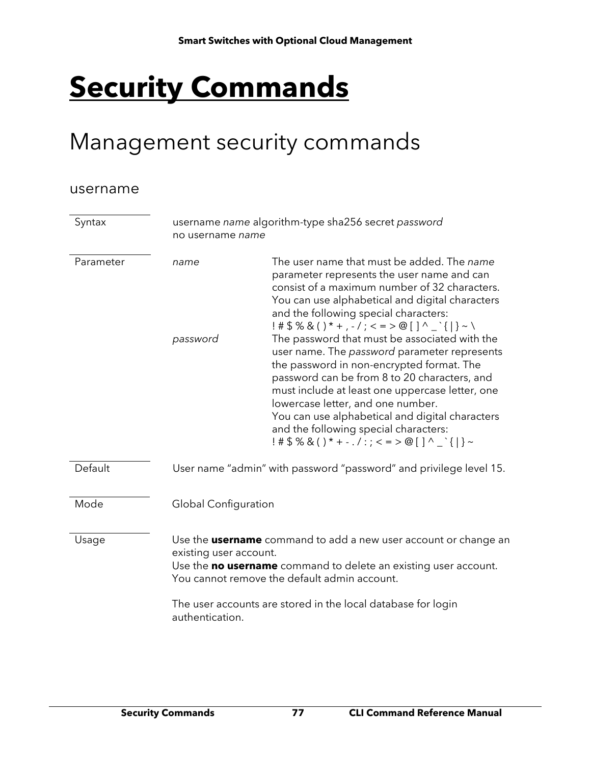# Security Commands

## Management security commands

### username

| | | |
|---|---|---|
| Syntax | username *name* algorithm-type sha256 secret *password*<br>no username *name* | |
| Parameter | *name* | The user name that must be added. The *name* parameter represents the user name and can consist of a maximum number of 32 characters. You can use alphabetical and digital characters and the following special characters:<br>! # $ % & ( ) * + , - / ; < = > @ [ ] ^ _ ` { \| } ~ \ |
| | *password* | The password that must be associated with the user name. The *password* parameter represents the password in non-encrypted format. The password can be from 8 to 20 characters, and must include at least one uppercase letter, one lowercase letter, and one number.<br>You can use alphabetical and digital characters and the following special characters:<br>! # $ % & ( ) * + - . / : ; < = > @ [ ] ^ _ ` { \| } ~ |
| Default | User name “admin” with password “password” and privilege level 15. | |
| Mode | Global Configuration | |
| Usage | Use the **username** command to add a new user account or change an existing user account.<br>Use the **no username** command to delete an existing user account. You cannot remove the default admin account.<br><br>The user accounts are stored in the local database for login authentication. | |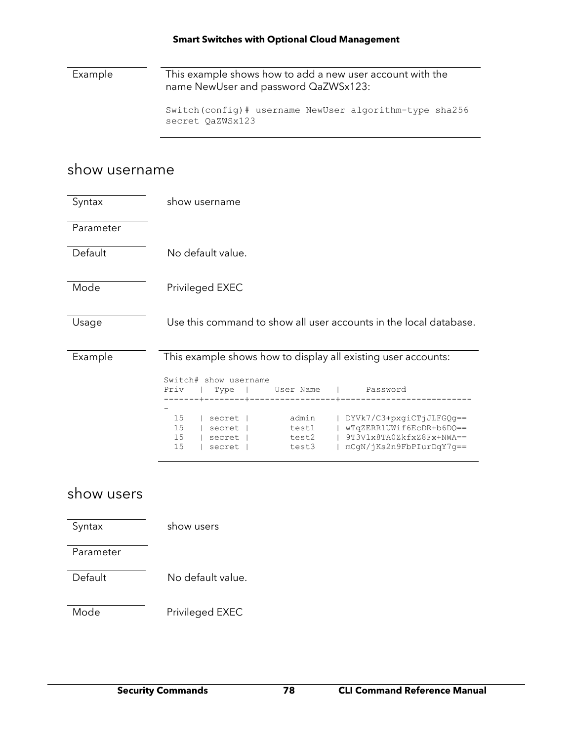| | |
|---|---|
| Example | This example shows how to add a new user account with the name NewUser and password QaZWSx123:<br><br>`Switch(config)# username NewUser algorithm-type sha256 secret QaZWSx123` |

## show username

| | |
|---|---|
| Syntax | show username |
| Parameter | |
| Default | No default value. |
| Mode | Privileged EXEC |
| Usage | Use this command to show all user accounts in the local database. |

Example

This example shows how to display all existing user accounts:

```
Switch# show username
Priv   |  Type  |     User Name   |      Password
-------+--------+-----------------+--------------------------
-
  15   | secret |        admin    | DYVk7/C3+pxgiCTjJLFGQg==
  15   | secret |        test1    | wTqZERR1UWif6EcDR+b6DQ==
  15   | secret |        test2    | 9T3Vlx8TA0ZkfxZ8Fx+NWA==
  15   | secret |        test3    | mCgN/jKs2n9FbPIurDqY7g==
```

## show users

| | |
|---|---|
| Syntax | show users |
| Parameter | |
| Default | No default value. |
| Mode | Privileged EXEC |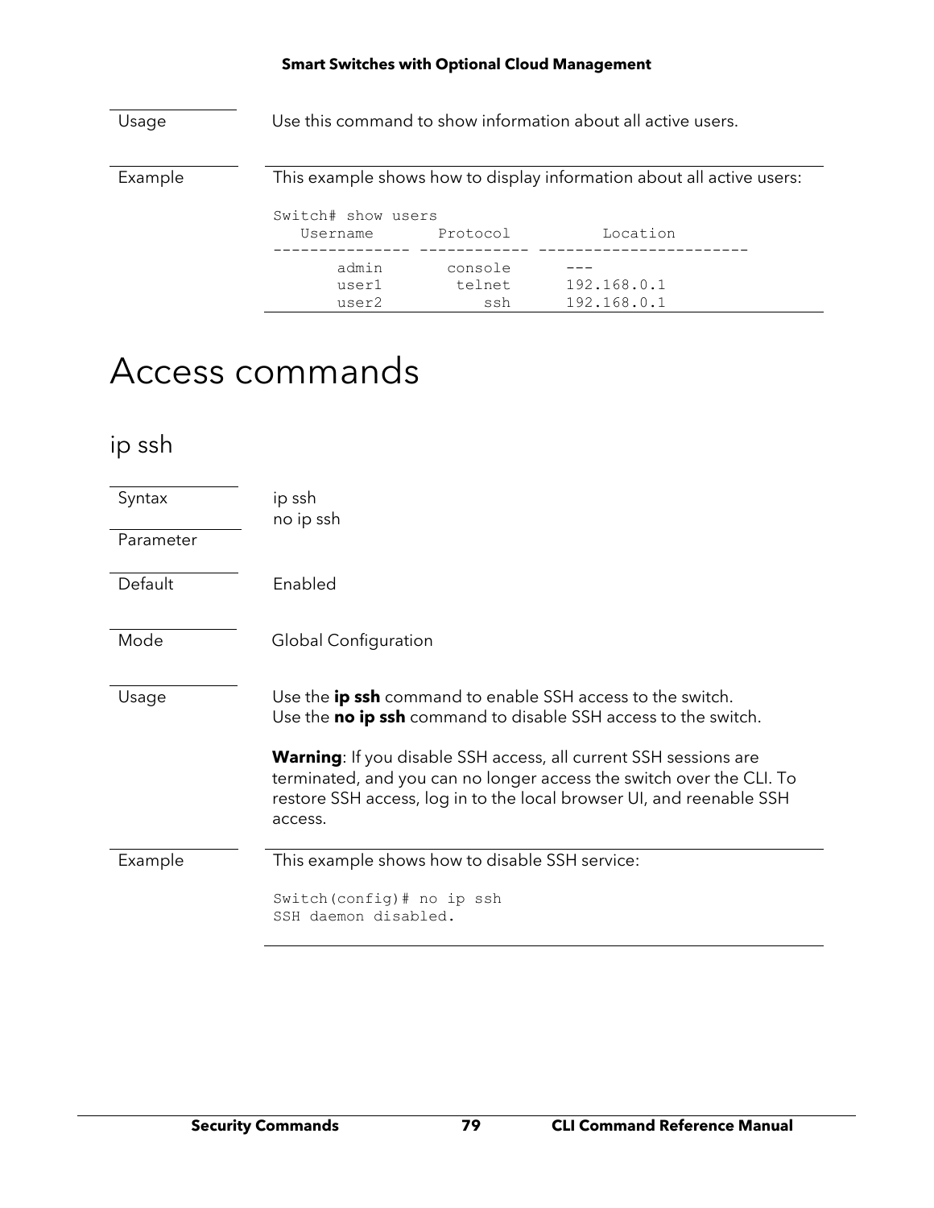| | |
|---|---|
| Usage | Use this command to show information about all active users. |
| Example | This example shows how to display information about all active users: |

```
Switch# show users
   Username       Protocol           Location
--------------- ------------ -----------------------
       admin       console      ---
       user1        telnet      192.168.0.1
       user2           ssh      192.168.0.1
```

# Access commands

## ip ssh

| | |
|---|---|
| Syntax | ip ssh<br>no ip ssh |
| Parameter | |
| Default | Enabled |
| Mode | Global Configuration |
| Usage | Use the **ip ssh** command to enable SSH access to the switch.<br>Use the **no ip ssh** command to disable SSH access to the switch.<br><br>**Warning**: If you disable SSH access, all current SSH sessions are terminated, and you can no longer access the switch over the CLI. To restore SSH access, log in to the local browser UI, and reenable SSH access. |
| Example | This example shows how to disable SSH service: |

```
Switch(config)# no ip ssh
SSH daemon disabled.
```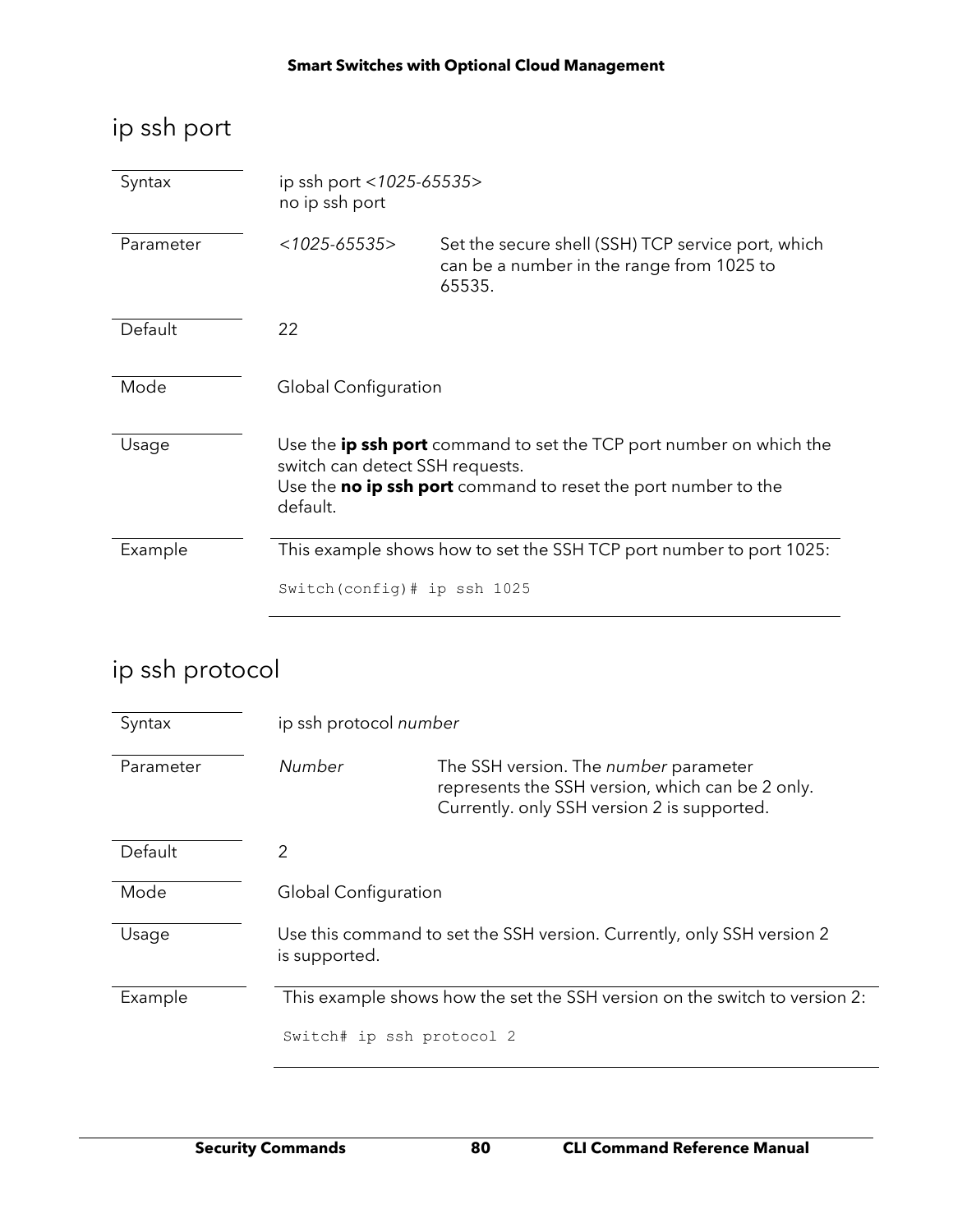## ip ssh port

| | | |
|---|---|---|
| Syntax | ip ssh port <*1025-65535*><br>no ip ssh port | |
| Parameter | <*1025-65535*> | Set the secure shell (SSH) TCP service port, which can be a number in the range from 1025 to 65535. |
| Default | 22 | |
| Mode | Global Configuration | |
| Usage | Use the **ip ssh port** command to set the TCP port number on which the switch can detect SSH requests.<br>Use the **no ip ssh port** command to reset the port number to the default. | |
| Example | This example shows how to set the SSH TCP port number to port 1025: | |

```
Switch(config)# ip ssh 1025
```

## ip ssh protocol

| | | |
|---|---|---|
| Syntax | ip ssh protocol *number* | |
| Parameter | *Number* | The SSH version. The *number* parameter represents the SSH version, which can be 2 only. Currently. only SSH version 2 is supported. |
| Default | 2 | |
| Mode | Global Configuration | |
| Usage | Use this command to set the SSH version. Currently, only SSH version 2 is supported. | |
| Example | This example shows how the set the SSH version on the switch to version 2: | |

```
Switch# ip ssh protocol 2
```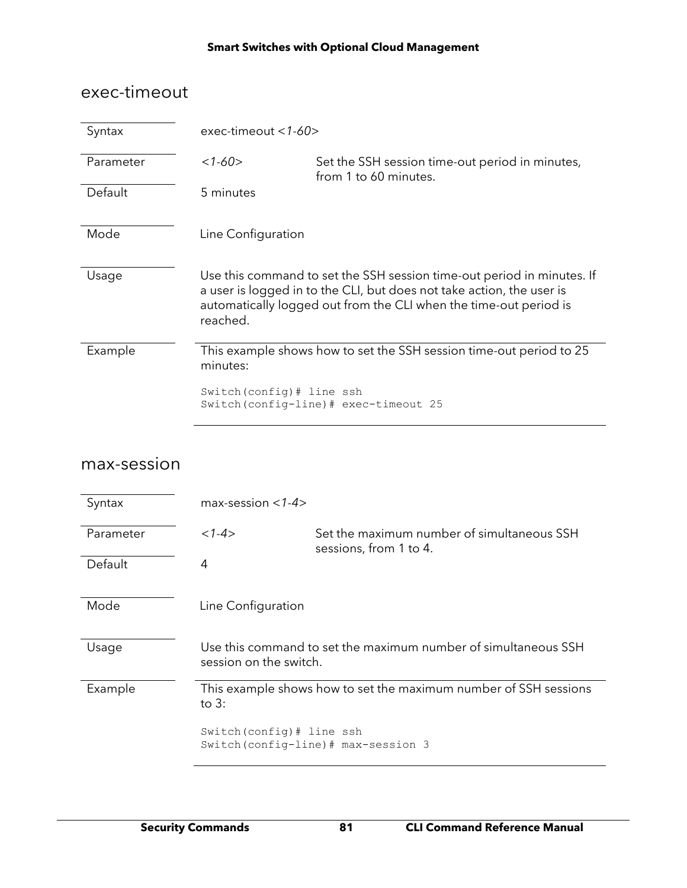## exec-timeout

| | | |
|---|---|---|
| Syntax | exec-timeout *<1-60>* | |
| Parameter | *<1-60>* | Set the SSH session time-out period in minutes, from 1 to 60 minutes. |
| Default | 5 minutes | |
| Mode | Line Configuration | |
| Usage | Use this command to set the SSH session time-out period in minutes. If a user is logged in to the CLI, but does not take action, the user is automatically logged out from the CLI when the time-out period is reached. | |
| Example | This example shows how to set the SSH session time-out period to 25 minutes: | |

```
Switch(config)# line ssh
Switch(config-line)# exec-timeout 25
```

## max-session

| | | |
|---|---|---|
| Syntax | max-session *<1-4>* | |
| Parameter | *<1-4>* | Set the maximum number of simultaneous SSH sessions, from 1 to 4. |
| Default | 4 | |
| Mode | Line Configuration | |
| Usage | Use this command to set the maximum number of simultaneous SSH session on the switch. | |
| Example | This example shows how to set the maximum number of SSH sessions to 3: | |

```
Switch(config)# line ssh
Switch(config-line)# max-session 3
```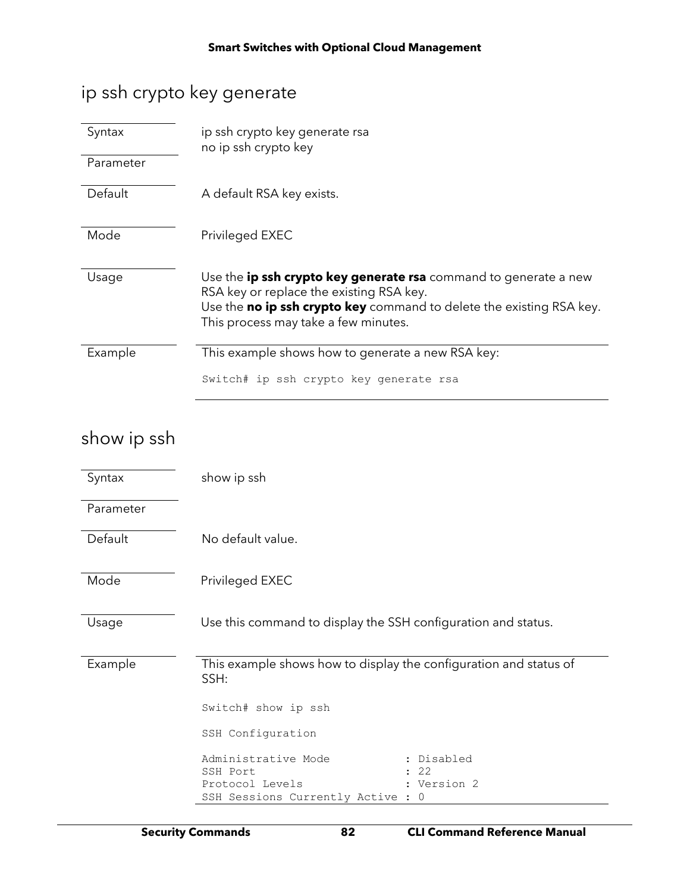## ip ssh crypto key generate

| | |
|---|---|
| Syntax | ip ssh crypto key generate rsa<br>no ip ssh crypto key |
| Parameter | |
| Default | A default RSA key exists. |
| Mode | Privileged EXEC |
| Usage | Use the **ip ssh crypto key generate rsa** command to generate a new RSA key or replace the existing RSA key.<br>Use the **no ip ssh crypto key** command to delete the existing RSA key. This process may take a few minutes. |
| Example | This example shows how to generate a new RSA key: |

```
Switch# ip ssh crypto key generate rsa
```

## show ip ssh

| | |
|---|---|
| Syntax | show ip ssh |
| Parameter | |
| Default | No default value. |
| Mode | Privileged EXEC |
| Usage | Use this command to display the SSH configuration and status. |
| Example | This example shows how to display the configuration and status of SSH: |

```
Switch# show ip ssh

SSH Configuration

Administrative Mode           : Disabled
SSH Port                      : 22
Protocol Levels               : Version 2
SSH Sessions Currently Active : 0
```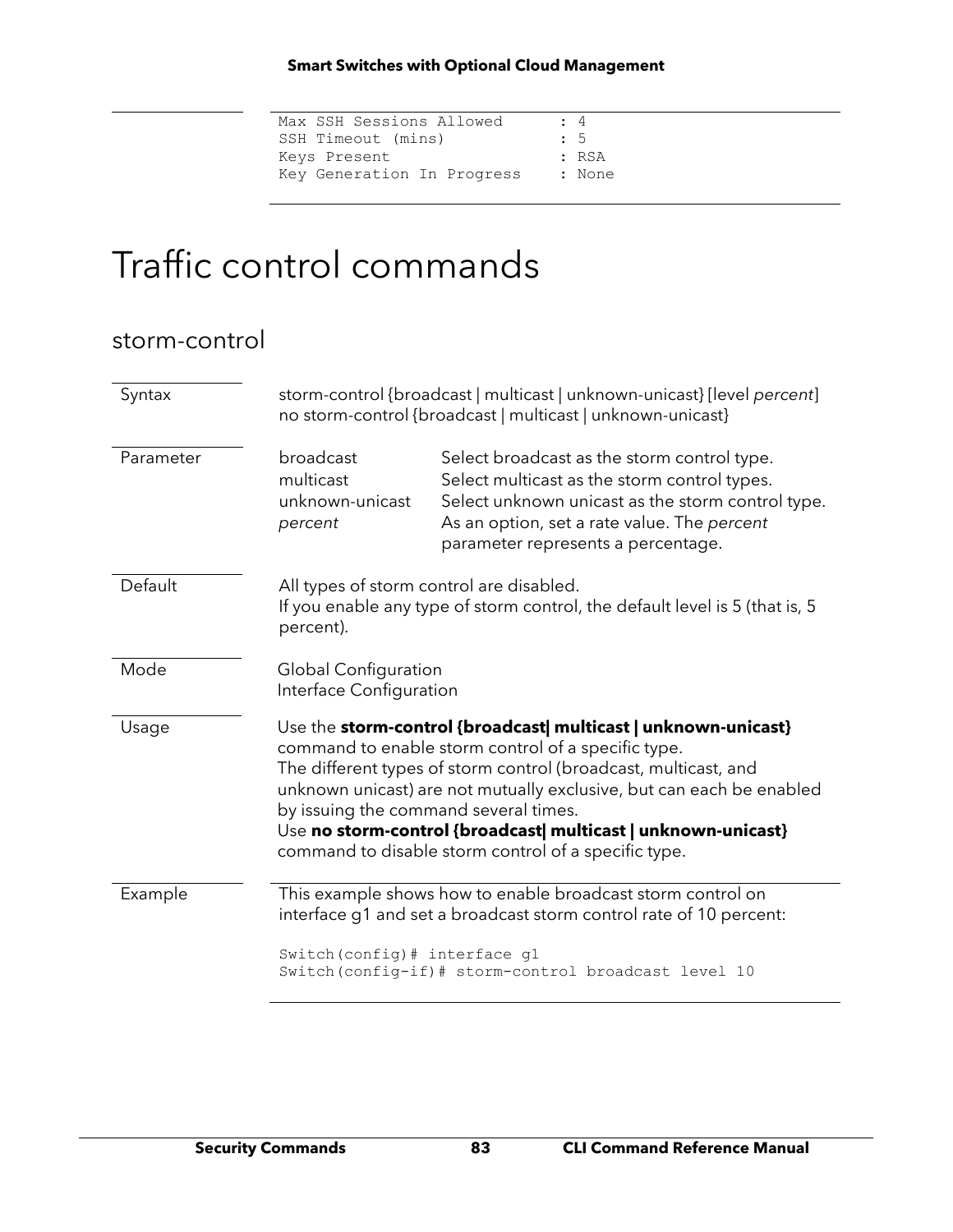```
Max SSH Sessions Allowed       : 4
SSH Timeout (mins)             : 5
Keys Present                   : RSA
Key Generation In Progress     : None
```

# Traffic control commands

## storm-control

**Syntax**

storm-control {broadcast | multicast | unknown-unicast} [level *percent*]
no storm-control {broadcast | multicast | unknown-unicast}

**Parameter**

| | |
|---|---|
| broadcast | Select broadcast as the storm control type. |
| multicast | Select multicast as the storm control types. |
| unknown-unicast | Select unknown unicast as the storm control type. |
| *percent* | As an option, set a rate value. The *percent* parameter represents a percentage. |

**Default**

All types of storm control are disabled.
If you enable any type of storm control, the default level is 5 (that is, 5 percent).

**Mode**

Global Configuration
Interface Configuration

**Usage**

Use the **storm-control {broadcast| multicast | unknown-unicast}** command to enable storm control of a specific type.
The different types of storm control (broadcast, multicast, and unknown unicast) are not mutually exclusive, but can each be enabled by issuing the command several times.
Use **no storm-control {broadcast| multicast | unknown-unicast}** command to disable storm control of a specific type.

**Example**

This example shows how to enable broadcast storm control on interface g1 and set a broadcast storm control rate of 10 percent:

```
Switch(config)# interface g1
Switch(config-if)# storm-control broadcast level 10
```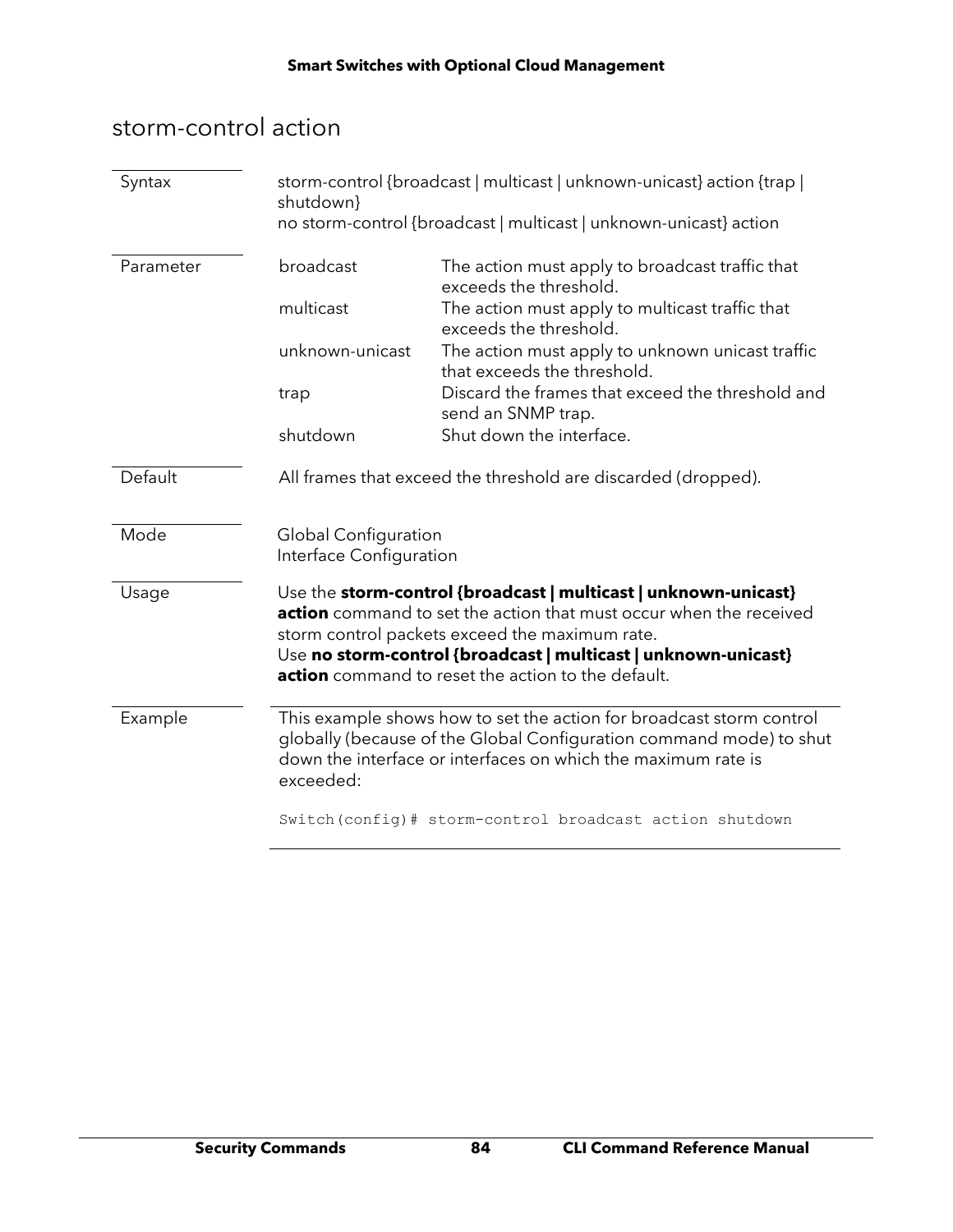## storm-control action

| | |
|---|---|
| Syntax | storm-control {broadcast \| multicast \| unknown-unicast} action {trap \| shutdown}<br>no storm-control {broadcast \| multicast \| unknown-unicast} action |
| Parameter | **broadcast**: The action must apply to broadcast traffic that exceeds the threshold.<br>**multicast**: The action must apply to multicast traffic that exceeds the threshold.<br>**unknown-unicast**: The action must apply to unknown unicast traffic that exceeds the threshold.<br>**trap**: Discard the frames that exceed the threshold and send an SNMP trap.<br>**shutdown**: Shut down the interface. |
| Default | All frames that exceed the threshold are discarded (dropped). |
| Mode | Global Configuration<br>Interface Configuration |
| Usage | Use the **storm-control {broadcast \| multicast \| unknown-unicast} action** command to set the action that must occur when the received storm control packets exceed the maximum rate.<br>Use **no storm-control {broadcast \| multicast \| unknown-unicast} action** command to reset the action to the default. |
| Example | This example shows how to set the action for broadcast storm control globally (because of the Global Configuration command mode) to shut down the interface or interfaces on which the maximum rate is exceeded:<br>`Switch(config)# storm-control broadcast action shutdown` |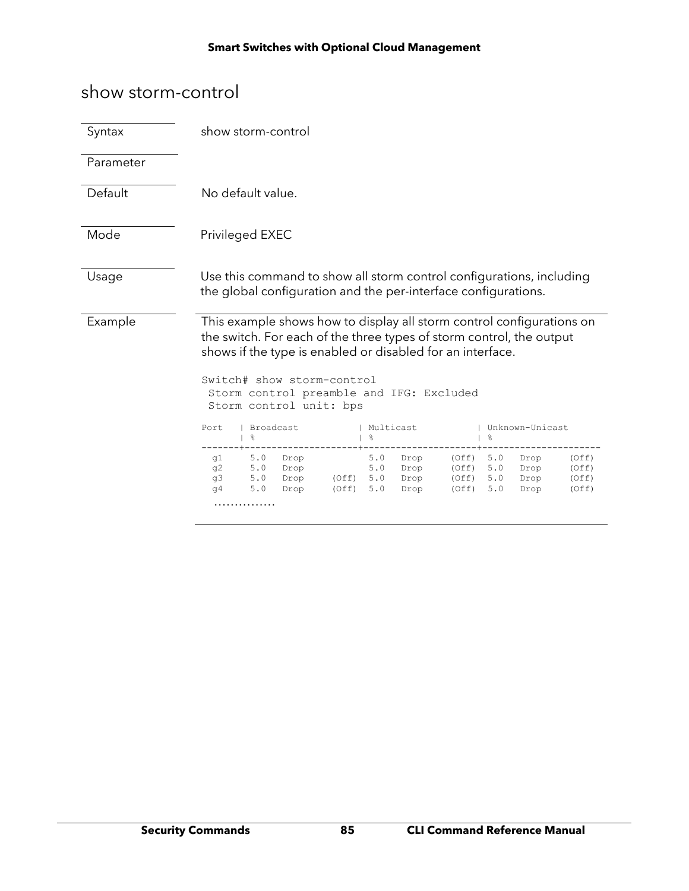# show storm-control

| | |
|---|---|
| Syntax | show storm-control |
| Parameter | |
| Default | No default value. |
| Mode | Privileged EXEC |
| Usage | Use this command to show all storm control configurations, including the global configuration and the per-interface configurations. |

**Example**

This example shows how to display all storm control configurations on the switch. For each of the three types of storm control, the output shows if the type is enabled or disabled for an interface.

```
Switch# show storm-control
 Storm control preamble and IFG: Excluded
 Storm control unit: bps

Port   | Broadcast           | Multicast           | Unknown-Unicast
       | %                   | %                   | %
-------+---------------------+---------------------+----------------------
  g1     5.0   Drop            5.0   Drop     (Off)  5.0   Drop      (Off)
  g2     5.0   Drop            5.0   Drop     (Off)  5.0   Drop      (Off)
  g3     5.0   Drop     (Off)  5.0   Drop     (Off)  5.0   Drop      (Off)
  g4     5.0   Drop     (Off)  5.0   Drop     (Off)  5.0   Drop      (Off)
  ...............
```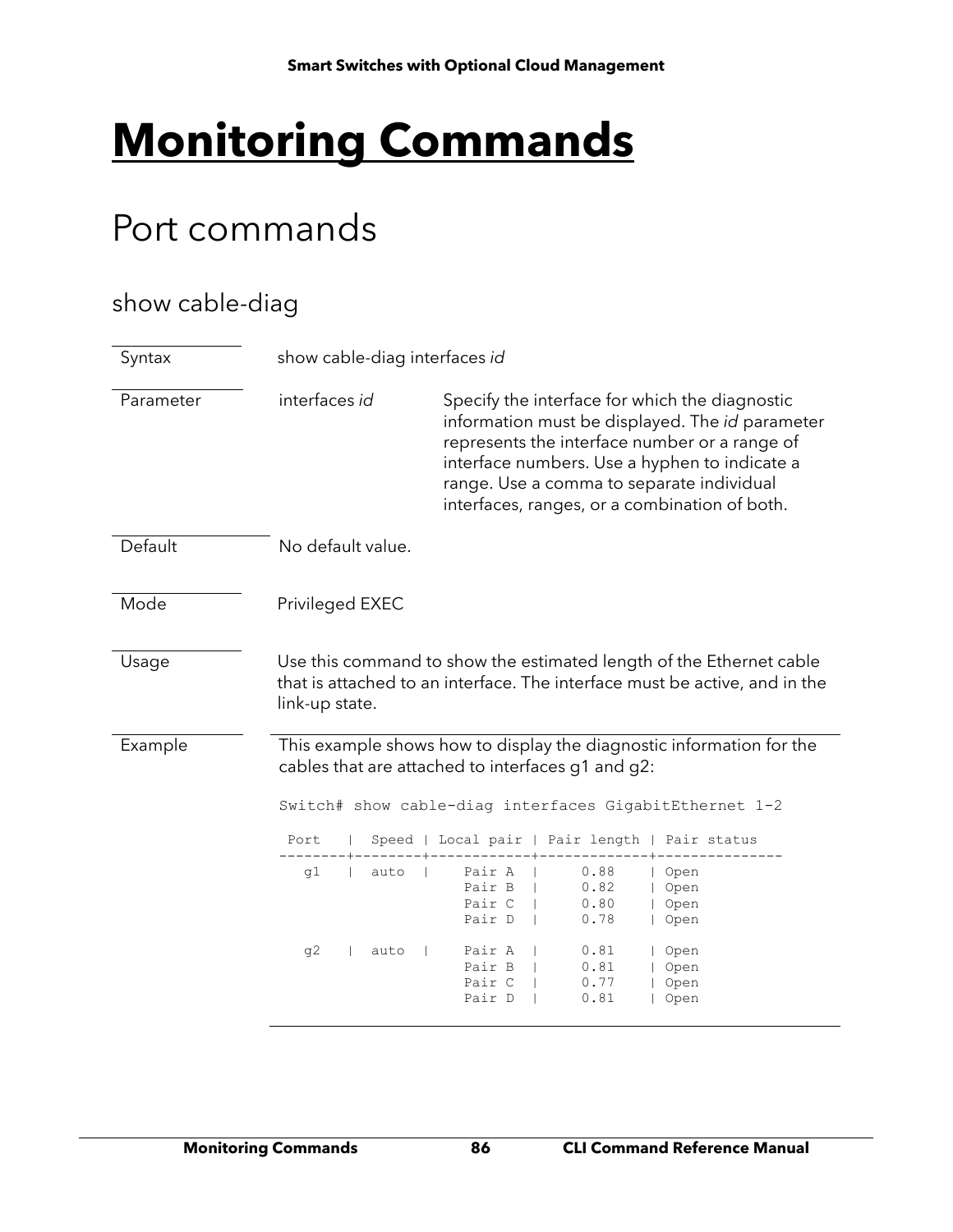# Monitoring Commands

## Port commands

### show cable-diag

| | | |
|---|---|---|
| Syntax | show cable-diag interfaces *id* | |
| Parameter | interfaces *id* | Specify the interface for which the diagnostic information must be displayed. The *id* parameter represents the interface number or a range of interface numbers. Use a hyphen to indicate a range. Use a comma to separate individual interfaces, ranges, or a combination of both. |
| Default | No default value. | |
| Mode | Privileged EXEC | |
| Usage | Use this command to show the estimated length of the Ethernet cable that is attached to an interface. The interface must be active, and in the link-up state. | |

**Example**

This example shows how to display the diagnostic information for the cables that are attached to interfaces g1 and g2:

```
Switch# show cable-diag interfaces GigabitEthernet 1-2

 Port   |  Speed | Local pair | Pair length | Pair status
--------+--------+------------+-------------+---------------
   g1   |  auto  |     Pair A  |      0.88    | Open
                       Pair B  |      0.82    | Open
                       Pair C  |      0.80    | Open
                       Pair D  |      0.78    | Open

   g2   |  auto  |     Pair A  |      0.81    | Open
                       Pair B  |      0.81    | Open
                       Pair C  |      0.77    | Open
                       Pair D  |      0.81    | Open
```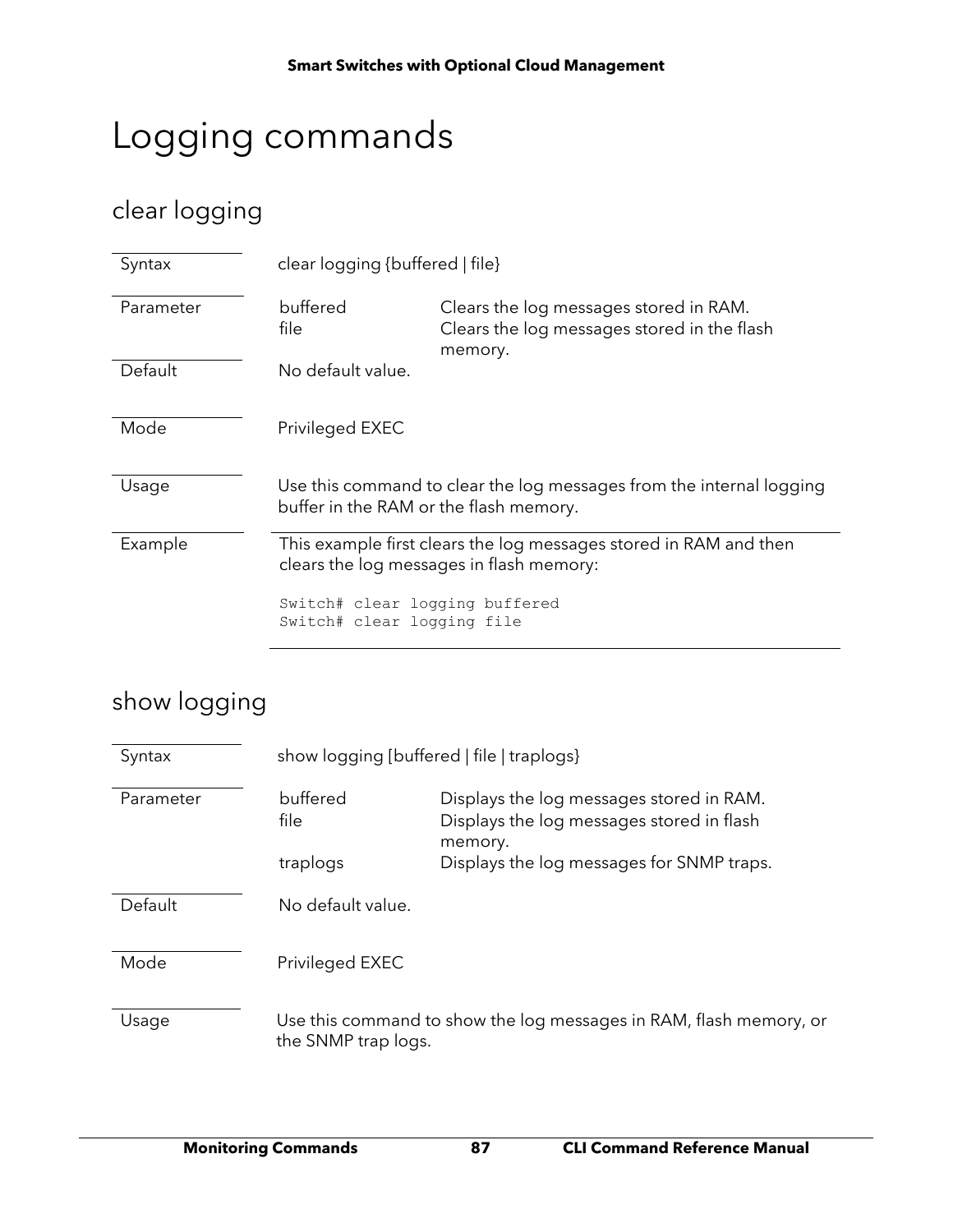# Logging commands

## clear logging

| | | |
|---|---|---|
| Syntax | clear logging {buffered \| file} | |
| Parameter | buffered | Clears the log messages stored in RAM. |
| | file | Clears the log messages stored in the flash memory. |
| Default | No default value. | |
| Mode | Privileged EXEC | |
| Usage | Use this command to clear the log messages from the internal logging buffer in the RAM or the flash memory. | |
| Example | This example first clears the log messages stored in RAM and then clears the log messages in flash memory: | |

```
Switch# clear logging buffered
Switch# clear logging file
```

## show logging

| | | |
|---|---|---|
| Syntax | show logging [buffered \| file \| traplogs} | |
| Parameter | buffered | Displays the log messages stored in RAM. |
| | file | Displays the log messages stored in flash memory. |
| | traplogs | Displays the log messages for SNMP traps. |
| Default | No default value. | |
| Mode | Privileged EXEC | |
| Usage | Use this command to show the log messages in RAM, flash memory, or the SNMP trap logs. | |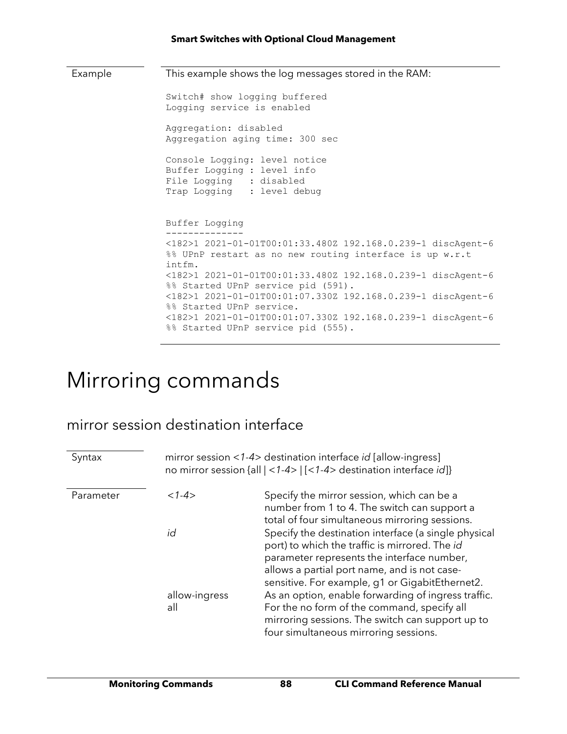| | |
|---|---|
| Example | This example shows the log messages stored in the RAM: |

```
Switch# show logging buffered
Logging service is enabled

Aggregation: disabled
Aggregation aging time: 300 sec

Console Logging: level notice
Buffer Logging : level info
File Logging   : disabled
Trap Logging   : level debug


Buffer Logging
--------------
<182>1 2021-01-01T00:01:33.480Z 192.168.0.239-1 discAgent-6
%% UPnP restart as no new routing interface is up w.r.t
intfm.
<182>1 2021-01-01T00:01:33.480Z 192.168.0.239-1 discAgent-6
%% Started UPnP service pid (591).
<182>1 2021-01-01T00:01:07.330Z 192.168.0.239-1 discAgent-6
%% Started UPnP service.
<182>1 2021-01-01T00:01:07.330Z 192.168.0.239-1 discAgent-6
%% Started UPnP service pid (555).
```

# Mirroring commands

## mirror session destination interface

| | | |
|---|---|---|
| Syntax | mirror session <*1-4*> destination interface *id* [allow-ingress]<br>no mirror session {all \| <*1-4*> \| [<*1-4*> destination interface *id*]} | |
| Parameter | <*1-4*> | Specify the mirror session, which can be a number from 1 to 4. The switch can support a total of four simultaneous mirroring sessions. |
| | *id* | Specify the destination interface (a single physical port) to which the traffic is mirrored. The *id* parameter represents the interface number, allows a partial port name, and is not case-sensitive. For example, g1 or GigabitEthernet2. |
| | allow-ingress | As an option, enable forwarding of ingress traffic. |
| | all | For the no form of the command, specify all mirroring sessions. The switch can support up to four simultaneous mirroring sessions. |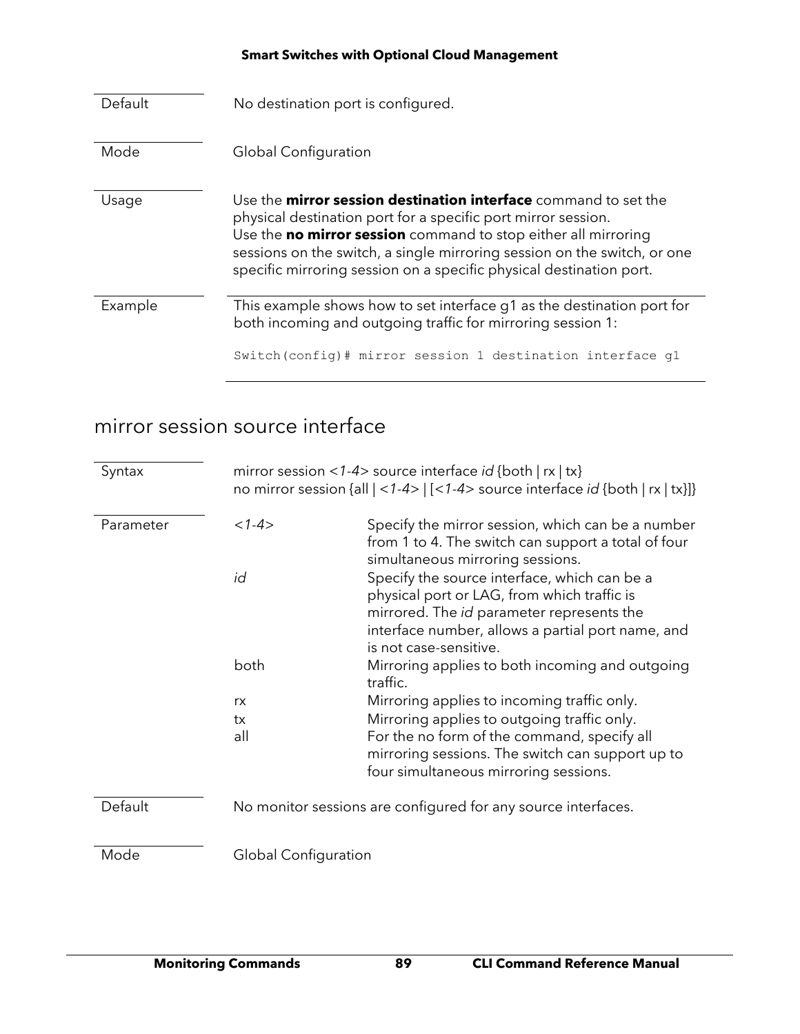| | |
|---|---|
| Default | No destination port is configured. |
| Mode | Global Configuration |
| Usage | Use the **mirror session destination interface** command to set the physical destination port for a specific port mirror session. Use the **no mirror session** command to stop either all mirroring sessions on the switch, a single mirroring session on the switch, or one specific mirroring session on a specific physical destination port. |
| Example | This example shows how to set interface g1 as the destination port for both incoming and outgoing traffic for mirroring session 1: |

```
Switch(config)# mirror session 1 destination interface g1
```

## mirror session source interface

| | | |
|---|---|---|
| Syntax | mirror session *<1-4>* source interface *id* {both \| rx \| tx}<br>no mirror session {all \| *<1-4>* \| [*<1-4>* source interface *id* {both \| rx \| tx}]} | |
| Parameter | *<1-4>* | Specify the mirror session, which can be a number from 1 to 4. The switch can support a total of four simultaneous mirroring sessions. |
| | *id* | Specify the source interface, which can be a physical port or LAG, from which traffic is mirrored. The *id* parameter represents the interface number, allows a partial port name, and is not case-sensitive. |
| | both | Mirroring applies to both incoming and outgoing traffic. |
| | rx | Mirroring applies to incoming traffic only. |
| | tx | Mirroring applies to outgoing traffic only. |
| | all | For the no form of the command, specify all mirroring sessions. The switch can support up to four simultaneous mirroring sessions. |
| Default | No monitor sessions are configured for any source interfaces. | |
| Mode | Global Configuration | |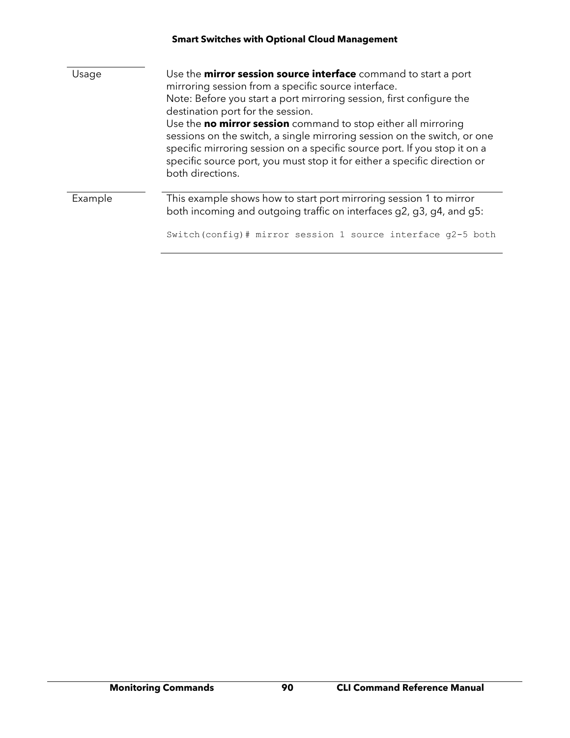| | |
|---|---|
| Usage | Use the **mirror session source interface** command to start a port mirroring session from a specific source interface.<br>Note: Before you start a port mirroring session, first configure the destination port for the session.<br>Use the **no mirror session** command to stop either all mirroring sessions on the switch, a single mirroring session on the switch, or one specific mirroring session on a specific source port. If you stop it on a specific source port, you must stop it for either a specific direction or both directions. |
| Example | This example shows how to start port mirroring session 1 to mirror both incoming and outgoing traffic on interfaces g2, g3, g4, and g5:<br>`Switch(config)# mirror session 1 source interface g2-5 both` |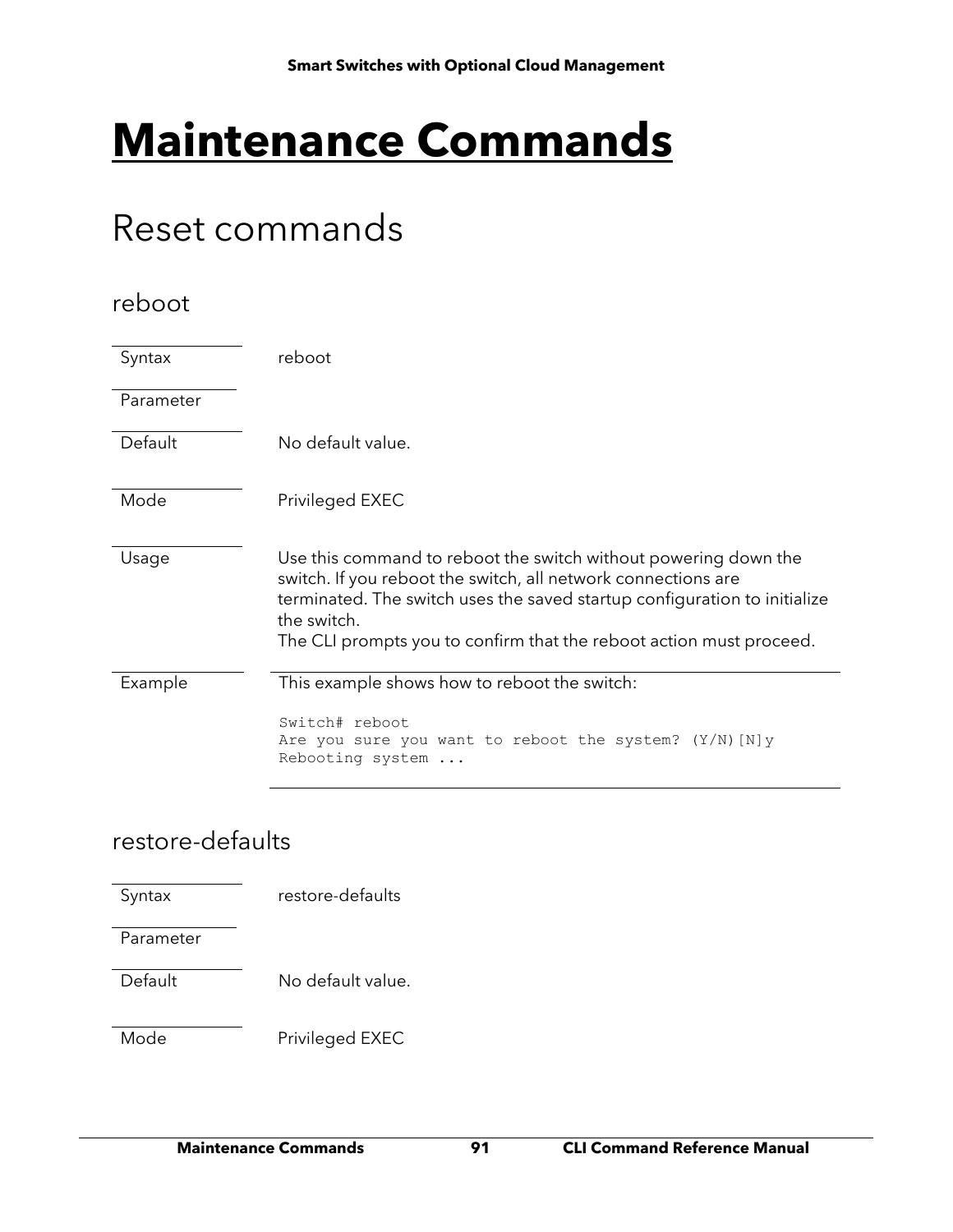# Maintenance Commands

## Reset commands

### reboot

| | |
|---|---|
| Syntax | reboot |
| Parameter | |
| Default | No default value. |
| Mode | Privileged EXEC |
| Usage | Use this command to reboot the switch without powering down the switch. If you reboot the switch, all network connections are terminated. The switch uses the saved startup configuration to initialize the switch.<br>The CLI prompts you to confirm that the reboot action must proceed. |
| Example | This example shows how to reboot the switch: |

```
Switch# reboot
Are you sure you want to reboot the system? (Y/N)[N]y
Rebooting system ...
```

### restore-defaults

| | |
|---|---|
| Syntax | restore-defaults |
| Parameter | |
| Default | No default value. |
| Mode | Privileged EXEC |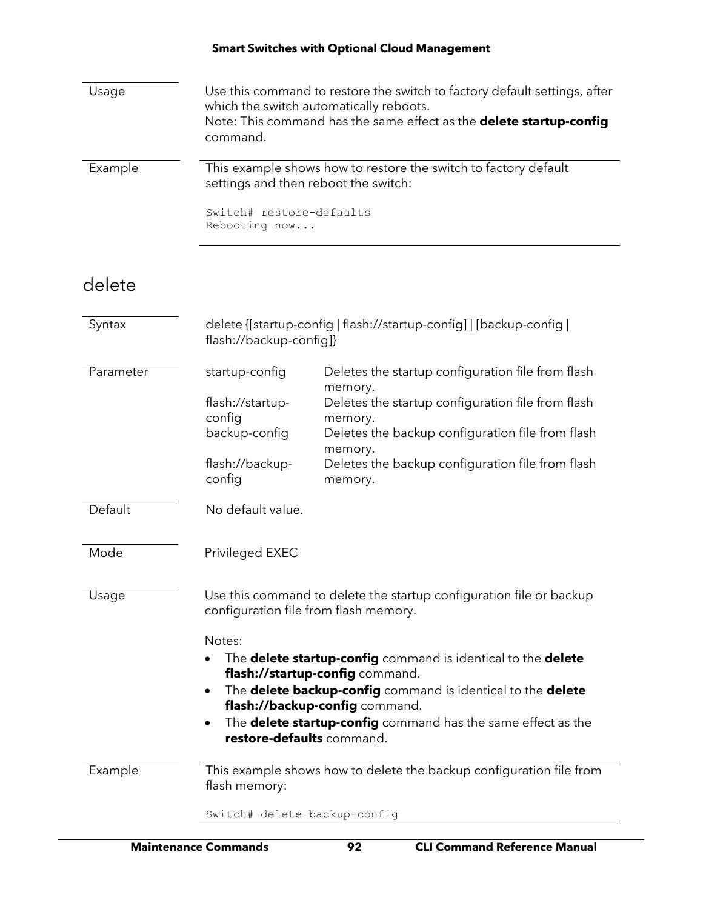| | |
|---|---|
| Usage | Use this command to restore the switch to factory default settings, after which the switch automatically reboots.<br>Note: This command has the same effect as the **delete startup-config** command. |
| Example | This example shows how to restore the switch to factory default settings and then reboot the switch: |

```
Switch# restore-defaults
Rebooting now...
```

## delete

| | |
|---|---|
| Syntax | delete {[startup-config \| flash://startup-config] \| [backup-config \| flash://backup-config]} |

| Parameter | |
|---|---|
| startup-config | Deletes the startup configuration file from flash memory. |
| flash://startup-config | Deletes the startup configuration file from flash memory. |
| backup-config | Deletes the backup configuration file from flash memory. |
| flash://backup-config | Deletes the backup configuration file from flash memory. |

| | |
|---|---|
| Default | No default value. |
| Mode | Privileged EXEC |
| Usage | Use this command to delete the startup configuration file or backup configuration file from flash memory. |

Notes:

- The **delete startup-config** command is identical to the **delete flash://startup-config** command.
- The **delete backup-config** command is identical to the **delete flash://backup-config** command.
- The **delete startup-config** command has the same effect as the **restore-defaults** command.

| | |
|---|---|
| Example | This example shows how to delete the backup configuration file from flash memory: |

```
Switch# delete backup-config
```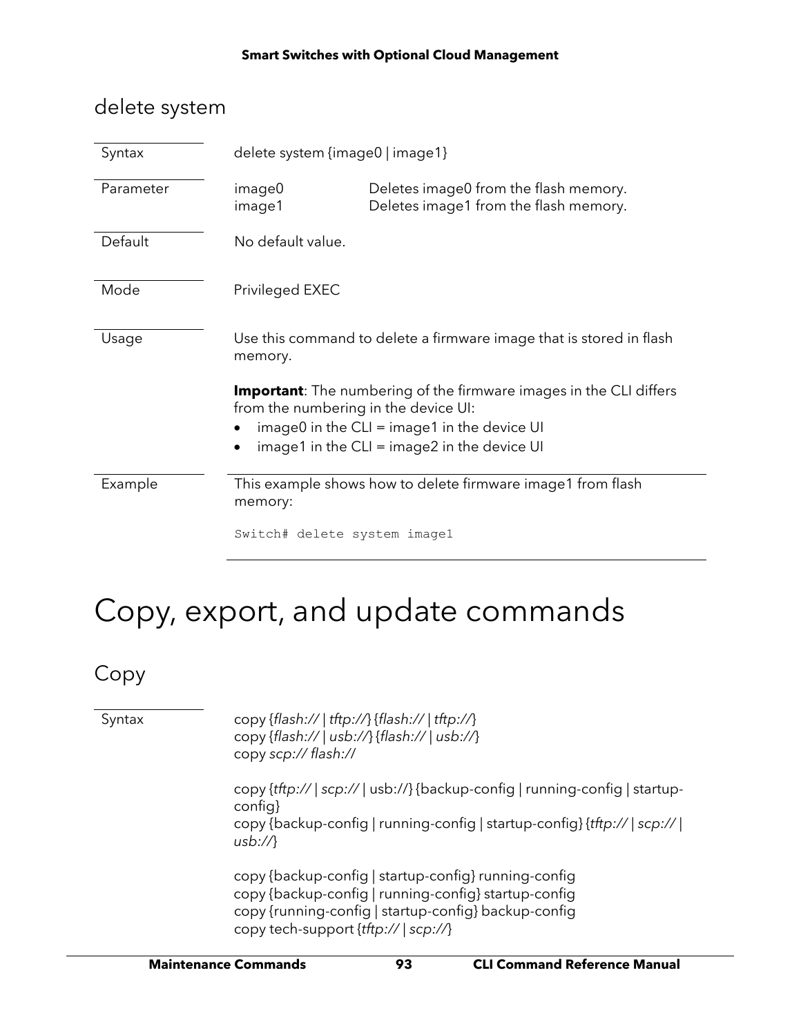## delete system

| | |
|---|---|
| Syntax | delete system {image0 \| image1} |
| Parameter | image0 — Deletes image0 from the flash memory.<br>image1 — Deletes image1 from the flash memory. |
| Default | No default value. |
| Mode | Privileged EXEC |
| Usage | Use this command to delete a firmware image that is stored in flash memory.<br><br>**Important**: The numbering of the firmware images in the CLI differs from the numbering in the device UI:<br>• image0 in the CLI = image1 in the device UI<br>• image1 in the CLI = image2 in the device UI |
| Example | This example shows how to delete firmware image1 from flash memory:<br><br>`Switch# delete system image1` |

# Copy, export, and update commands

## Copy

Syntax

copy {*flash://* | *tftp://*} {*flash://* | *tftp://*}
copy {*flash://* | *usb://*} {*flash://* | *usb://*}
copy *scp:// flash://*

copy {*tftp://* | *scp://* | usb://} {backup-config | running-config | startup-config}
copy {backup-config | running-config | startup-config} {*tftp://* | *scp://* | *usb://*}

copy {backup-config | startup-config} running-config
copy {backup-config | running-config} startup-config
copy {running-config | startup-config} backup-config
copy tech-support {*tftp://* | *scp://*}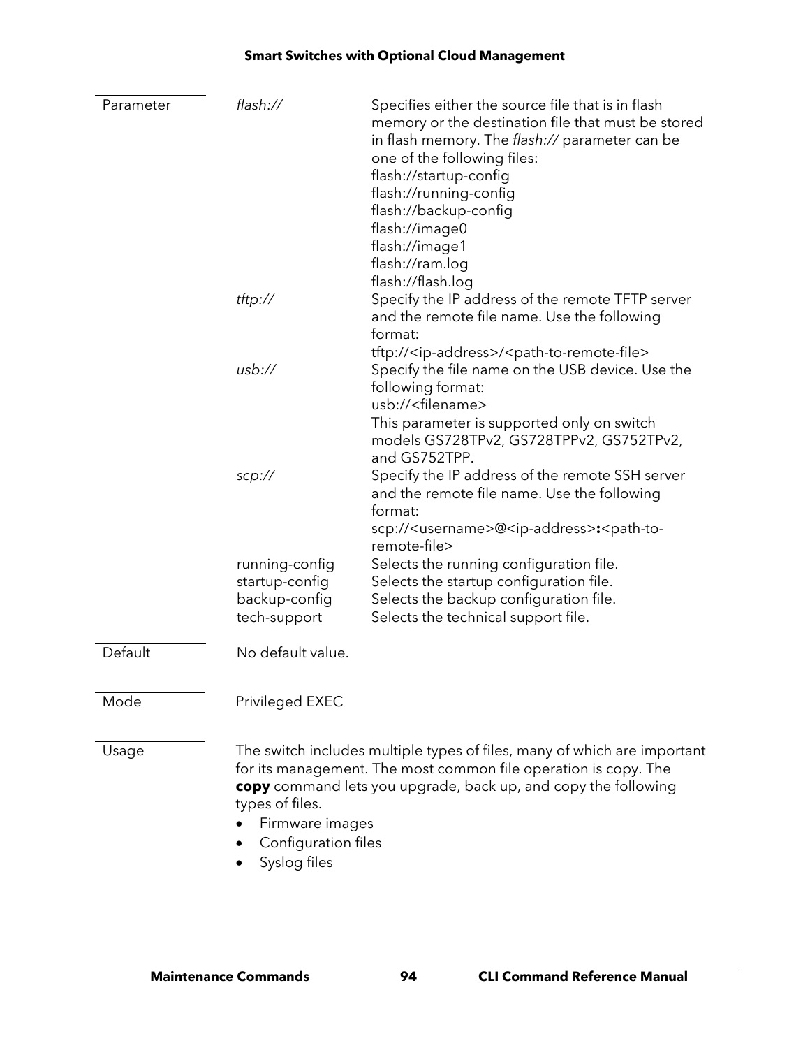| | | |
|---|---|---|
| Parameter | *flash://* | Specifies either the source file that is in flash memory or the destination file that must be stored in flash memory. The *flash://* parameter can be one of the following files:<br>flash://startup-config<br>flash://running-config<br>flash://backup-config<br>flash://image0<br>flash://image1<br>flash://ram.log<br>flash://flash.log |
| | *tftp://* | Specify the IP address of the remote TFTP server and the remote file name. Use the following format:<br>tftp://<ip-address>/<path-to-remote-file> |
| | *usb://* | Specify the file name on the USB device. Use the following format:<br>usb://<filename><br>This parameter is supported only on switch models GS728TPv2, GS728TPPv2, GS752TPv2, and GS752TPP. |
| | *scp://* | Specify the IP address of the remote SSH server and the remote file name. Use the following format:<br>scp://<username>@<ip-address>**:**<path-to-remote-file> |
| | running-config | Selects the running configuration file. |
| | startup-config | Selects the startup configuration file. |
| | backup-config | Selects the backup configuration file. |
| | tech-support | Selects the technical support file. |
| Default | No default value. | |
| Mode | Privileged EXEC | |

**Usage**

The switch includes multiple types of files, many of which are important for its management. The most common file operation is copy. The **copy** command lets you upgrade, back up, and copy the following types of files.

- Firmware images
- Configuration files
- Syslog files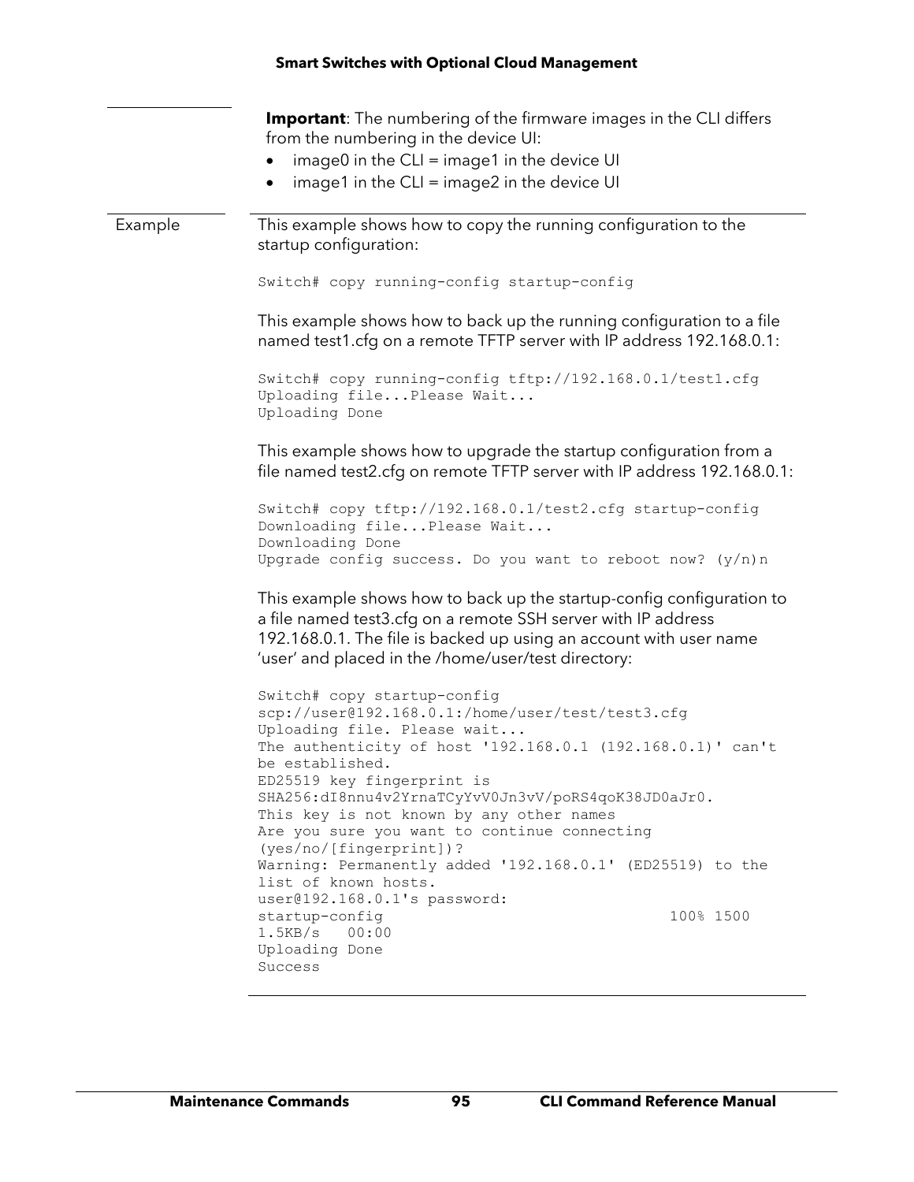**Important**: The numbering of the firmware images in the CLI differs from the numbering in the device UI:

- image0 in the CLI = image1 in the device UI
- image1 in the CLI = image2 in the device UI

Example

This example shows how to copy the running configuration to the startup configuration:

```
Switch# copy running-config startup-config
```

This example shows how to back up the running configuration to a file named test1.cfg on a remote TFTP server with IP address 192.168.0.1:

```
Switch# copy running-config tftp://192.168.0.1/test1.cfg
Uploading file...Please Wait...
Uploading Done
```

This example shows how to upgrade the startup configuration from a file named test2.cfg on remote TFTP server with IP address 192.168.0.1:

```
Switch# copy tftp://192.168.0.1/test2.cfg startup-config
Downloading file...Please Wait...
Downloading Done
Upgrade config success. Do you want to reboot now? (y/n)n
```

This example shows how to back up the startup-config configuration to a file named test3.cfg on a remote SSH server with IP address 192.168.0.1. The file is backed up using an account with user name 'user' and placed in the /home/user/test directory:

```
Switch# copy startup-config
scp://user@192.168.0.1:/home/user/test/test3.cfg
Uploading file. Please wait...
The authenticity of host '192.168.0.1 (192.168.0.1)' can't
be established.
ED25519 key fingerprint is
SHA256:dI8nnu4v2YrnaTCyYvV0Jn3vV/poRS4qoK38JD0aJr0.
This key is not known by any other names
Are you sure you want to continue connecting
(yes/no/[fingerprint])?
Warning: Permanently added '192.168.0.1' (ED25519) to the
list of known hosts.
user@192.168.0.1's password:
startup-config                                    100% 1500
1.5KB/s   00:00
Uploading Done
Success
```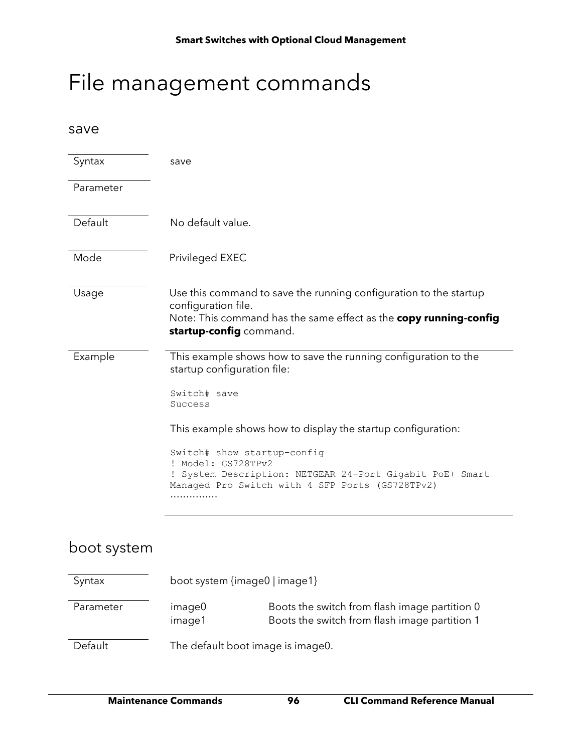# File management commands

## save

| | |
|---|---|
| Syntax | save |
| Parameter | |
| Default | No default value. |
| Mode | Privileged EXEC |
| Usage | Use this command to save the running configuration to the startup configuration file.<br>Note: This command has the same effect as the **copy running-config startup-config** command. |
| Example | This example shows how to save the running configuration to the startup configuration file: |

```
Switch# save
Success
```

This example shows how to display the startup configuration:

```
Switch# show startup-config
! Model: GS728TPv2
! System Description: NETGEAR 24-Port Gigabit PoE+ Smart
Managed Pro Switch with 4 SFP Ports (GS728TPv2)
...............
```

## boot system

| | | |
|---|---|---|
| Syntax | boot system {image0 \| image1} | |
| Parameter | image0<br>image1 | Boots the switch from flash image partition 0<br>Boots the switch from flash image partition 1 |
| Default | The default boot image is image0. | |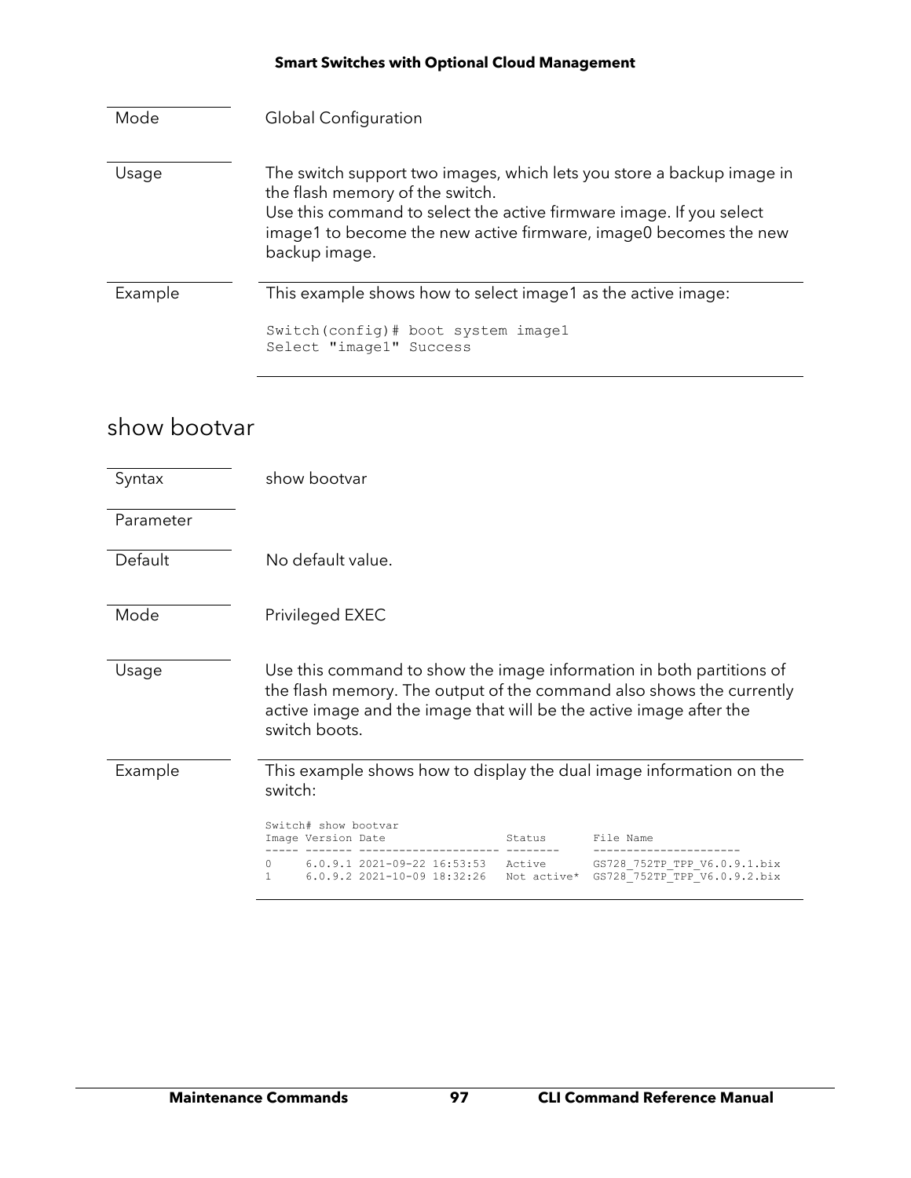| | |
|---|---|
| Mode | Global Configuration |
| Usage | The switch support two images, which lets you store a backup image in the flash memory of the switch.<br>Use this command to select the active firmware image. If you select image1 to become the new active firmware, image0 becomes the new backup image. |
| Example | This example shows how to select image1 as the active image: |

```
Switch(config)# boot system image1
Select "image1" Success
```

## show bootvar

| | |
|---|---|
| Syntax | show bootvar |
| Parameter | |
| Default | No default value. |
| Mode | Privileged EXEC |
| Usage | Use this command to show the image information in both partitions of the flash memory. The output of the command also shows the currently active image and the image that will be the active image after the switch boots. |
| Example | This example shows how to display the dual image information on the switch: |

```
Switch# show bootvar
Image Version Date                  Status      File Name
----- ------- -------------------- --------    ---------------------
0     6.0.9.1 2021-09-22 16:53:53  Active      GS728_752TP_TPP_V6.0.9.1.bix
1     6.0.9.2 2021-10-09 18:32:26  Not active*  GS728_752TP_TPP_V6.0.9.2.bix
```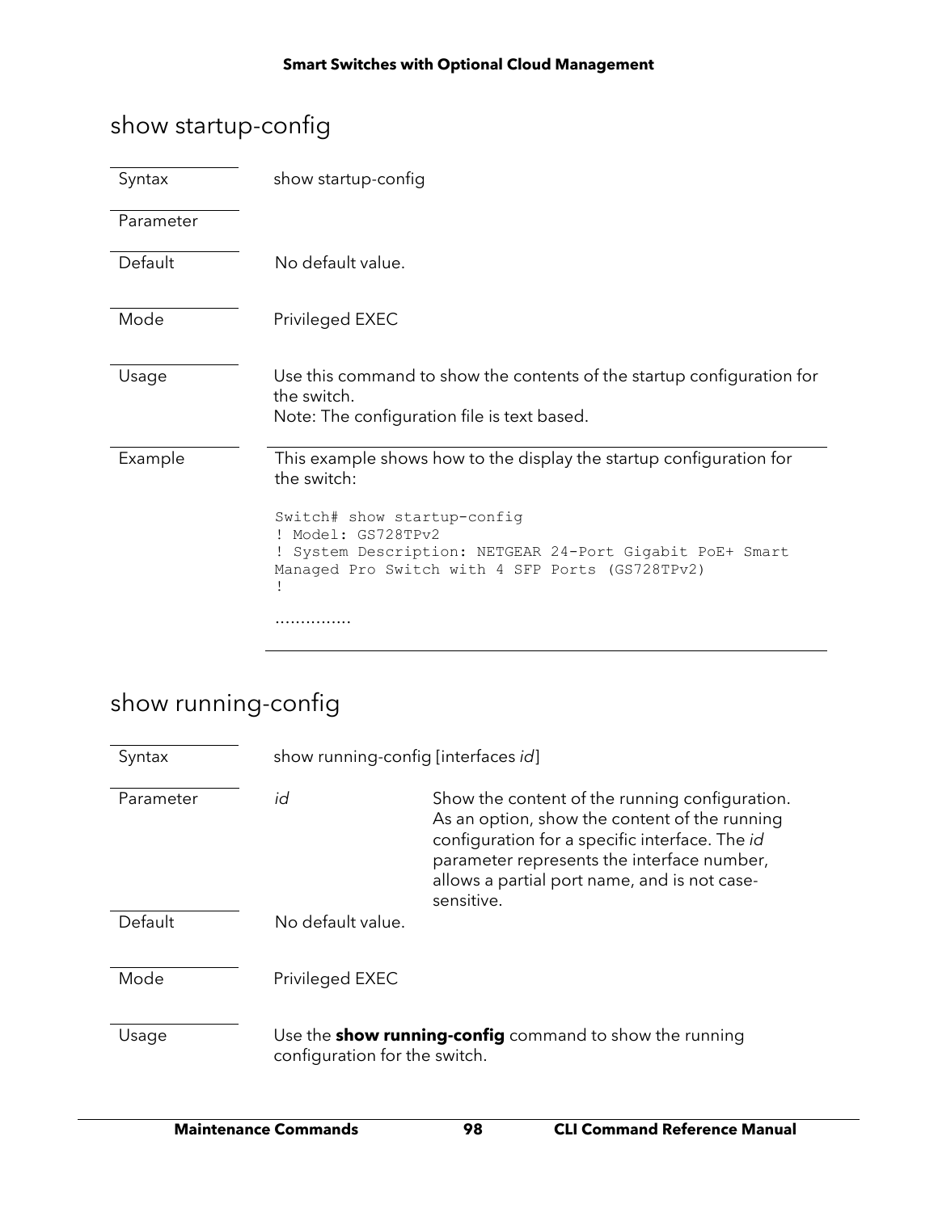## show startup-config

| | |
|---|---|
| Syntax | show startup-config |
| Parameter | |
| Default | No default value. |
| Mode | Privileged EXEC |
| Usage | Use this command to show the contents of the startup configuration for the switch.<br>Note: The configuration file is text based. |
| Example | This example shows how to the display the startup configuration for the switch: |

```
Switch# show startup-config
! Model: GS728TPv2
! System Description: NETGEAR 24-Port Gigabit PoE+ Smart
Managed Pro Switch with 4 SFP Ports (GS728TPv2)
!

...............
```

## show running-config

| | | |
|---|---|---|
| Syntax | show running-config [interfaces *id*] | |
| Parameter | *id* | Show the content of the running configuration. As an option, show the content of the running configuration for a specific interface. The *id* parameter represents the interface number, allows a partial port name, and is not case-sensitive. |
| Default | No default value. | |
| Mode | Privileged EXEC | |
| Usage | Use the **show running-config** command to show the running configuration for the switch. | |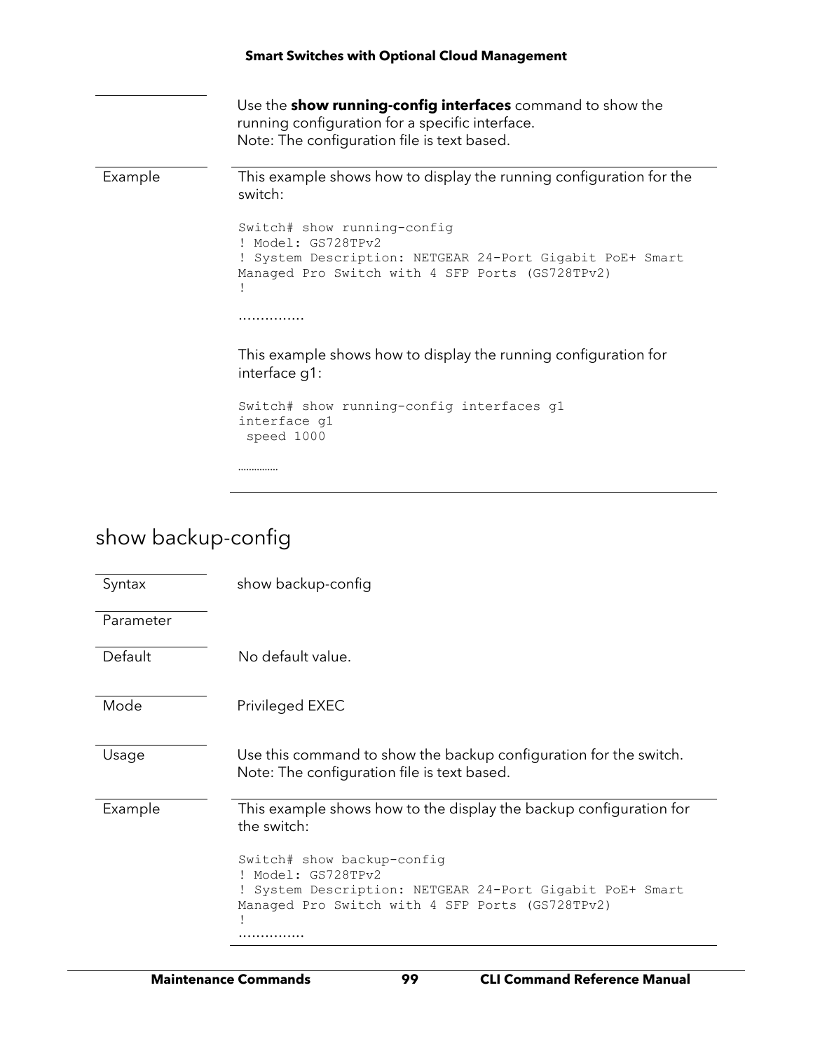| | |
|---|---|
| | Use the **show running-config interfaces** command to show the running configuration for a specific interface.<br>Note: The configuration file is text based. |
| Example | This example shows how to display the running configuration for the switch:<br><br>`Switch# show running-config`<br>`! Model: GS728TPv2`<br>`! System Description: NETGEAR 24-Port Gigabit PoE+ Smart Managed Pro Switch with 4 SFP Ports (GS728TPv2)`<br>`!`<br><br>...............<br><br>This example shows how to display the running configuration for interface g1:<br><br>`Switch# show running-config interfaces g1`<br>`interface g1`<br>`speed 1000`<br><br>............... |

## show backup-config

| | |
|---|---|
| Syntax | show backup-config |
| Parameter | |
| Default | No default value. |
| Mode | Privileged EXEC |
| Usage | Use this command to show the backup configuration for the switch.<br>Note: The configuration file is text based. |
| Example | This example shows how to the display the backup configuration for the switch:<br><br>`Switch# show backup-config`<br>`! Model: GS728TPv2`<br>`! System Description: NETGEAR 24-Port Gigabit PoE+ Smart Managed Pro Switch with 4 SFP Ports (GS728TPv2)`<br>`!`<br>............... |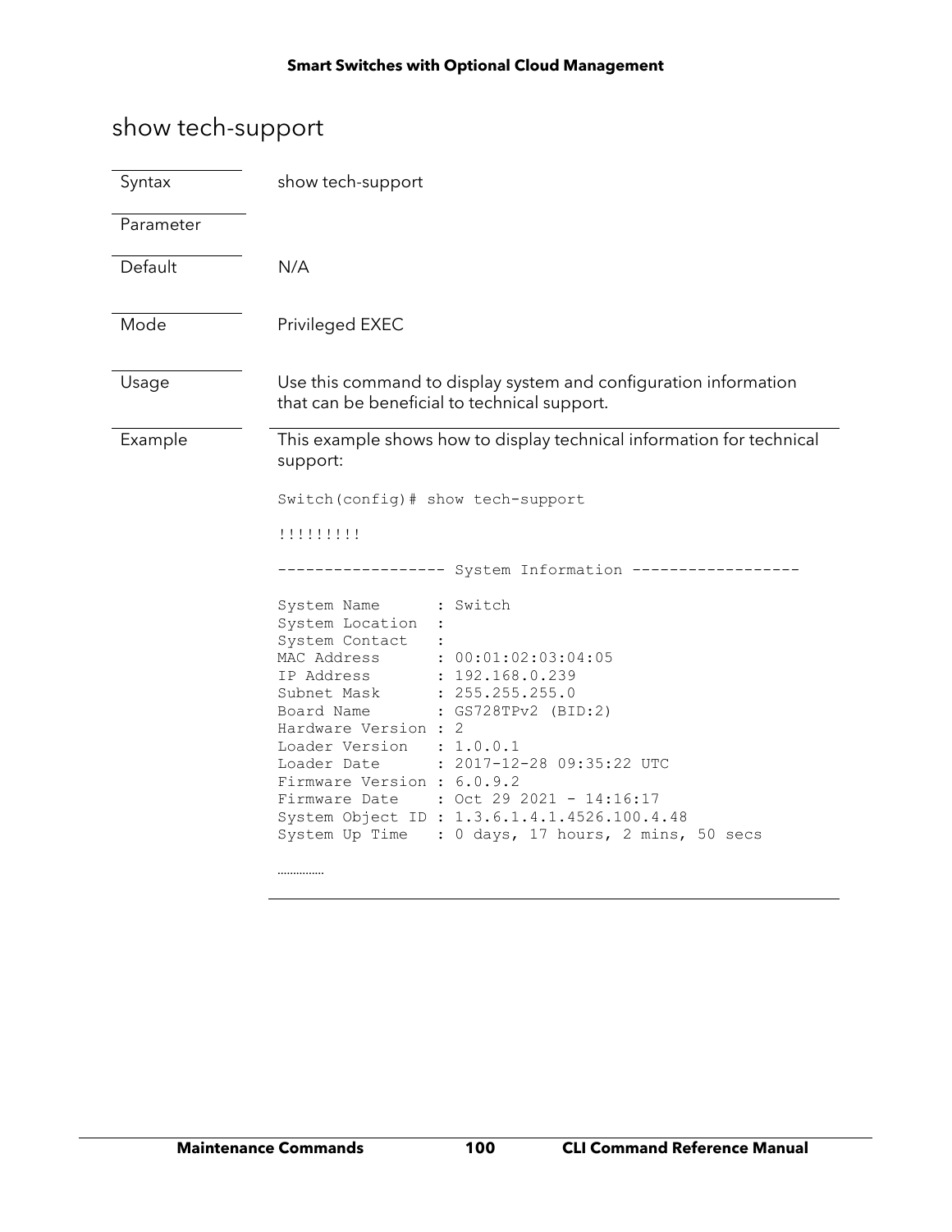# show tech-support

| | |
|---|---|
| Syntax | show tech-support |
| Parameter | |
| Default | N/A |
| Mode | Privileged EXEC |
| Usage | Use this command to display system and configuration information that can be beneficial to technical support. |

**Example**

This example shows how to display technical information for technical support:

```
Switch(config)# show tech-support

!!!!!!!!!

------------------ System Information ------------------

System Name      : Switch
System Location  :
System Contact   :
MAC Address      : 00:01:02:03:04:05
IP Address       : 192.168.0.239
Subnet Mask      : 255.255.255.0
Board Name       : GS728TPv2 (BID:2)
Hardware Version : 2
Loader Version   : 1.0.0.1
Loader Date      : 2017-12-28 09:35:22 UTC
Firmware Version : 6.0.9.2
Firmware Date    : Oct 29 2021 - 14:16:17
System Object ID : 1.3.6.1.4.1.4526.100.4.48
System Up Time   : 0 days, 17 hours, 2 mins, 50 secs

..............
```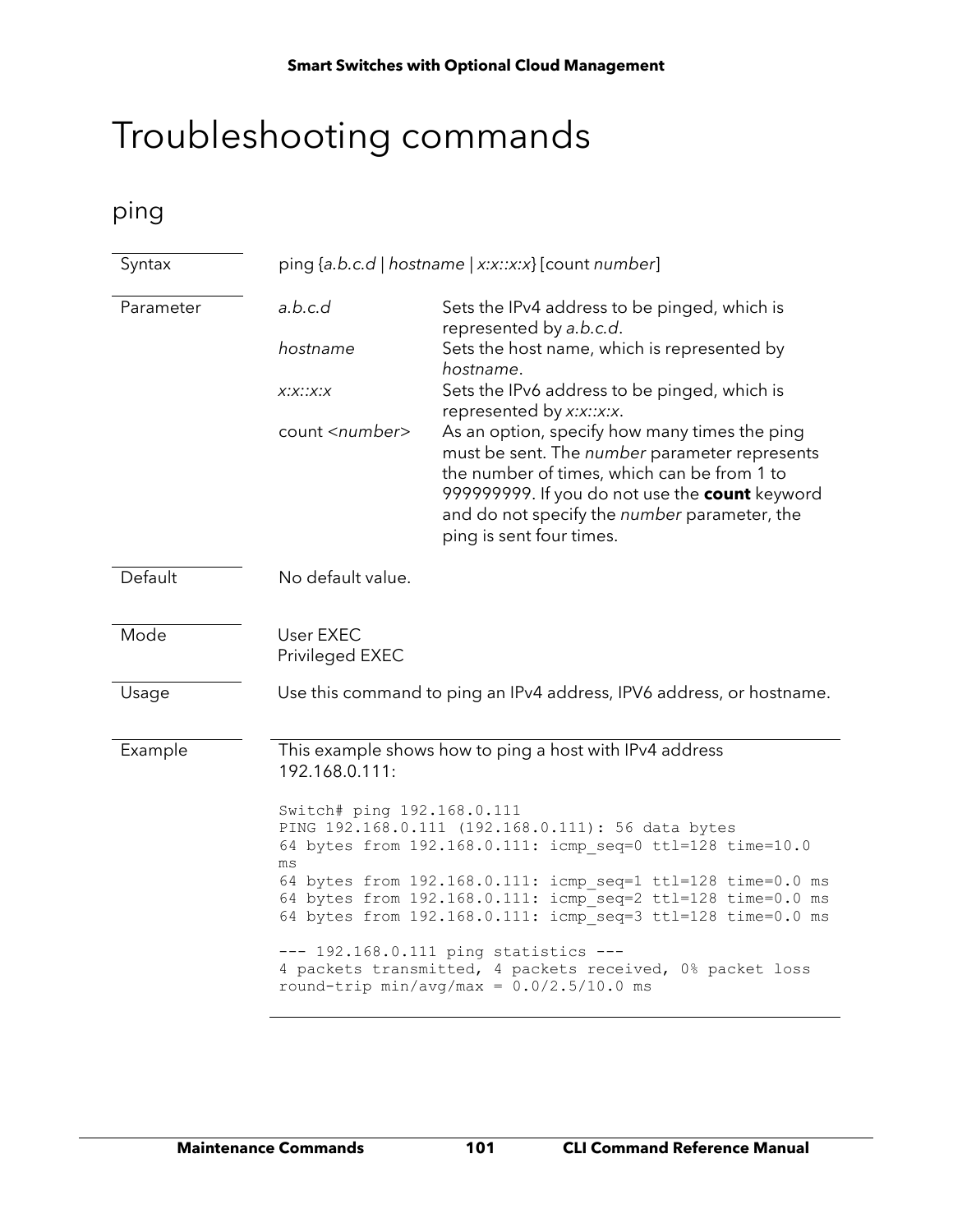# Troubleshooting commands

## ping

| | | |
|---|---|---|
| Syntax | ping {*a.b.c.d* \| *hostname* \| *x:x::x:x*} [count *number*] | |
| Parameter | *a.b.c.d* | Sets the IPv4 address to be pinged, which is represented by *a.b.c.d*. |
| | *hostname* | Sets the host name, which is represented by *hostname*. |
| | *x:x::x:x* | Sets the IPv6 address to be pinged, which is represented by *x:x::x:x*. |
| | count <*number*> | As an option, specify how many times the ping must be sent. The *number* parameter represents the number of times, which can be from 1 to 999999999. If you do not use the **count** keyword and do not specify the *number* parameter, the ping is sent four times. |
| Default | No default value. | |
| Mode | User EXEC<br>Privileged EXEC | |
| Usage | Use this command to ping an IPv4 address, IPV6 address, or hostname. | |

**Example**

This example shows how to ping a host with IPv4 address 192.168.0.111:

```
Switch# ping 192.168.0.111
PING 192.168.0.111 (192.168.0.111): 56 data bytes
64 bytes from 192.168.0.111: icmp_seq=0 ttl=128 time=10.0
ms
64 bytes from 192.168.0.111: icmp_seq=1 ttl=128 time=0.0 ms
64 bytes from 192.168.0.111: icmp_seq=2 ttl=128 time=0.0 ms
64 bytes from 192.168.0.111: icmp_seq=3 ttl=128 time=0.0 ms

--- 192.168.0.111 ping statistics ---
4 packets transmitted, 4 packets received, 0% packet loss
round-trip min/avg/max = 0.0/2.5/10.0 ms
```